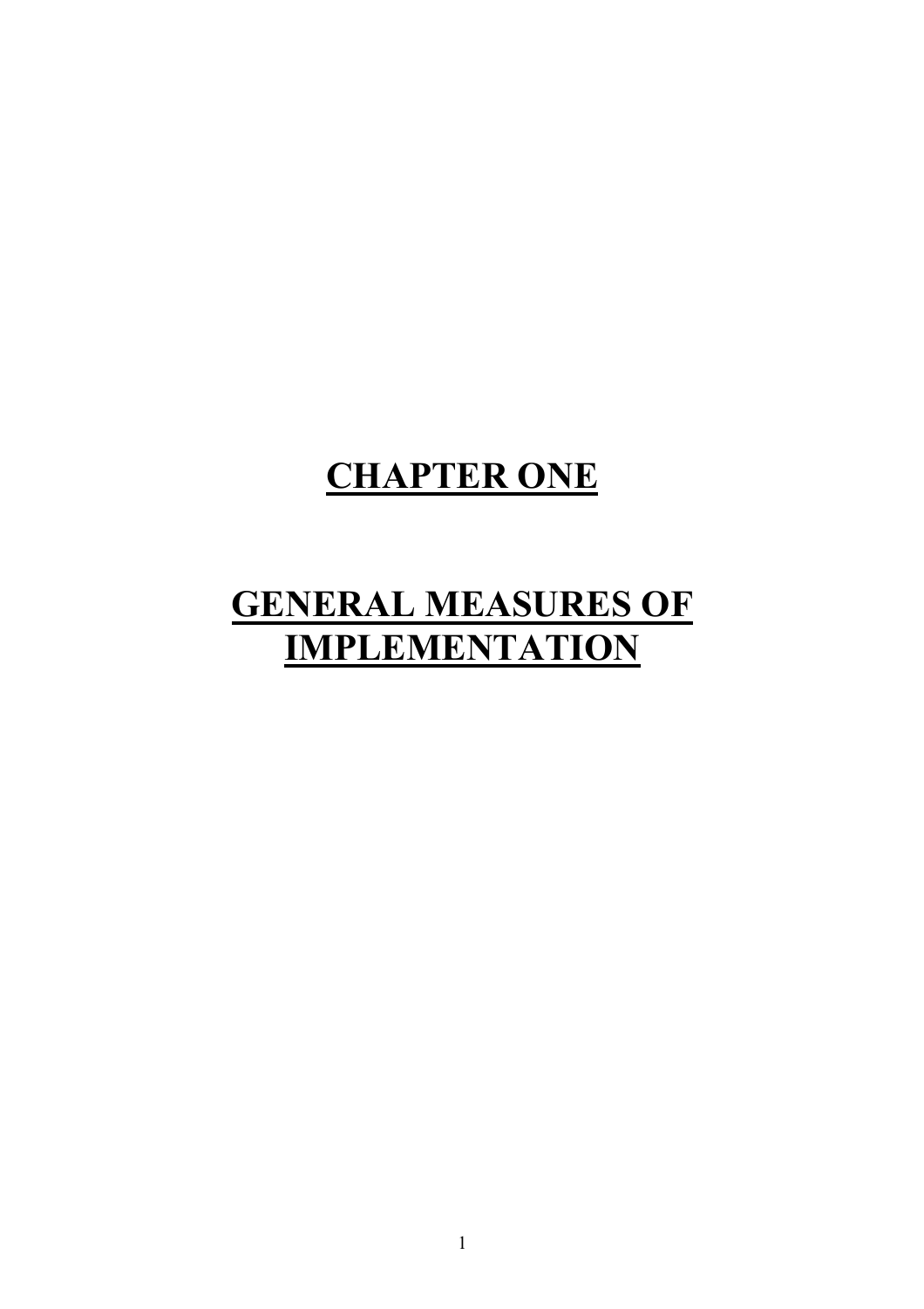# CHAPTER ONE

# GENERAL MEASURES OF IMPLEMENTATION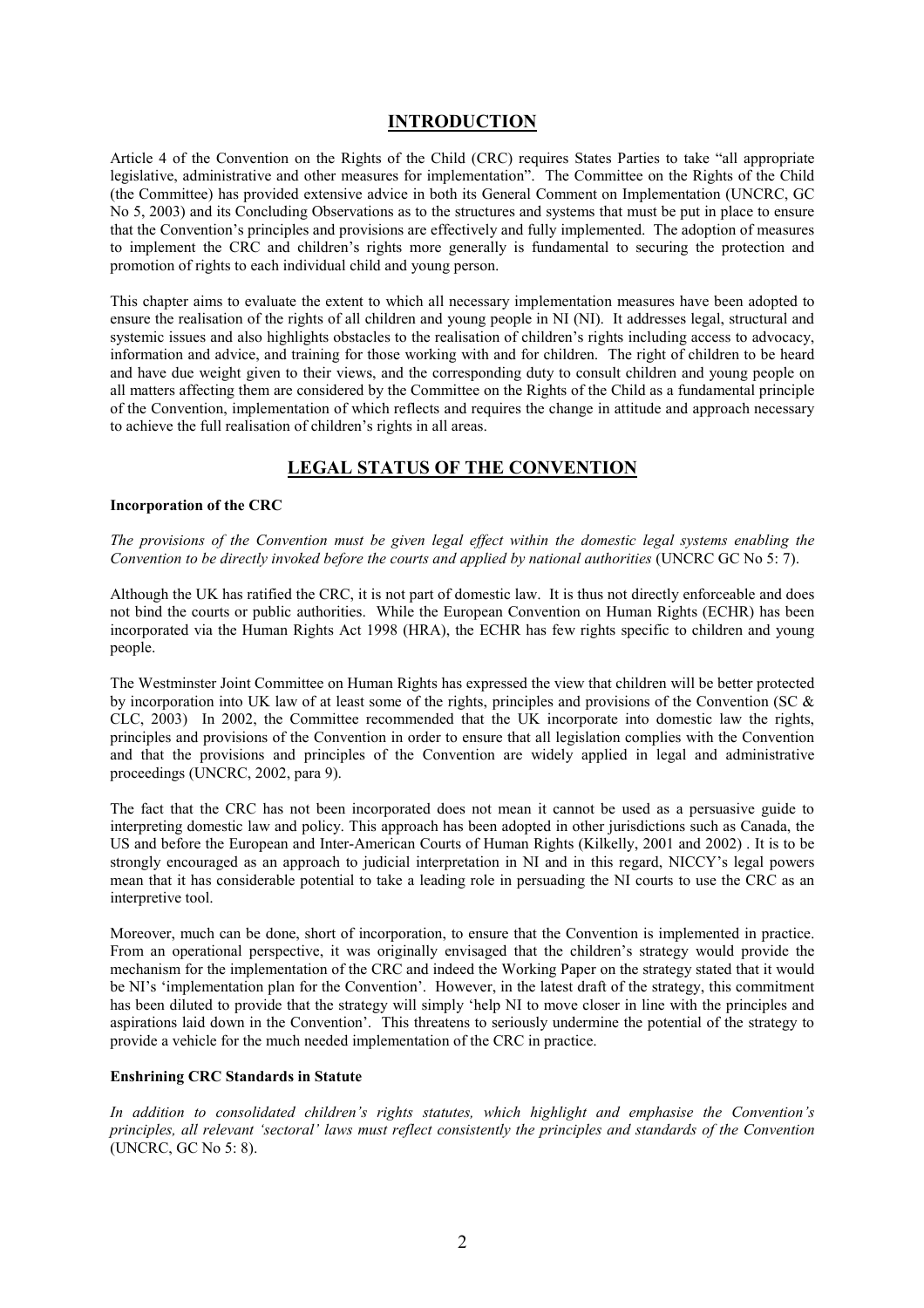## INTRODUCTION

Article 4 of the Convention on the Rights of the Child (CRC) requires States Parties to take "all appropriate legislative, administrative and other measures for implementation". The Committee on the Rights of the Child (the Committee) has provided extensive advice in both its General Comment on Implementation (UNCRC, GC No 5, 2003) and its Concluding Observations as to the structures and systems that must be put in place to ensure that the Convention's principles and provisions are effectively and fully implemented. The adoption of measures to implement the CRC and children's rights more generally is fundamental to securing the protection and promotion of rights to each individual child and young person.

This chapter aims to evaluate the extent to which all necessary implementation measures have been adopted to ensure the realisation of the rights of all children and young people in NI (NI). It addresses legal, structural and systemic issues and also highlights obstacles to the realisation of children's rights including access to advocacy, information and advice, and training for those working with and for children. The right of children to be heard and have due weight given to their views, and the corresponding duty to consult children and young people on all matters affecting them are considered by the Committee on the Rights of the Child as a fundamental principle of the Convention, implementation of which reflects and requires the change in attitude and approach necessary to achieve the full realisation of children's rights in all areas.

## LEGAL STATUS OF THE CONVENTION

### Incorporation of the CRC

*The provisions of the Convention must be given legal effect within the domestic legal systems enabling the Convention to be directly invoked before the courts and applied by national authorities* (UNCRC GC No 5: 7).

Although the UK has ratified the CRC, it is not part of domestic law. It is thus not directly enforceable and does not bind the courts or public authorities. While the European Convention on Human Rights (ECHR) has been incorporated via the Human Rights Act 1998 (HRA), the ECHR has few rights specific to children and young people.

The Westminster Joint Committee on Human Rights has expressed the view that children will be better protected by incorporation into UK law of at least some of the rights, principles and provisions of the Convention (SC & CLC, 2003) In 2002, the Committee recommended that the UK incorporate into domestic law the rights, principles and provisions of the Convention in order to ensure that all legislation complies with the Convention and that the provisions and principles of the Convention are widely applied in legal and administrative proceedings (UNCRC, 2002, para 9).

The fact that the CRC has not been incorporated does not mean it cannot be used as a persuasive guide to interpreting domestic law and policy. This approach has been adopted in other jurisdictions such as Canada, the US and before the European and Inter-American Courts of Human Rights (Kilkelly, 2001 and 2002) . It is to be strongly encouraged as an approach to judicial interpretation in NI and in this regard, NICCY's legal powers mean that it has considerable potential to take a leading role in persuading the NI courts to use the CRC as an interpretive tool.

Moreover, much can be done, short of incorporation, to ensure that the Convention is implemented in practice. From an operational perspective, it was originally envisaged that the children's strategy would provide the mechanism for the implementation of the CRC and indeed the Working Paper on the strategy stated that it would be NI's 'implementation plan for the Convention'. However, in the latest draft of the strategy, this commitment has been diluted to provide that the strategy will simply 'help NI to move closer in line with the principles and aspirations laid down in the Convention'. This threatens to seriously undermine the potential of the strategy to provide a vehicle for the much needed implementation of the CRC in practice.

### Enshrining CRC Standards in Statute

*In addition to consolidated children's rights statutes, which highlight and emphasise the Convention's principles, all relevant 'sectoral' laws must reflect consistently the principles and standards of the Convention* (UNCRC, GC No 5: 8).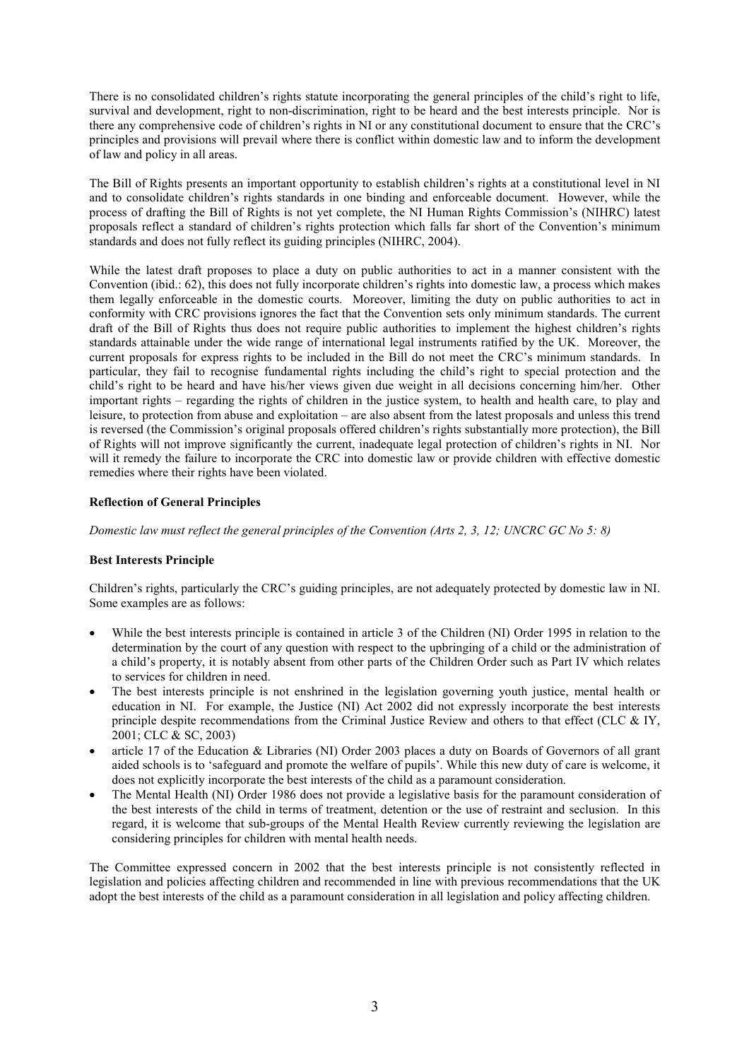There is no consolidated children's rights statute incorporating the general principles of the child's right to life, survival and development, right to non-discrimination, right to be heard and the best interests principle. Nor is there any comprehensive code of children's rights in NI or any constitutional document to ensure that the CRC's principles and provisions will prevail where there is conflict within domestic law and to inform the development of law and policy in all areas.

The Bill of Rights presents an important opportunity to establish children's rights at a constitutional level in NI and to consolidate children's rights standards in one binding and enforceable document. However, while the process of drafting the Bill of Rights is not yet complete, the NI Human Rights Commission's (NIHRC) latest proposals reflect a standard of children's rights protection which falls far short of the Convention's minimum standards and does not fully reflect its guiding principles (NIHRC, 2004).

While the latest draft proposes to place a duty on public authorities to act in a manner consistent with the Convention (ibid.: 62), this does not fully incorporate children's rights into domestic law, a process which makes them legally enforceable in the domestic courts. Moreover, limiting the duty on public authorities to act in conformity with CRC provisions ignores the fact that the Convention sets only minimum standards. The current draft of the Bill of Rights thus does not require public authorities to implement the highest children's rights standards attainable under the wide range of international legal instruments ratified by the UK. Moreover, the current proposals for express rights to be included in the Bill do not meet the CRC's minimum standards. In particular, they fail to recognise fundamental rights including the child's right to special protection and the child's right to be heard and have his/her views given due weight in all decisions concerning him/her. Other important rights – regarding the rights of children in the justice system, to health and health care, to play and leisure, to protection from abuse and exploitation – are also absent from the latest proposals and unless this trend is reversed (the Commission's original proposals offered children's rights substantially more protection), the Bill of Rights will not improve significantly the current, inadequate legal protection of children's rights in NI. Nor will it remedy the failure to incorporate the CRC into domestic law or provide children with effective domestic remedies where their rights have been violated.

**Reflection of General Principles**

*Domestic law must reflect the general principles of the Convention (Arts 2, 3, 12; UNCRC GC No 5: 8)*

**Best Interests Principle**

Children's rights, particularly the CRC's guiding principles, are not adequately protected by domestic law in NI. Some examples are as follows:

- While the best interests principle is contained in article 3 of the Children (NI) Order 1995 in relation to the determination by the court of any question with respect to the upbringing of a child or the administration of a child's property, it is notably absent from other parts of the Children Order such as Part IV which relates to services for children in need.
- The best interests principle is not enshrined in the legislation governing youth justice, mental health or education in NI. For example, the Justice (NI) Act 2002 did not expressly incorporate the best interests principle despite recommendations from the Criminal Justice Review and others to that effect (CLC & IY, 2001; CLC & SC, 2003)
- article 17 of the Education & Libraries (NI) Order 2003 places a duty on Boards of Governors of all grant aided schools is to 'safeguard and promote the welfare of pupils'. While this new duty of care is welcome, it does not explicitly incorporate the best interests of the child as a paramount consideration.
- The Mental Health (NI) Order 1986 does not provide a legislative basis for the paramount consideration of the best interests of the child in terms of treatment, detention or the use of restraint and seclusion. In this regard, it is welcome that sub-groups of the Mental Health Review currently reviewing the legislation are considering principles for children with mental health needs.

The Committee expressed concern in 2002 that the best interests principle is not consistently reflected in legislation and policies affecting children and recommended in line with previous recommendations that the UK adopt the best interests of the child as a paramount consideration in all legislation and policy affecting children.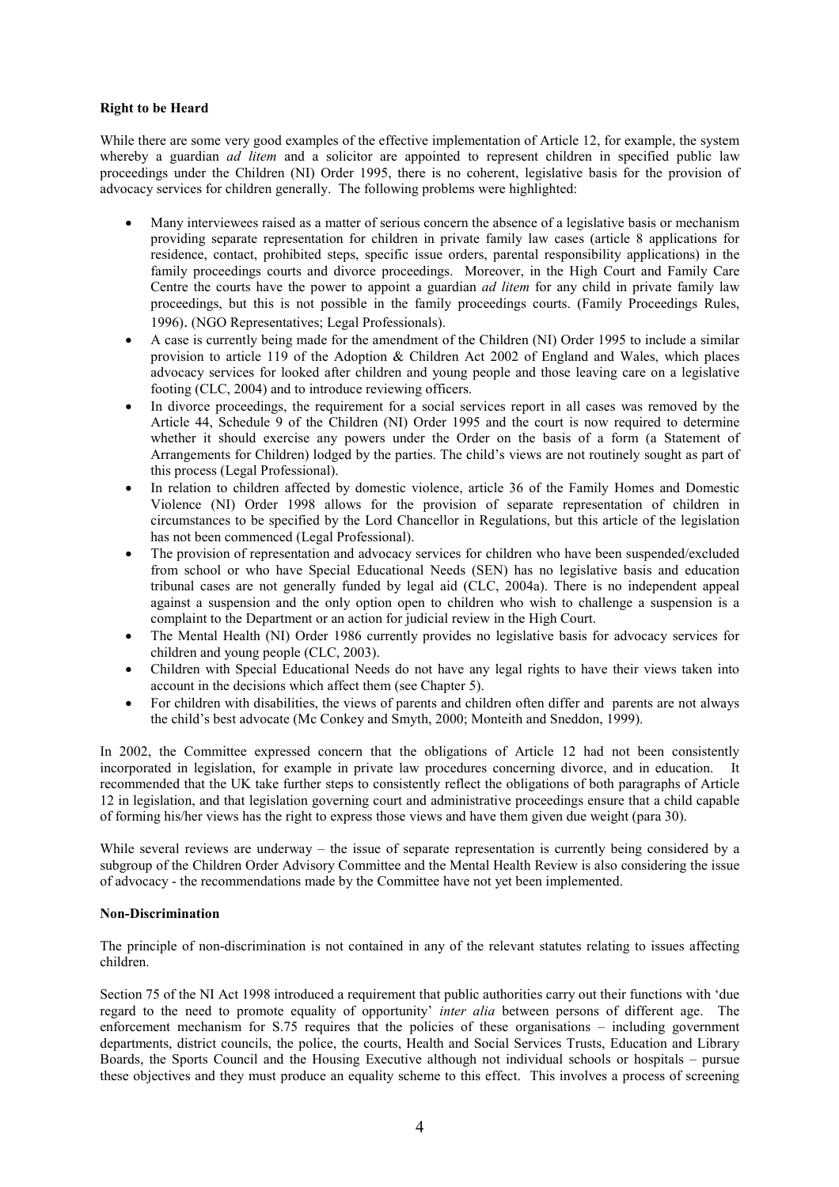**Right to be Heard**

While there are some very good examples of the effective implementation of Article 12, for example, the system whereby a guardian *ad litem* and a solicitor are appointed to represent children in specified public law proceedings under the Children (NI) Order 1995, there is no coherent, legislative basis for the provision of advocacy services for children generally. The following problems were highlighted:

- Many interviewees raised as a matter of serious concern the absence of a legislative basis or mechanism providing separate representation for children in private family law cases (article 8 applications for residence, contact, prohibited steps, specific issue orders, parental responsibility applications) in the family proceedings courts and divorce proceedings. Moreover, in the High Court and Family Care Centre the courts have the power to appoint a guardian *ad litem* for any child in private family law proceedings, but this is not possible in the family proceedings courts. (Family Proceedings Rules, 1996). (NGO Representatives; Legal Professionals).
- A case is currently being made for the amendment of the Children (NI) Order 1995 to include a similar provision to article 119 of the Adoption & Children Act 2002 of England and Wales, which places advocacy services for looked after children and young people and those leaving care on a legislative footing (CLC, 2004) and to introduce reviewing officers.
- In divorce proceedings, the requirement for a social services report in all cases was removed by the Article 44, Schedule 9 of the Children (NI) Order 1995 and the court is now required to determine whether it should exercise any powers under the Order on the basis of a form (a Statement of Arrangements for Children) lodged by the parties. The child's views are not routinely sought as part of this process (Legal Professional).
- In relation to children affected by domestic violence, article 36 of the Family Homes and Domestic Violence (NI) Order 1998 allows for the provision of separate representation of children in circumstances to be specified by the Lord Chancellor in Regulations, but this article of the legislation has not been commenced (Legal Professional).
- The provision of representation and advocacy services for children who have been suspended/excluded from school or who have Special Educational Needs (SEN) has no legislative basis and education tribunal cases are not generally funded by legal aid (CLC, 2004a). There is no independent appeal against a suspension and the only option open to children who wish to challenge a suspension is a complaint to the Department or an action for judicial review in the High Court.
- The Mental Health (NI) Order 1986 currently provides no legislative basis for advocacy services for children and young people (CLC, 2003).
- Children with Special Educational Needs do not have any legal rights to have their views taken into account in the decisions which affect them (see Chapter 5).
- For children with disabilities, the views of parents and children often differ and parents are not always the child's best advocate (Mc Conkey and Smyth, 2000; Monteith and Sneddon, 1999).

In 2002, the Committee expressed concern that the obligations of Article 12 had not been consistently incorporated in legislation, for example in private law procedures concerning divorce, and in education. It recommended that the UK take further steps to consistently reflect the obligations of both paragraphs of Article 12 in legislation, and that legislation governing court and administrative proceedings ensure that a child capable of forming his/her views has the right to express those views and have them given due weight (para 30).

While several reviews are underway – the issue of separate representation is currently being considered by a subgroup of the Children Order Advisory Committee and the Mental Health Review is also considering the issue of advocacy - the recommendations made by the Committee have not yet been implemented.

**Non-Discrimination**

The principle of non-discrimination is not contained in any of the relevant statutes relating to issues affecting children.

Section 75 of the NI Act 1998 introduced a requirement that public authorities carry out their functions with 'due regard to the need to promote equality of opportunity' *inter alia* between persons of different age. The enforcement mechanism for S.75 requires that the policies of these organisations – including government departments, district councils, the police, the courts, Health and Social Services Trusts, Education and Library Boards, the Sports Council and the Housing Executive although not individual schools or hospitals – pursue these objectives and they must produce an equality scheme to this effect. This involves a process of screening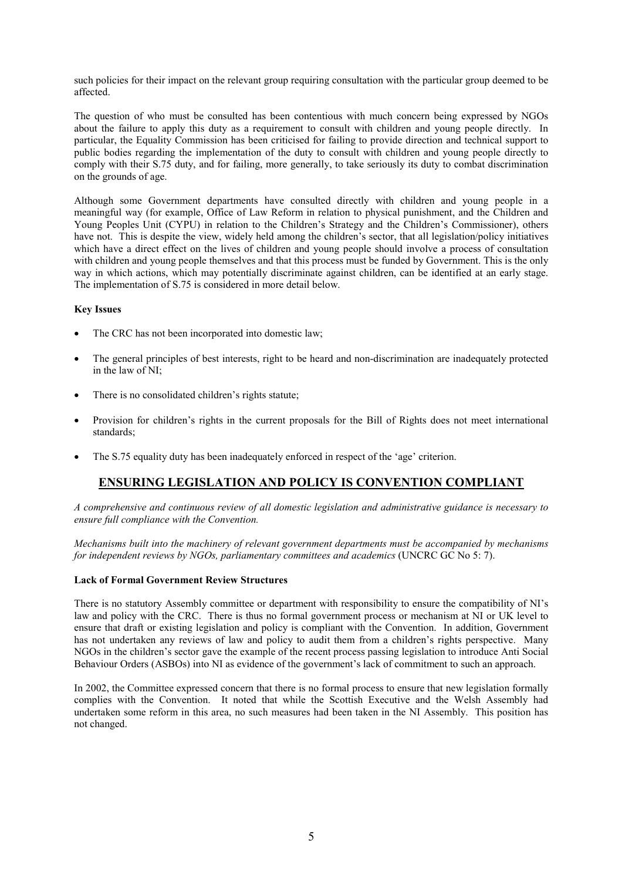such policies for their impact on the relevant group requiring consultation with the particular group deemed to be affected.

The question of who must be consulted has been contentious with much concern being expressed by NGOs about the failure to apply this duty as a requirement to consult with children and young people directly. In particular, the Equality Commission has been criticised for failing to provide direction and technical support to public bodies regarding the implementation of the duty to consult with children and young people directly to comply with their S.75 duty, and for failing, more generally, to take seriously its duty to combat discrimination on the grounds of age.

Although some Government departments have consulted directly with children and young people in a meaningful way (for example, Office of Law Reform in relation to physical punishment, and the Children and Young Peoples Unit (CYPU) in relation to the Children's Strategy and the Children's Commissioner), others have not. This is despite the view, widely held among the children's sector, that all legislation/policy initiatives which have a direct effect on the lives of children and young people should involve a process of consultation with children and young people themselves and that this process must be funded by Government. This is the only way in which actions, which may potentially discriminate against children, can be identified at an early stage. The implementation of S.75 is considered in more detail below.

**Key Issues**

- The CRC has not been incorporated into domestic law;
- The general principles of best interests, right to be heard and non-discrimination are inadequately protected in the law of NI;
- There is no consolidated children's rights statute;
- Provision for children's rights in the current proposals for the Bill of Rights does not meet international standards;
- The S.75 equality duty has been inadequately enforced in respect of the 'age' criterion.

## ENSURING LEGISLATION AND POLICY IS CONVENTION COMPLIANT

*A comprehensive and continuous review of all domestic legislation and administrative guidance is necessary to ensure full compliance with the Convention.*

*Mechanisms built into the machinery of relevant government departments must be accompanied by mechanisms for independent reviews by NGOs, parliamentary committees and academics* (UNCRC GC No 5: 7).

**Lack of Formal Government Review Structures**

There is no statutory Assembly committee or department with responsibility to ensure the compatibility of NI's law and policy with the CRC. There is thus no formal government process or mechanism at NI or UK level to ensure that draft or existing legislation and policy is compliant with the Convention. In addition, Government has not undertaken any reviews of law and policy to audit them from a children's rights perspective. Many NGOs in the children's sector gave the example of the recent process passing legislation to introduce Anti Social Behaviour Orders (ASBOs) into NI as evidence of the government's lack of commitment to such an approach.

In 2002, the Committee expressed concern that there is no formal process to ensure that new legislation formally complies with the Convention. It noted that while the Scottish Executive and the Welsh Assembly had undertaken some reform in this area, no such measures had been taken in the NI Assembly. This position has not changed.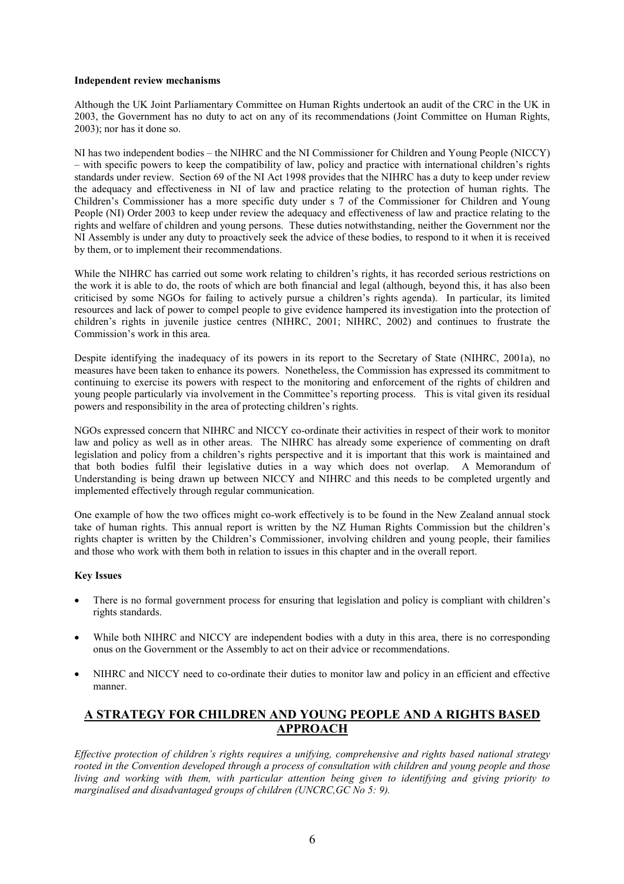**Independent review mechanisms**

Although the UK Joint Parliamentary Committee on Human Rights undertook an audit of the CRC in the UK in 2003, the Government has no duty to act on any of its recommendations (Joint Committee on Human Rights, 2003); nor has it done so.

NI has two independent bodies – the NIHRC and the NI Commissioner for Children and Young People (NICCY) – with specific powers to keep the compatibility of law, policy and practice with international children's rights standards under review. Section 69 of the NI Act 1998 provides that the NIHRC has a duty to keep under review the adequacy and effectiveness in NI of law and practice relating to the protection of human rights. The Children's Commissioner has a more specific duty under s 7 of the Commissioner for Children and Young People (NI) Order 2003 to keep under review the adequacy and effectiveness of law and practice relating to the rights and welfare of children and young persons. These duties notwithstanding, neither the Government nor the NI Assembly is under any duty to proactively seek the advice of these bodies, to respond to it when it is received by them, or to implement their recommendations.

While the NIHRC has carried out some work relating to children's rights, it has recorded serious restrictions on the work it is able to do, the roots of which are both financial and legal (although, beyond this, it has also been criticised by some NGOs for failing to actively pursue a children's rights agenda). In particular, its limited resources and lack of power to compel people to give evidence hampered its investigation into the protection of children's rights in juvenile justice centres (NIHRC, 2001; NIHRC, 2002) and continues to frustrate the Commission's work in this area.

Despite identifying the inadequacy of its powers in its report to the Secretary of State (NIHRC, 2001a), no measures have been taken to enhance its powers. Nonetheless, the Commission has expressed its commitment to continuing to exercise its powers with respect to the monitoring and enforcement of the rights of children and young people particularly via involvement in the Committee's reporting process. This is vital given its residual powers and responsibility in the area of protecting children's rights.

NGOs expressed concern that NIHRC and NICCY co-ordinate their activities in respect of their work to monitor law and policy as well as in other areas. The NIHRC has already some experience of commenting on draft legislation and policy from a children's rights perspective and it is important that this work is maintained and that both bodies fulfil their legislative duties in a way which does not overlap. A Memorandum of Understanding is being drawn up between NICCY and NIHRC and this needs to be completed urgently and implemented effectively through regular communication.

One example of how the two offices might co-work effectively is to be found in the New Zealand annual stock take of human rights. This annual report is written by the NZ Human Rights Commission but the children's rights chapter is written by the Children's Commissioner, involving children and young people, their families and those who work with them both in relation to issues in this chapter and in the overall report.

**Key Issues**

- There is no formal government process for ensuring that legislation and policy is compliant with children's rights standards.
- While both NIHRC and NICCY are independent bodies with a duty in this area, there is no corresponding onus on the Government or the Assembly to act on their advice or recommendations.
- NIHRC and NICCY need to co-ordinate their duties to monitor law and policy in an efficient and effective manner.

## A STRATEGY FOR CHILDREN AND YOUNG PEOPLE AND A RIGHTS BASED APPROACH

*Effective protection of children's rights requires a unifying, comprehensive and rights based national strategy rooted in the Convention developed through a process of consultation with children and young people and those living and working with them, with particular attention being given to identifying and giving priority to marginalised and disadvantaged groups of children (UNCRC,GC No 5: 9).*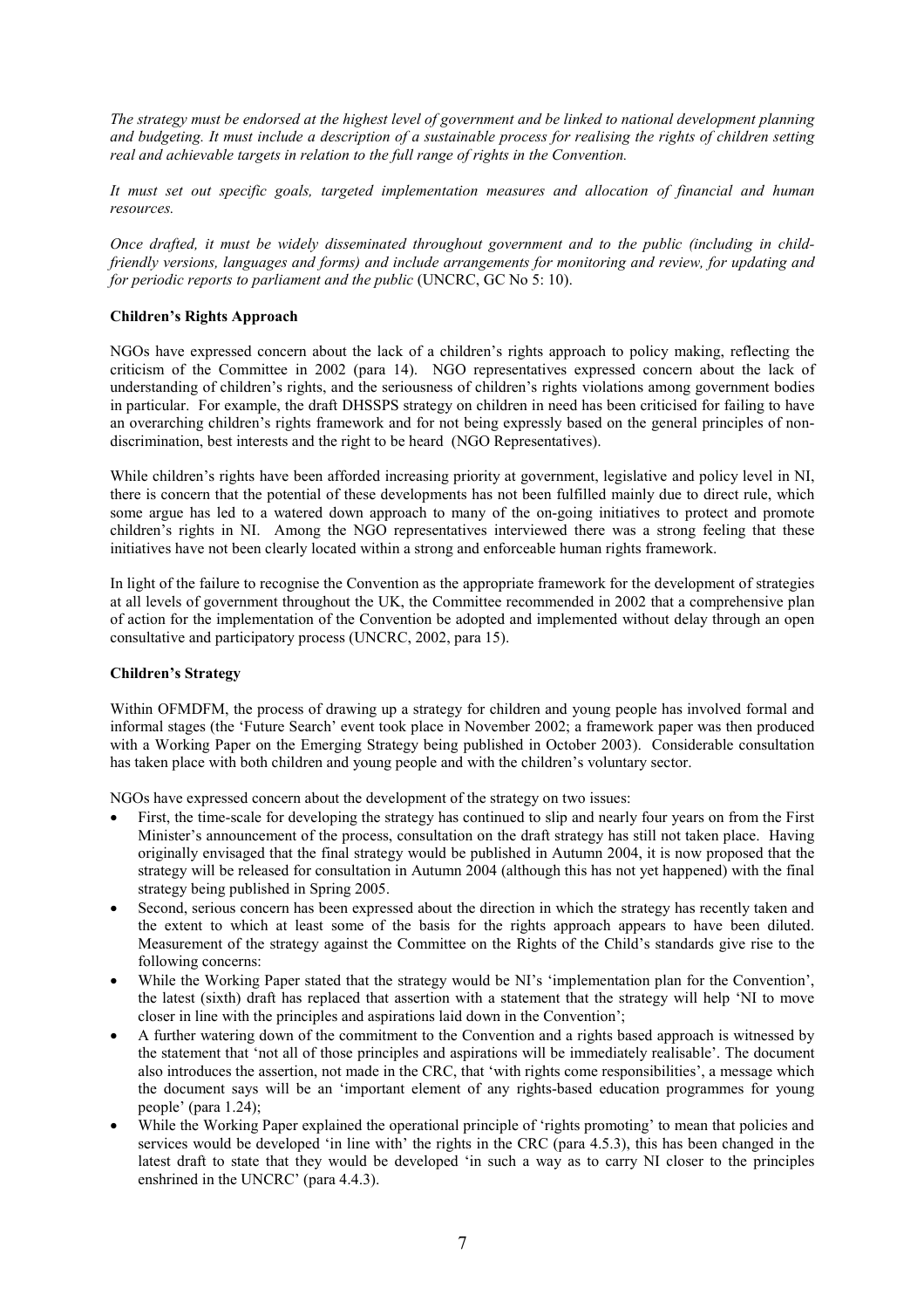*The strategy must be endorsed at the highest level of government and be linked to national development planning and budgeting. It must include a description of a sustainable process for realising the rights of children setting real and achievable targets in relation to the full range of rights in the Convention.*

*It must set out specific goals, targeted implementation measures and allocation of financial and human resources.*

*Once drafted, it must be widely disseminated throughout government and to the public (including in child-friendly versions, languages and forms) and include arrangements for monitoring and review, for updating and for periodic reports to parliament and the public* (UNCRC, GC No 5: 10).

**Children's Rights Approach**

NGOs have expressed concern about the lack of a children's rights approach to policy making, reflecting the criticism of the Committee in 2002 (para 14). NGO representatives expressed concern about the lack of understanding of children's rights, and the seriousness of children's rights violations among government bodies in particular. For example, the draft DHSSPS strategy on children in need has been criticised for failing to have an overarching children's rights framework and for not being expressly based on the general principles of non-discrimination, best interests and the right to be heard (NGO Representatives).

While children's rights have been afforded increasing priority at government, legislative and policy level in NI, there is concern that the potential of these developments has not been fulfilled mainly due to direct rule, which some argue has led to a watered down approach to many of the on-going initiatives to protect and promote children's rights in NI. Among the NGO representatives interviewed there was a strong feeling that these initiatives have not been clearly located within a strong and enforceable human rights framework.

In light of the failure to recognise the Convention as the appropriate framework for the development of strategies at all levels of government throughout the UK, the Committee recommended in 2002 that a comprehensive plan of action for the implementation of the Convention be adopted and implemented without delay through an open consultative and participatory process (UNCRC, 2002, para 15).

**Children's Strategy**

Within OFMDFM, the process of drawing up a strategy for children and young people has involved formal and informal stages (the 'Future Search' event took place in November 2002; a framework paper was then produced with a Working Paper on the Emerging Strategy being published in October 2003). Considerable consultation has taken place with both children and young people and with the children's voluntary sector.

NGOs have expressed concern about the development of the strategy on two issues:

- First, the time-scale for developing the strategy has continued to slip and nearly four years on from the First Minister's announcement of the process, consultation on the draft strategy has still not taken place. Having originally envisaged that the final strategy would be published in Autumn 2004, it is now proposed that the strategy will be released for consultation in Autumn 2004 (although this has not yet happened) with the final strategy being published in Spring 2005.
- Second, serious concern has been expressed about the direction in which the strategy has recently taken and the extent to which at least some of the basis for the rights approach appears to have been diluted. Measurement of the strategy against the Committee on the Rights of the Child's standards give rise to the following concerns:
- While the Working Paper stated that the strategy would be NI's 'implementation plan for the Convention', the latest (sixth) draft has replaced that assertion with a statement that the strategy will help 'NI to move closer in line with the principles and aspirations laid down in the Convention';
- A further watering down of the commitment to the Convention and a rights based approach is witnessed by the statement that 'not all of those principles and aspirations will be immediately realisable'. The document also introduces the assertion, not made in the CRC, that 'with rights come responsibilities', a message which the document says will be an 'important element of any rights-based education programmes for young people' (para 1.24);
- While the Working Paper explained the operational principle of 'rights promoting' to mean that policies and services would be developed 'in line with' the rights in the CRC (para 4.5.3), this has been changed in the latest draft to state that they would be developed 'in such a way as to carry NI closer to the principles enshrined in the UNCRC' (para 4.4.3).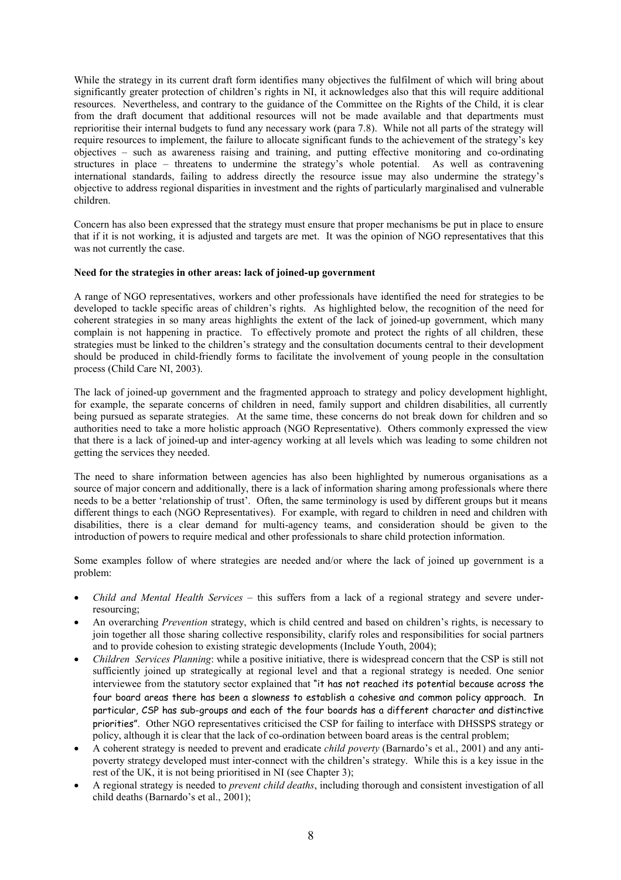While the strategy in its current draft form identifies many objectives the fulfilment of which will bring about significantly greater protection of children's rights in NI, it acknowledges also that this will require additional resources. Nevertheless, and contrary to the guidance of the Committee on the Rights of the Child, it is clear from the draft document that additional resources will not be made available and that departments must reprioritise their internal budgets to fund any necessary work (para 7.8). While not all parts of the strategy will require resources to implement, the failure to allocate significant funds to the achievement of the strategy's key objectives – such as awareness raising and training, and putting effective monitoring and co-ordinating structures in place – threatens to undermine the strategy's whole potential. As well as contravening international standards, failing to address directly the resource issue may also undermine the strategy's objective to address regional disparities in investment and the rights of particularly marginalised and vulnerable children.

Concern has also been expressed that the strategy must ensure that proper mechanisms be put in place to ensure that if it is not working, it is adjusted and targets are met. It was the opinion of NGO representatives that this was not currently the case.

**Need for the strategies in other areas: lack of joined-up government**

A range of NGO representatives, workers and other professionals have identified the need for strategies to be developed to tackle specific areas of children's rights. As highlighted below, the recognition of the need for coherent strategies in so many areas highlights the extent of the lack of joined-up government, which many complain is not happening in practice. To effectively promote and protect the rights of all children, these strategies must be linked to the children's strategy and the consultation documents central to their development should be produced in child-friendly forms to facilitate the involvement of young people in the consultation process (Child Care NI, 2003).

The lack of joined-up government and the fragmented approach to strategy and policy development highlight, for example, the separate concerns of children in need, family support and children disabilities, all currently being pursued as separate strategies. At the same time, these concerns do not break down for children and so authorities need to take a more holistic approach (NGO Representative). Others commonly expressed the view that there is a lack of joined-up and inter-agency working at all levels which was leading to some children not getting the services they needed.

The need to share information between agencies has also been highlighted by numerous organisations as a source of major concern and additionally, there is a lack of information sharing among professionals where there needs to be a better 'relationship of trust'. Often, the same terminology is used by different groups but it means different things to each (NGO Representatives). For example, with regard to children in need and children with disabilities, there is a clear demand for multi-agency teams, and consideration should be given to the introduction of powers to require medical and other professionals to share child protection information.

Some examples follow of where strategies are needed and/or where the lack of joined up government is a problem:

- *Child and Mental Health Services* – this suffers from a lack of a regional strategy and severe under-resourcing;
- An overarching *Prevention* strategy, which is child centred and based on children's rights, is necessary to join together all those sharing collective responsibility, clarify roles and responsibilities for social partners and to provide cohesion to existing strategic developments (Include Youth, 2004);
- *Children Services Planning*: while a positive initiative, there is widespread concern that the CSP is still not sufficiently joined up strategically at regional level and that a regional strategy is needed. One senior interviewee from the statutory sector explained that "it has not reached its potential because across the four board areas there has been a slowness to establish a cohesive and common policy approach. In particular, CSP has sub-groups and each of the four boards has a different character and distinctive priorities". Other NGO representatives criticised the CSP for failing to interface with DHSSPS strategy or policy, although it is clear that the lack of co-ordination between board areas is the central problem;
- A coherent strategy is needed to prevent and eradicate *child poverty* (Barnardo's et al., 2001) and any anti-poverty strategy developed must inter-connect with the children's strategy. While this is a key issue in the rest of the UK, it is not being prioritised in NI (see Chapter 3);
- A regional strategy is needed to *prevent child deaths*, including thorough and consistent investigation of all child deaths (Barnardo's et al., 2001);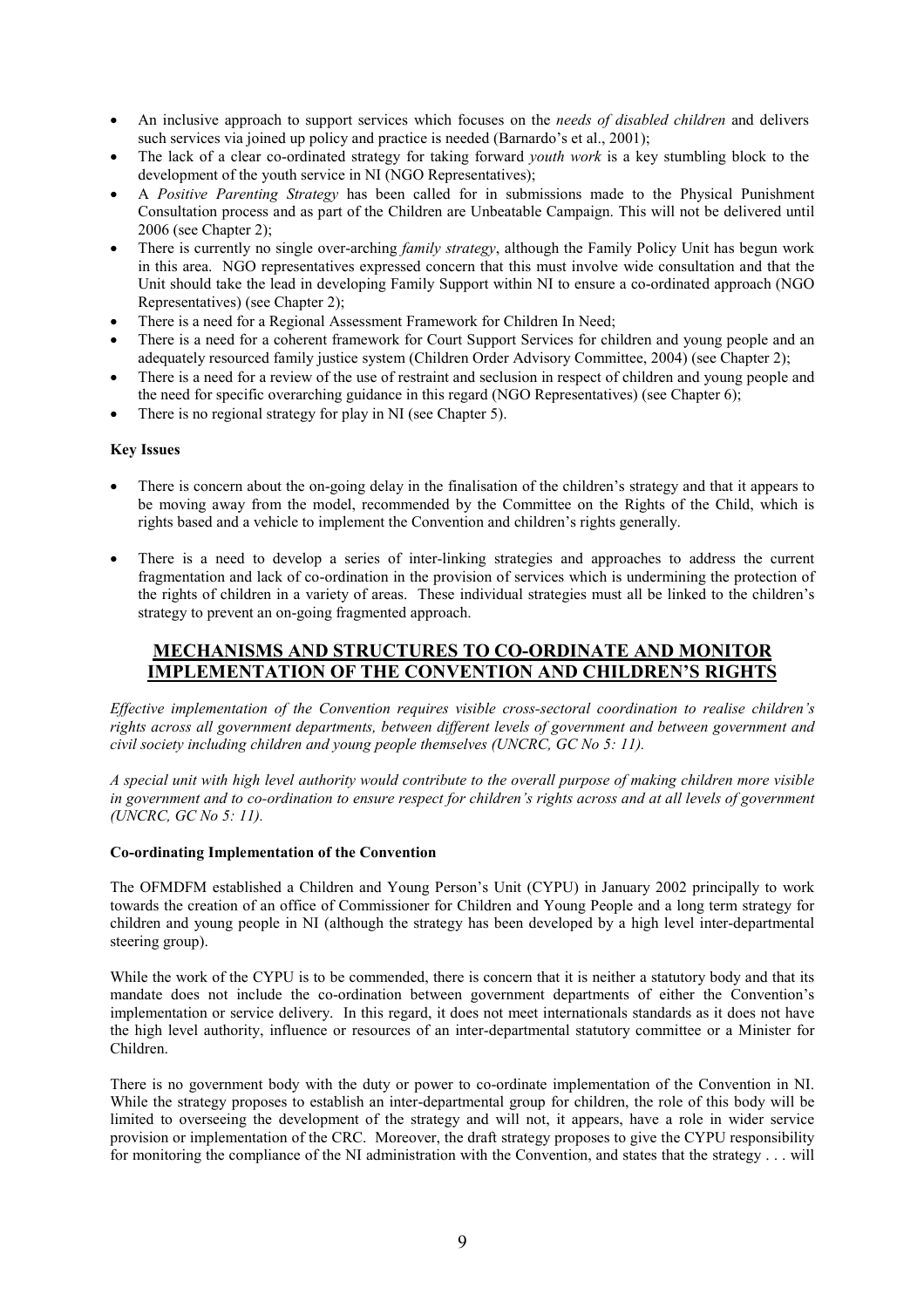- An inclusive approach to support services which focuses on the *needs of disabled children* and delivers such services via joined up policy and practice is needed (Barnardo's et al., 2001);
- The lack of a clear co-ordinated strategy for taking forward *youth work* is a key stumbling block to the development of the youth service in NI (NGO Representatives);
- A *Positive Parenting Strategy* has been called for in submissions made to the Physical Punishment Consultation process and as part of the Children are Unbeatable Campaign. This will not be delivered until 2006 (see Chapter 2);
- There is currently no single over-arching *family strategy*, although the Family Policy Unit has begun work in this area. NGO representatives expressed concern that this must involve wide consultation and that the Unit should take the lead in developing Family Support within NI to ensure a co-ordinated approach (NGO Representatives) (see Chapter 2);
- There is a need for a Regional Assessment Framework for Children In Need;
- There is a need for a coherent framework for Court Support Services for children and young people and an adequately resourced family justice system (Children Order Advisory Committee, 2004) (see Chapter 2);
- There is a need for a review of the use of restraint and seclusion in respect of children and young people and the need for specific overarching guidance in this regard (NGO Representatives) (see Chapter 6);
- There is no regional strategy for play in NI (see Chapter 5).

**Key Issues**

- There is concern about the on-going delay in the finalisation of the children's strategy and that it appears to be moving away from the model, recommended by the Committee on the Rights of the Child, which is rights based and a vehicle to implement the Convention and children's rights generally.

- There is a need to develop a series of inter-linking strategies and approaches to address the current fragmentation and lack of co-ordination in the provision of services which is undermining the protection of the rights of children in a variety of areas. These individual strategies must all be linked to the children's strategy to prevent an on-going fragmented approach.

## MECHANISMS AND STRUCTURES TO CO-ORDINATE AND MONITOR IMPLEMENTATION OF THE CONVENTION AND CHILDREN'S RIGHTS

*Effective implementation of the Convention requires visible cross-sectoral coordination to realise children's rights across all government departments, between different levels of government and between government and civil society including children and young people themselves (UNCRC, GC No 5: 11).*

*A special unit with high level authority would contribute to the overall purpose of making children more visible in government and to co-ordination to ensure respect for children's rights across and at all levels of government (UNCRC, GC No 5: 11).*

**Co-ordinating Implementation of the Convention**

The OFMDFM established a Children and Young Person's Unit (CYPU) in January 2002 principally to work towards the creation of an office of Commissioner for Children and Young People and a long term strategy for children and young people in NI (although the strategy has been developed by a high level inter-departmental steering group).

While the work of the CYPU is to be commended, there is concern that it is neither a statutory body and that its mandate does not include the co-ordination between government departments of either the Convention's implementation or service delivery. In this regard, it does not meet internationals standards as it does not have the high level authority, influence or resources of an inter-departmental statutory committee or a Minister for Children.

There is no government body with the duty or power to co-ordinate implementation of the Convention in NI. While the strategy proposes to establish an inter-departmental group for children, the role of this body will be limited to overseeing the development of the strategy and will not, it appears, have a role in wider service provision or implementation of the CRC. Moreover, the draft strategy proposes to give the CYPU responsibility for monitoring the compliance of the NI administration with the Convention, and states that the strategy . . . will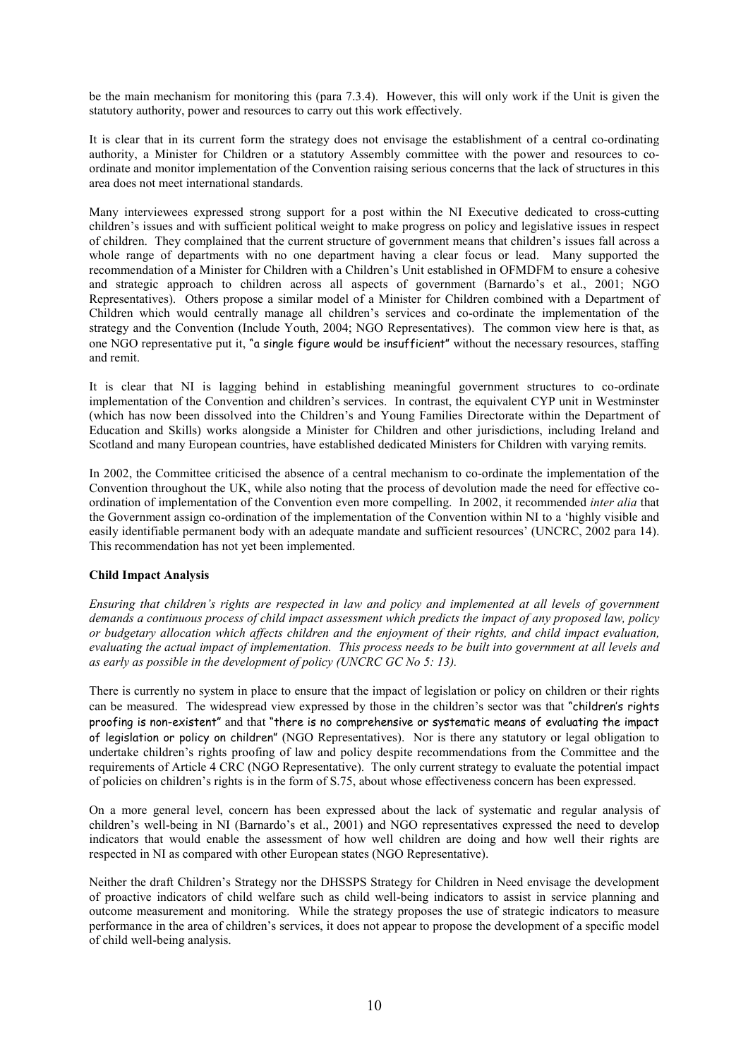be the main mechanism for monitoring this (para 7.3.4). However, this will only work if the Unit is given the statutory authority, power and resources to carry out this work effectively.

It is clear that in its current form the strategy does not envisage the establishment of a central co-ordinating authority, a Minister for Children or a statutory Assembly committee with the power and resources to co-ordinate and monitor implementation of the Convention raising serious concerns that the lack of structures in this area does not meet international standards.

Many interviewees expressed strong support for a post within the NI Executive dedicated to cross-cutting children's issues and with sufficient political weight to make progress on policy and legislative issues in respect of children. They complained that the current structure of government means that children's issues fall across a whole range of departments with no one department having a clear focus or lead. Many supported the recommendation of a Minister for Children with a Children's Unit established in OFMDFM to ensure a cohesive and strategic approach to children across all aspects of government (Barnardo's et al., 2001; NGO Representatives). Others propose a similar model of a Minister for Children combined with a Department of Children which would centrally manage all children's services and co-ordinate the implementation of the strategy and the Convention (Include Youth, 2004; NGO Representatives). The common view here is that, as one NGO representative put it, "a single figure would be insufficient" without the necessary resources, staffing and remit.

It is clear that NI is lagging behind in establishing meaningful government structures to co-ordinate implementation of the Convention and children's services. In contrast, the equivalent CYP unit in Westminster (which has now been dissolved into the Children's and Young Families Directorate within the Department of Education and Skills) works alongside a Minister for Children and other jurisdictions, including Ireland and Scotland and many European countries, have established dedicated Ministers for Children with varying remits.

In 2002, the Committee criticised the absence of a central mechanism to co-ordinate the implementation of the Convention throughout the UK, while also noting that the process of devolution made the need for effective co-ordination of implementation of the Convention even more compelling. In 2002, it recommended *inter alia* that the Government assign co-ordination of the implementation of the Convention within NI to a 'highly visible and easily identifiable permanent body with an adequate mandate and sufficient resources' (UNCRC, 2002 para 14). This recommendation has not yet been implemented.

**Child Impact Analysis**

*Ensuring that children's rights are respected in law and policy and implemented at all levels of government demands a continuous process of child impact assessment which predicts the impact of any proposed law, policy or budgetary allocation which affects children and the enjoyment of their rights, and child impact evaluation, evaluating the actual impact of implementation. This process needs to be built into government at all levels and as early as possible in the development of policy (UNCRC GC No 5: 13).*

There is currently no system in place to ensure that the impact of legislation or policy on children or their rights can be measured. The widespread view expressed by those in the children's sector was that "children's rights proofing is non-existent" and that "there is no comprehensive or systematic means of evaluating the impact of legislation or policy on children" (NGO Representatives). Nor is there any statutory or legal obligation to undertake children's rights proofing of law and policy despite recommendations from the Committee and the requirements of Article 4 CRC (NGO Representative). The only current strategy to evaluate the potential impact of policies on children's rights is in the form of S.75, about whose effectiveness concern has been expressed.

On a more general level, concern has been expressed about the lack of systematic and regular analysis of children's well-being in NI (Barnardo's et al., 2001) and NGO representatives expressed the need to develop indicators that would enable the assessment of how well children are doing and how well their rights are respected in NI as compared with other European states (NGO Representative).

Neither the draft Children's Strategy nor the DHSSPS Strategy for Children in Need envisage the development of proactive indicators of child welfare such as child well-being indicators to assist in service planning and outcome measurement and monitoring. While the strategy proposes the use of strategic indicators to measure performance in the area of children's services, it does not appear to propose the development of a specific model of child well-being analysis.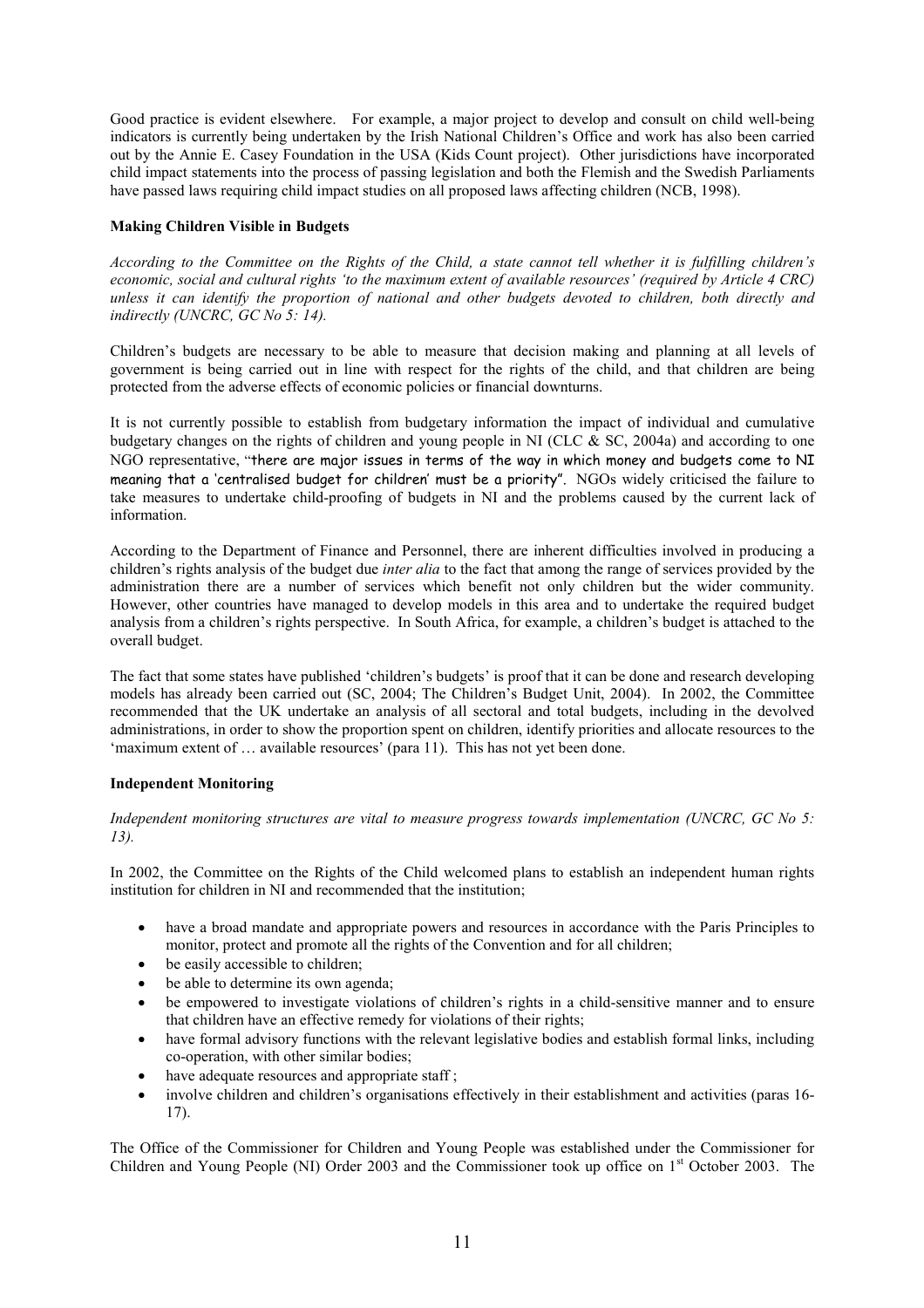Good practice is evident elsewhere. For example, a major project to develop and consult on child well-being indicators is currently being undertaken by the Irish National Children's Office and work has also been carried out by the Annie E. Casey Foundation in the USA (Kids Count project). Other jurisdictions have incorporated child impact statements into the process of passing legislation and both the Flemish and the Swedish Parliaments have passed laws requiring child impact studies on all proposed laws affecting children (NCB, 1998).

**Making Children Visible in Budgets**

*According to the Committee on the Rights of the Child, a state cannot tell whether it is fulfilling children's economic, social and cultural rights 'to the maximum extent of available resources' (required by Article 4 CRC) unless it can identify the proportion of national and other budgets devoted to children, both directly and indirectly (UNCRC, GC No 5: 14).*

Children's budgets are necessary to be able to measure that decision making and planning at all levels of government is being carried out in line with respect for the rights of the child, and that children are being protected from the adverse effects of economic policies or financial downturns.

It is not currently possible to establish from budgetary information the impact of individual and cumulative budgetary changes on the rights of children and young people in NI (CLC & SC, 2004a) and according to one NGO representative, "there are major issues in terms of the way in which money and budgets come to NI meaning that a 'centralised budget for children' must be a priority". NGOs widely criticised the failure to take measures to undertake child-proofing of budgets in NI and the problems caused by the current lack of information.

According to the Department of Finance and Personnel, there are inherent difficulties involved in producing a children's rights analysis of the budget due *inter alia* to the fact that among the range of services provided by the administration there are a number of services which benefit not only children but the wider community. However, other countries have managed to develop models in this area and to undertake the required budget analysis from a children's rights perspective. In South Africa, for example, a children's budget is attached to the overall budget.

The fact that some states have published 'children's budgets' is proof that it can be done and research developing models has already been carried out (SC, 2004; The Children's Budget Unit, 2004). In 2002, the Committee recommended that the UK undertake an analysis of all sectoral and total budgets, including in the devolved administrations, in order to show the proportion spent on children, identify priorities and allocate resources to the 'maximum extent of … available resources' (para 11). This has not yet been done.

**Independent Monitoring**

*Independent monitoring structures are vital to measure progress towards implementation (UNCRC, GC No 5: 13).*

In 2002, the Committee on the Rights of the Child welcomed plans to establish an independent human rights institution for children in NI and recommended that the institution;

- have a broad mandate and appropriate powers and resources in accordance with the Paris Principles to monitor, protect and promote all the rights of the Convention and for all children;
- be easily accessible to children;
- be able to determine its own agenda;
- be empowered to investigate violations of children's rights in a child-sensitive manner and to ensure that children have an effective remedy for violations of their rights;
- have formal advisory functions with the relevant legislative bodies and establish formal links, including co-operation, with other similar bodies;
- have adequate resources and appropriate staff ;
- involve children and children's organisations effectively in their establishment and activities (paras 16-17).

The Office of the Commissioner for Children and Young People was established under the Commissioner for Children and Young People (NI) Order 2003 and the Commissioner took up office on 1st October 2003. The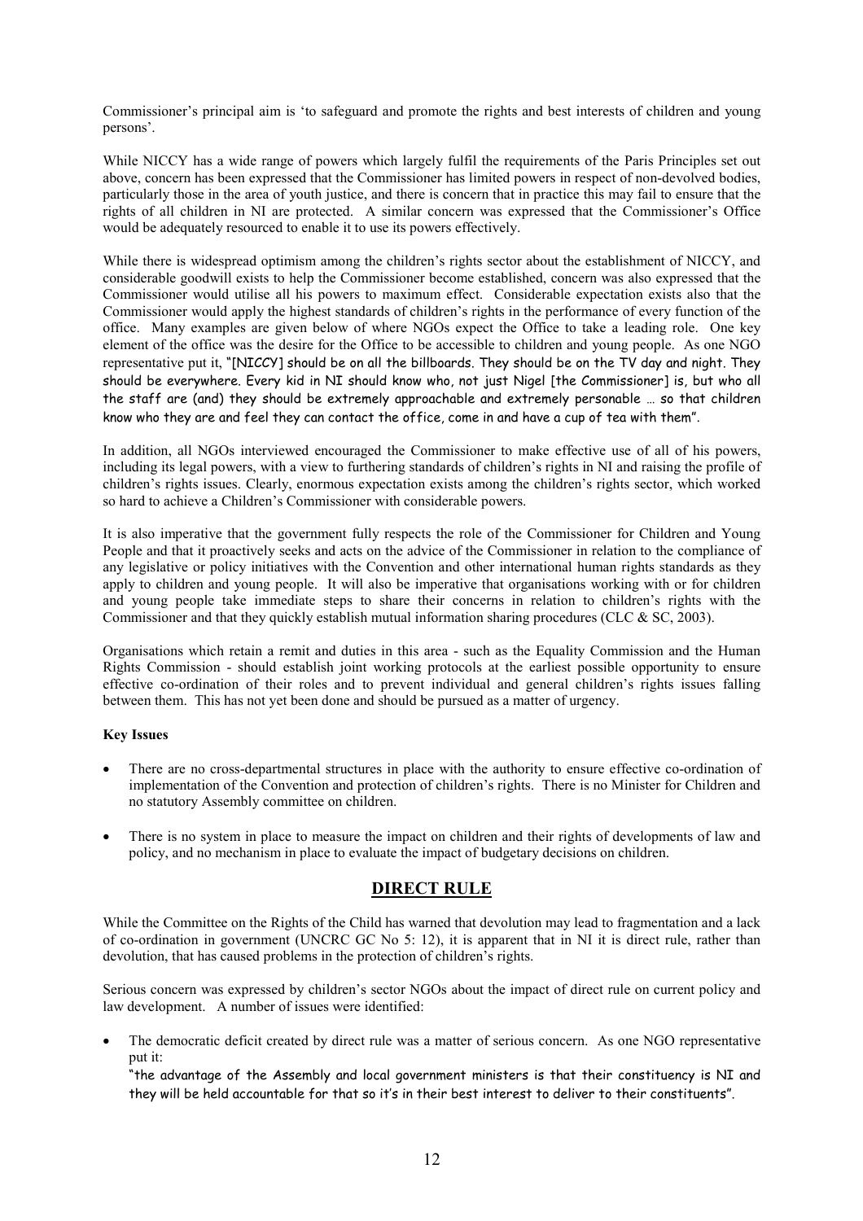Commissioner's principal aim is 'to safeguard and promote the rights and best interests of children and young persons'.

While NICCY has a wide range of powers which largely fulfil the requirements of the Paris Principles set out above, concern has been expressed that the Commissioner has limited powers in respect of non-devolved bodies, particularly those in the area of youth justice, and there is concern that in practice this may fail to ensure that the rights of all children in NI are protected. A similar concern was expressed that the Commissioner's Office would be adequately resourced to enable it to use its powers effectively.

While there is widespread optimism among the children's rights sector about the establishment of NICCY, and considerable goodwill exists to help the Commissioner become established, concern was also expressed that the Commissioner would utilise all his powers to maximum effect. Considerable expectation exists also that the Commissioner would apply the highest standards of children's rights in the performance of every function of the office. Many examples are given below of where NGOs expect the Office to take a leading role. One key element of the office was the desire for the Office to be accessible to children and young people. As one NGO representative put it, "[NICCY] should be on all the billboards. They should be on the TV day and night. They should be everywhere. Every kid in NI should know who, not just Nigel [the Commissioner] is, but who all the staff are (and) they should be extremely approachable and extremely personable … so that children know who they are and feel they can contact the office, come in and have a cup of tea with them".

In addition, all NGOs interviewed encouraged the Commissioner to make effective use of all of his powers, including its legal powers, with a view to furthering standards of children's rights in NI and raising the profile of children's rights issues. Clearly, enormous expectation exists among the children's rights sector, which worked so hard to achieve a Children's Commissioner with considerable powers.

It is also imperative that the government fully respects the role of the Commissioner for Children and Young People and that it proactively seeks and acts on the advice of the Commissioner in relation to the compliance of any legislative or policy initiatives with the Convention and other international human rights standards as they apply to children and young people. It will also be imperative that organisations working with or for children and young people take immediate steps to share their concerns in relation to children's rights with the Commissioner and that they quickly establish mutual information sharing procedures (CLC & SC, 2003).

Organisations which retain a remit and duties in this area - such as the Equality Commission and the Human Rights Commission - should establish joint working protocols at the earliest possible opportunity to ensure effective co-ordination of their roles and to prevent individual and general children's rights issues falling between them. This has not yet been done and should be pursued as a matter of urgency.

**Key Issues**

- There are no cross-departmental structures in place with the authority to ensure effective co-ordination of implementation of the Convention and protection of children's rights. There is no Minister for Children and no statutory Assembly committee on children.
- There is no system in place to measure the impact on children and their rights of developments of law and policy, and no mechanism in place to evaluate the impact of budgetary decisions on children.

## DIRECT RULE

While the Committee on the Rights of the Child has warned that devolution may lead to fragmentation and a lack of co-ordination in government (UNCRC GC No 5: 12), it is apparent that in NI it is direct rule, rather than devolution, that has caused problems in the protection of children's rights.

Serious concern was expressed by children's sector NGOs about the impact of direct rule on current policy and law development. A number of issues were identified:

- The democratic deficit created by direct rule was a matter of serious concern. As one NGO representative put it:
  "the advantage of the Assembly and local government ministers is that their constituency is NI and they will be held accountable for that so it's in their best interest to deliver to their constituents".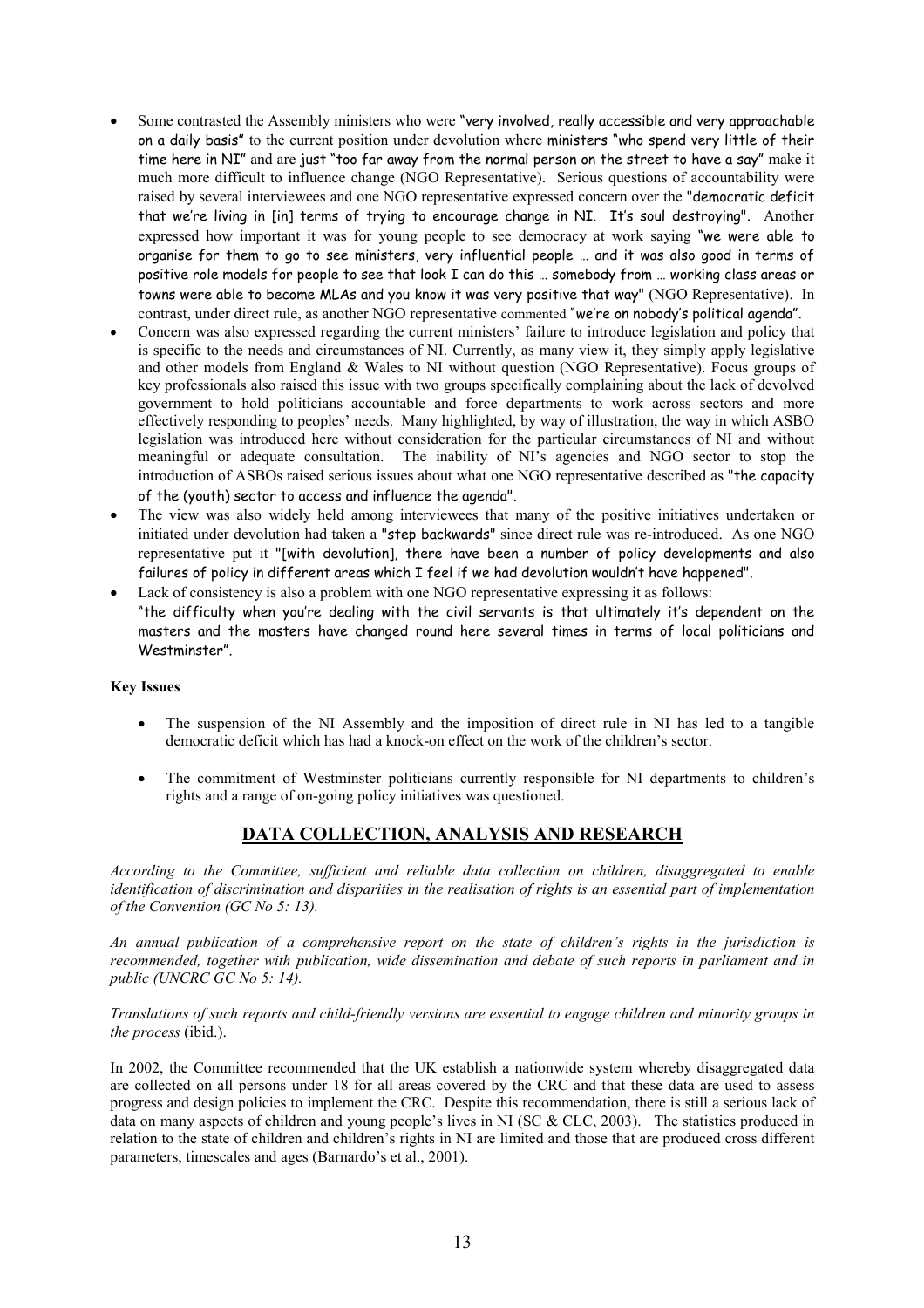- Some contrasted the Assembly ministers who were "very involved, really accessible and very approachable on a daily basis" to the current position under devolution where ministers "who spend very little of their time here in NI" and are just "too far away from the normal person on the street to have a say" make it much more difficult to influence change (NGO Representative). Serious questions of accountability were raised by several interviewees and one NGO representative expressed concern over the "democratic deficit that we're living in [in] terms of trying to encourage change in NI. It's soul destroying". Another expressed how important it was for young people to see democracy at work saying "we were able to organise for them to go to see ministers, very influential people … and it was also good in terms of positive role models for people to see that look I can do this … somebody from … working class areas or towns were able to become MLAs and you know it was very positive that way" (NGO Representative). In contrast, under direct rule, as another NGO representative commented "we're on nobody's political agenda".
- Concern was also expressed regarding the current ministers' failure to introduce legislation and policy that is specific to the needs and circumstances of NI. Currently, as many view it, they simply apply legislative and other models from England & Wales to NI without question (NGO Representative). Focus groups of key professionals also raised this issue with two groups specifically complaining about the lack of devolved government to hold politicians accountable and force departments to work across sectors and more effectively responding to peoples' needs. Many highlighted, by way of illustration, the way in which ASBO legislation was introduced here without consideration for the particular circumstances of NI and without meaningful or adequate consultation. The inability of NI's agencies and NGO sector to stop the introduction of ASBOs raised serious issues about what one NGO representative described as "the capacity of the (youth) sector to access and influence the agenda".
- The view was also widely held among interviewees that many of the positive initiatives undertaken or initiated under devolution had taken a "step backwards" since direct rule was re-introduced. As one NGO representative put it "[with devolution], there have been a number of policy developments and also failures of policy in different areas which I feel if we had devolution wouldn't have happened".
- Lack of consistency is also a problem with one NGO representative expressing it as follows:
  "the difficulty when you're dealing with the civil servants is that ultimately it's dependent on the masters and the masters have changed round here several times in terms of local politicians and Westminster".

**Key Issues**

- The suspension of the NI Assembly and the imposition of direct rule in NI has led to a tangible democratic deficit which has had a knock-on effect on the work of the children's sector.
- The commitment of Westminster politicians currently responsible for NI departments to children's rights and a range of on-going policy initiatives was questioned.

## DATA COLLECTION, ANALYSIS AND RESEARCH

*According to the Committee, sufficient and reliable data collection on children, disaggregated to enable identification of discrimination and disparities in the realisation of rights is an essential part of implementation of the Convention (GC No 5: 13).*

*An annual publication of a comprehensive report on the state of children's rights in the jurisdiction is recommended, together with publication, wide dissemination and debate of such reports in parliament and in public (UNCRC GC No 5: 14).*

*Translations of such reports and child-friendly versions are essential to engage children and minority groups in the process* (ibid.).

In 2002, the Committee recommended that the UK establish a nationwide system whereby disaggregated data are collected on all persons under 18 for all areas covered by the CRC and that these data are used to assess progress and design policies to implement the CRC. Despite this recommendation, there is still a serious lack of data on many aspects of children and young people's lives in NI (SC & CLC, 2003). The statistics produced in relation to the state of children and children's rights in NI are limited and those that are produced cross different parameters, timescales and ages (Barnardo's et al., 2001).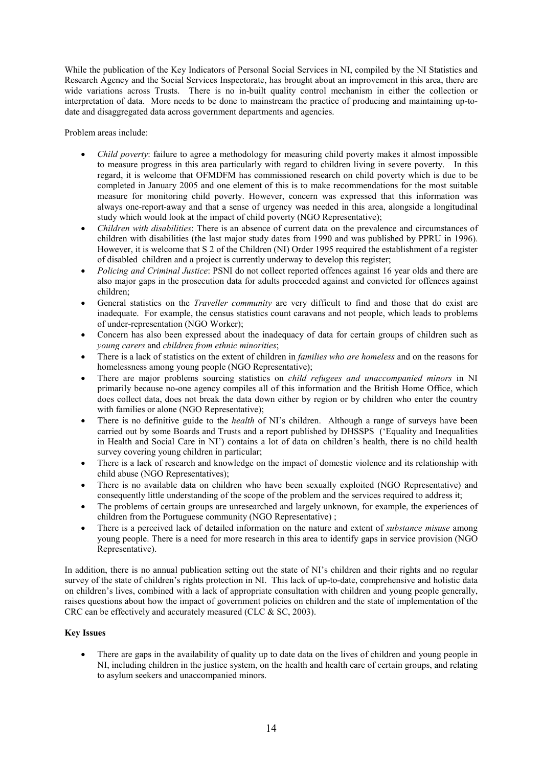While the publication of the Key Indicators of Personal Social Services in NI, compiled by the NI Statistics and Research Agency and the Social Services Inspectorate, has brought about an improvement in this area, there are wide variations across Trusts. There is no in-built quality control mechanism in either the collection or interpretation of data. More needs to be done to mainstream the practice of producing and maintaining up-to-date and disaggregated data across government departments and agencies.

Problem areas include:

- *Child poverty*: failure to agree a methodology for measuring child poverty makes it almost impossible to measure progress in this area particularly with regard to children living in severe poverty. In this regard, it is welcome that OFMDFM has commissioned research on child poverty which is due to be completed in January 2005 and one element of this is to make recommendations for the most suitable measure for monitoring child poverty. However, concern was expressed that this information was always one-report-away and that a sense of urgency was needed in this area, alongside a longitudinal study which would look at the impact of child poverty (NGO Representative);
- *Children with disabilities*: There is an absence of current data on the prevalence and circumstances of children with disabilities (the last major study dates from 1990 and was published by PPRU in 1996). However, it is welcome that S 2 of the Children (NI) Order 1995 required the establishment of a register of disabled children and a project is currently underway to develop this register;
- *Policing and Criminal Justice*: PSNI do not collect reported offences against 16 year olds and there are also major gaps in the prosecution data for adults proceeded against and convicted for offences against children;
- General statistics on the *Traveller community* are very difficult to find and those that do exist are inadequate. For example, the census statistics count caravans and not people, which leads to problems of under-representation (NGO Worker);
- Concern has also been expressed about the inadequacy of data for certain groups of children such as *young carers* and *children from ethnic minorities*;
- There is a lack of statistics on the extent of children in *families who are homeless* and on the reasons for homelessness among young people (NGO Representative);
- There are major problems sourcing statistics on *child refugees and unaccompanied minors* in NI primarily because no-one agency compiles all of this information and the British Home Office, which does collect data, does not break the data down either by region or by children who enter the country with families or alone (NGO Representative);
- There is no definitive guide to the *health* of NI's children. Although a range of surveys have been carried out by some Boards and Trusts and a report published by DHSSPS ('Equality and Inequalities in Health and Social Care in NI') contains a lot of data on children's health, there is no child health survey covering young children in particular;
- There is a lack of research and knowledge on the impact of domestic violence and its relationship with child abuse (NGO Representatives);
- There is no available data on children who have been sexually exploited (NGO Representative) and consequently little understanding of the scope of the problem and the services required to address it;
- The problems of certain groups are unresearched and largely unknown, for example, the experiences of children from the Portuguese community (NGO Representative) ;
- There is a perceived lack of detailed information on the nature and extent of *substance misuse* among young people. There is a need for more research in this area to identify gaps in service provision (NGO Representative).

In addition, there is no annual publication setting out the state of NI's children and their rights and no regular survey of the state of children's rights protection in NI. This lack of up-to-date, comprehensive and holistic data on children's lives, combined with a lack of appropriate consultation with children and young people generally, raises questions about how the impact of government policies on children and the state of implementation of the CRC can be effectively and accurately measured (CLC & SC, 2003).

**Key Issues**

- There are gaps in the availability of quality up to date data on the lives of children and young people in NI, including children in the justice system, on the health and health care of certain groups, and relating to asylum seekers and unaccompanied minors.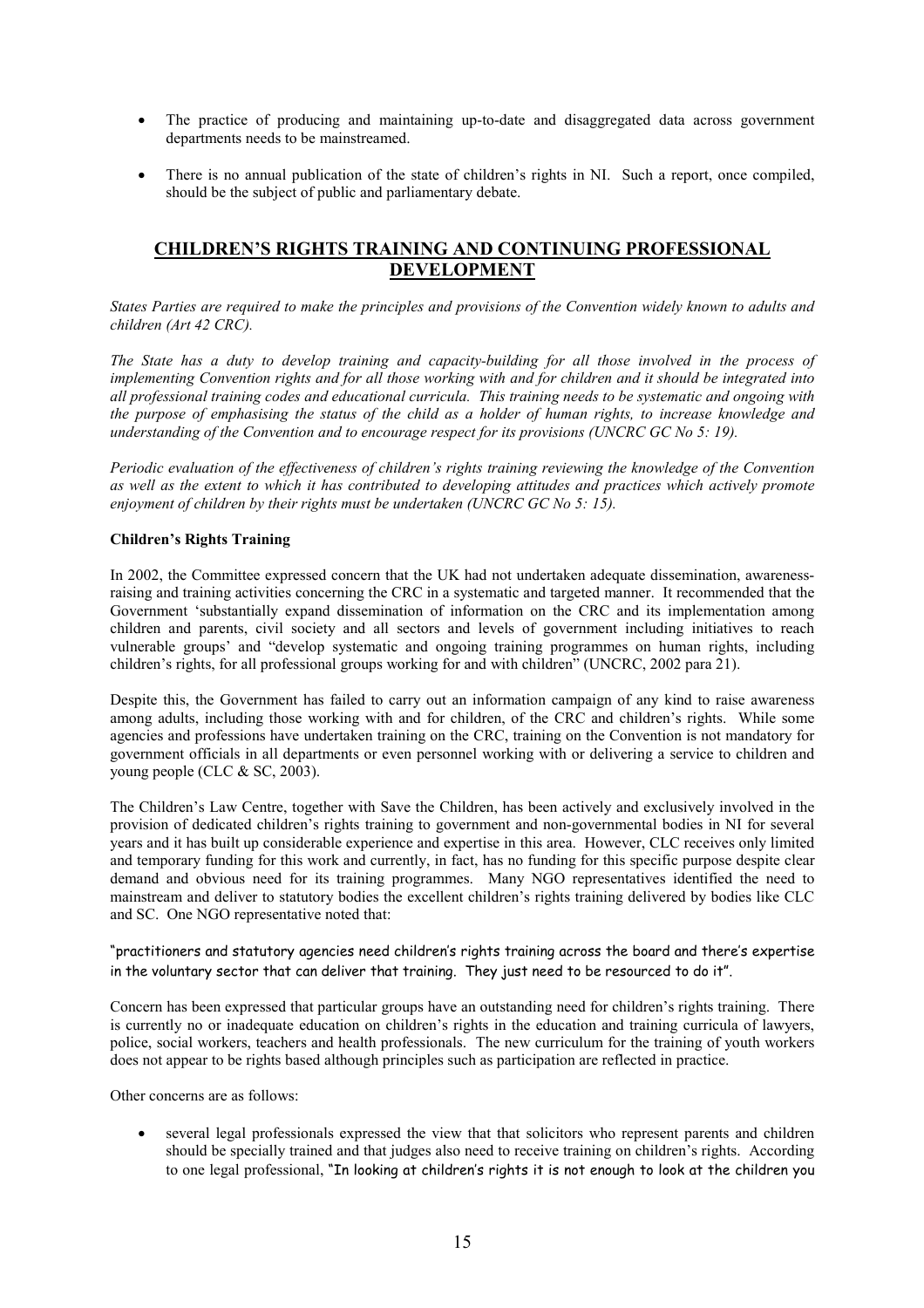- The practice of producing and maintaining up-to-date and disaggregated data across government departments needs to be mainstreamed.

- There is no annual publication of the state of children's rights in NI. Such a report, once compiled, should be the subject of public and parliamentary debate.

## CHILDREN'S RIGHTS TRAINING AND CONTINUING PROFESSIONAL DEVELOPMENT

*States Parties are required to make the principles and provisions of the Convention widely known to adults and children (Art 42 CRC).*

*The State has a duty to develop training and capacity-building for all those involved in the process of implementing Convention rights and for all those working with and for children and it should be integrated into all professional training codes and educational curricula. This training needs to be systematic and ongoing with the purpose of emphasising the status of the child as a holder of human rights, to increase knowledge and understanding of the Convention and to encourage respect for its provisions (UNCRC GC No 5: 19).*

*Periodic evaluation of the effectiveness of children's rights training reviewing the knowledge of the Convention as well as the extent to which it has contributed to developing attitudes and practices which actively promote enjoyment of children by their rights must be undertaken (UNCRC GC No 5: 15).*

### Children's Rights Training

In 2002, the Committee expressed concern that the UK had not undertaken adequate dissemination, awareness-raising and training activities concerning the CRC in a systematic and targeted manner. It recommended that the Government 'substantially expand dissemination of information on the CRC and its implementation among children and parents, civil society and all sectors and levels of government including initiatives to reach vulnerable groups' and "develop systematic and ongoing training programmes on human rights, including children's rights, for all professional groups working for and with children" (UNCRC, 2002 para 21).

Despite this, the Government has failed to carry out an information campaign of any kind to raise awareness among adults, including those working with and for children, of the CRC and children's rights. While some agencies and professions have undertaken training on the CRC, training on the Convention is not mandatory for government officials in all departments or even personnel working with or delivering a service to children and young people (CLC & SC, 2003).

The Children's Law Centre, together with Save the Children, has been actively and exclusively involved in the provision of dedicated children's rights training to government and non-governmental bodies in NI for several years and it has built up considerable experience and expertise in this area. However, CLC receives only limited and temporary funding for this work and currently, in fact, has no funding for this specific purpose despite clear demand and obvious need for its training programmes. Many NGO representatives identified the need to mainstream and deliver to statutory bodies the excellent children's rights training delivered by bodies like CLC and SC. One NGO representative noted that:

"practitioners and statutory agencies need children's rights training across the board and there's expertise in the voluntary sector that can deliver that training. They just need to be resourced to do it".

Concern has been expressed that particular groups have an outstanding need for children's rights training. There is currently no or inadequate education on children's rights in the education and training curricula of lawyers, police, social workers, teachers and health professionals. The new curriculum for the training of youth workers does not appear to be rights based although principles such as participation are reflected in practice.

Other concerns are as follows:

- several legal professionals expressed the view that that solicitors who represent parents and children should be specially trained and that judges also need to receive training on children's rights. According to one legal professional, "In looking at children's rights it is not enough to look at the children you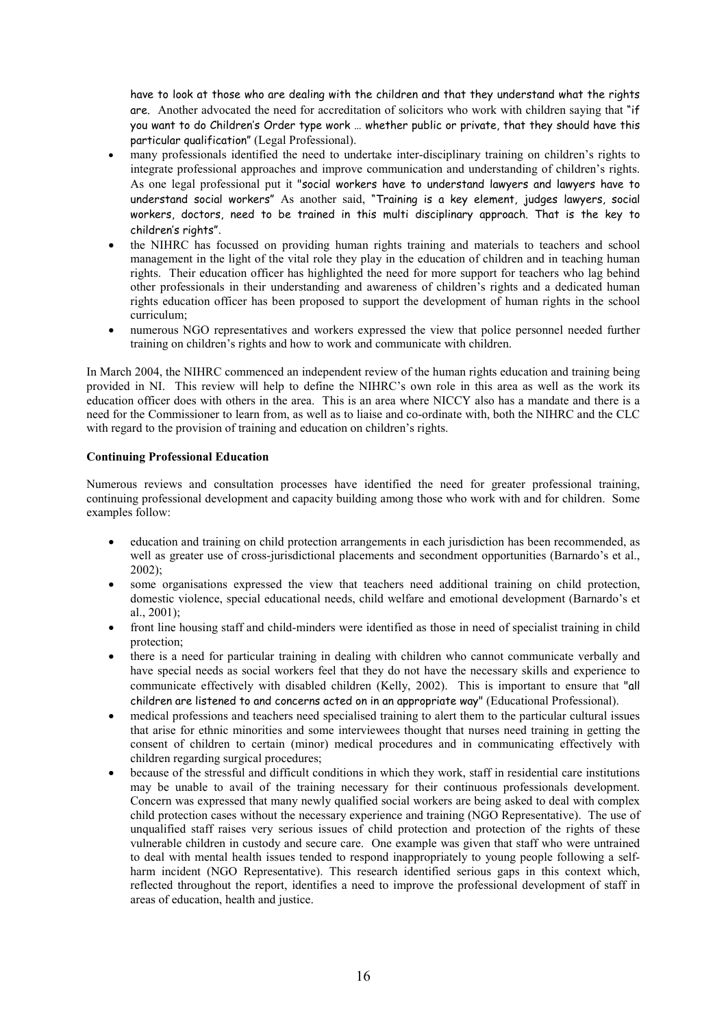have to look at those who are dealing with the children and that they understand what the rights are. Another advocated the need for accreditation of solicitors who work with children saying that "if you want to do Children's Order type work … whether public or private, that they should have this particular qualification" (Legal Professional).

- many professionals identified the need to undertake inter-disciplinary training on children's rights to integrate professional approaches and improve communication and understanding of children's rights. As one legal professional put it "social workers have to understand lawyers and lawyers have to understand social workers" As another said, "Training is a key element, judges lawyers, social workers, doctors, need to be trained in this multi disciplinary approach. That is the key to children's rights".
- the NIHRC has focussed on providing human rights training and materials to teachers and school management in the light of the vital role they play in the education of children and in teaching human rights. Their education officer has highlighted the need for more support for teachers who lag behind other professionals in their understanding and awareness of children's rights and a dedicated human rights education officer has been proposed to support the development of human rights in the school curriculum;
- numerous NGO representatives and workers expressed the view that police personnel needed further training on children's rights and how to work and communicate with children.

In March 2004, the NIHRC commenced an independent review of the human rights education and training being provided in NI. This review will help to define the NIHRC's own role in this area as well as the work its education officer does with others in the area. This is an area where NICCY also has a mandate and there is a need for the Commissioner to learn from, as well as to liaise and co-ordinate with, both the NIHRC and the CLC with regard to the provision of training and education on children's rights.

**Continuing Professional Education**

Numerous reviews and consultation processes have identified the need for greater professional training, continuing professional development and capacity building among those who work with and for children. Some examples follow:

- education and training on child protection arrangements in each jurisdiction has been recommended, as well as greater use of cross-jurisdictional placements and secondment opportunities (Barnardo's et al., 2002);
- some organisations expressed the view that teachers need additional training on child protection, domestic violence, special educational needs, child welfare and emotional development (Barnardo's et al., 2001);
- front line housing staff and child-minders were identified as those in need of specialist training in child protection;
- there is a need for particular training in dealing with children who cannot communicate verbally and have special needs as social workers feel that they do not have the necessary skills and experience to communicate effectively with disabled children (Kelly, 2002). This is important to ensure that "all children are listened to and concerns acted on in an appropriate way" (Educational Professional).
- medical professions and teachers need specialised training to alert them to the particular cultural issues that arise for ethnic minorities and some interviewees thought that nurses need training in getting the consent of children to certain (minor) medical procedures and in communicating effectively with children regarding surgical procedures;
- because of the stressful and difficult conditions in which they work, staff in residential care institutions may be unable to avail of the training necessary for their continuous professionals development. Concern was expressed that many newly qualified social workers are being asked to deal with complex child protection cases without the necessary experience and training (NGO Representative). The use of unqualified staff raises very serious issues of child protection and protection of the rights of these vulnerable children in custody and secure care. One example was given that staff who were untrained to deal with mental health issues tended to respond inappropriately to young people following a self-harm incident (NGO Representative). This research identified serious gaps in this context which, reflected throughout the report, identifies a need to improve the professional development of staff in areas of education, health and justice.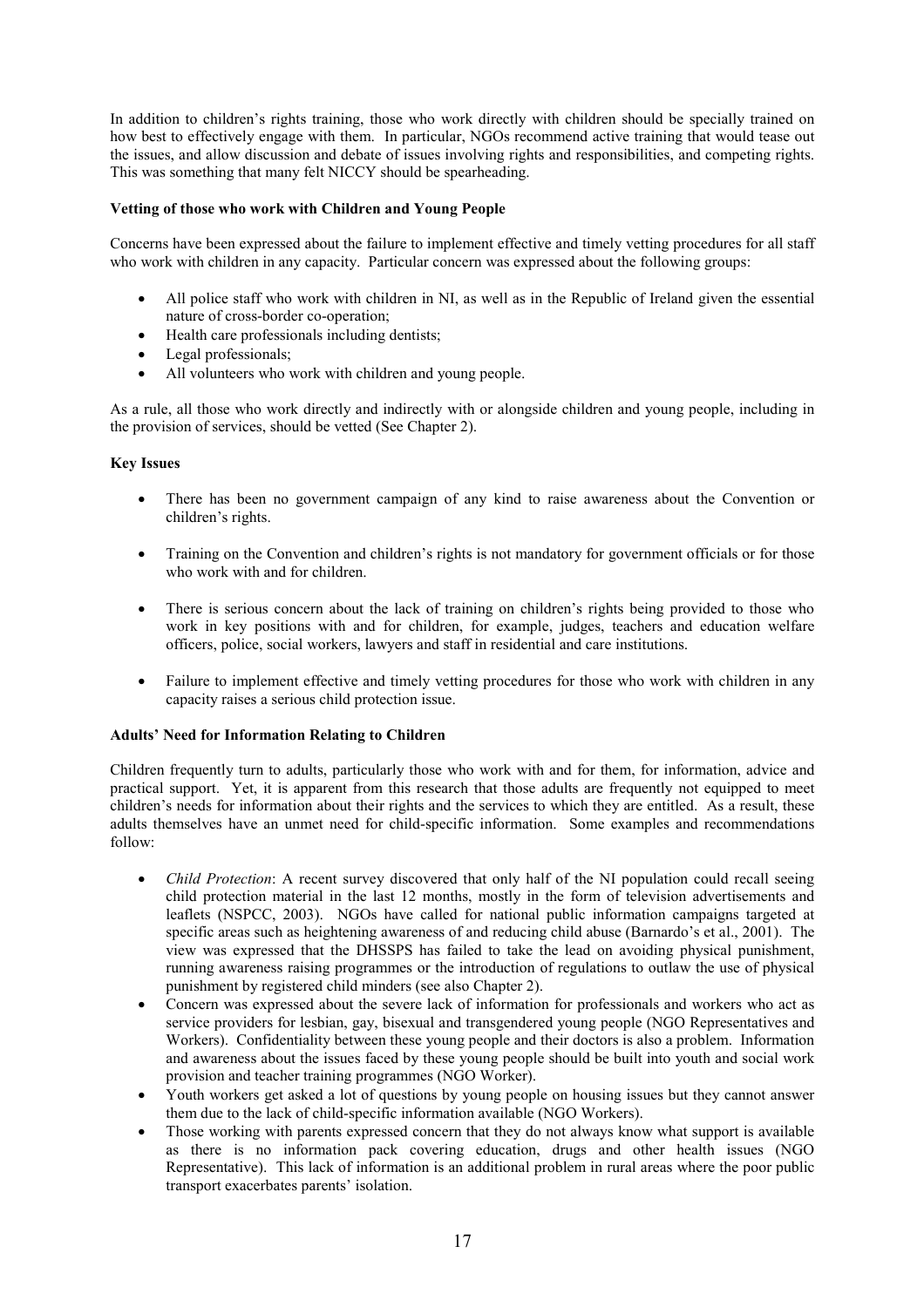In addition to children's rights training, those who work directly with children should be specially trained on how best to effectively engage with them. In particular, NGOs recommend active training that would tease out the issues, and allow discussion and debate of issues involving rights and responsibilities, and competing rights. This was something that many felt NICCY should be spearheading.

**Vetting of those who work with Children and Young People**

Concerns have been expressed about the failure to implement effective and timely vetting procedures for all staff who work with children in any capacity. Particular concern was expressed about the following groups:

- All police staff who work with children in NI, as well as in the Republic of Ireland given the essential nature of cross-border co-operation;
- Health care professionals including dentists;
- Legal professionals;
- All volunteers who work with children and young people.

As a rule, all those who work directly and indirectly with or alongside children and young people, including in the provision of services, should be vetted (See Chapter 2).

**Key Issues**

- There has been no government campaign of any kind to raise awareness about the Convention or children's rights.
- Training on the Convention and children's rights is not mandatory for government officials or for those who work with and for children.
- There is serious concern about the lack of training on children's rights being provided to those who work in key positions with and for children, for example, judges, teachers and education welfare officers, police, social workers, lawyers and staff in residential and care institutions.
- Failure to implement effective and timely vetting procedures for those who work with children in any capacity raises a serious child protection issue.

**Adults' Need for Information Relating to Children**

Children frequently turn to adults, particularly those who work with and for them, for information, advice and practical support. Yet, it is apparent from this research that those adults are frequently not equipped to meet children's needs for information about their rights and the services to which they are entitled. As a result, these adults themselves have an unmet need for child-specific information. Some examples and recommendations follow:

- *Child Protection*: A recent survey discovered that only half of the NI population could recall seeing child protection material in the last 12 months, mostly in the form of television advertisements and leaflets (NSPCC, 2003). NGOs have called for national public information campaigns targeted at specific areas such as heightening awareness of and reducing child abuse (Barnardo's et al., 2001). The view was expressed that the DHSSPS has failed to take the lead on avoiding physical punishment, running awareness raising programmes or the introduction of regulations to outlaw the use of physical punishment by registered child minders (see also Chapter 2).
- Concern was expressed about the severe lack of information for professionals and workers who act as service providers for lesbian, gay, bisexual and transgendered young people (NGO Representatives and Workers). Confidentiality between these young people and their doctors is also a problem. Information and awareness about the issues faced by these young people should be built into youth and social work provision and teacher training programmes (NGO Worker).
- Youth workers get asked a lot of questions by young people on housing issues but they cannot answer them due to the lack of child-specific information available (NGO Workers).
- Those working with parents expressed concern that they do not always know what support is available as there is no information pack covering education, drugs and other health issues (NGO Representative). This lack of information is an additional problem in rural areas where the poor public transport exacerbates parents' isolation.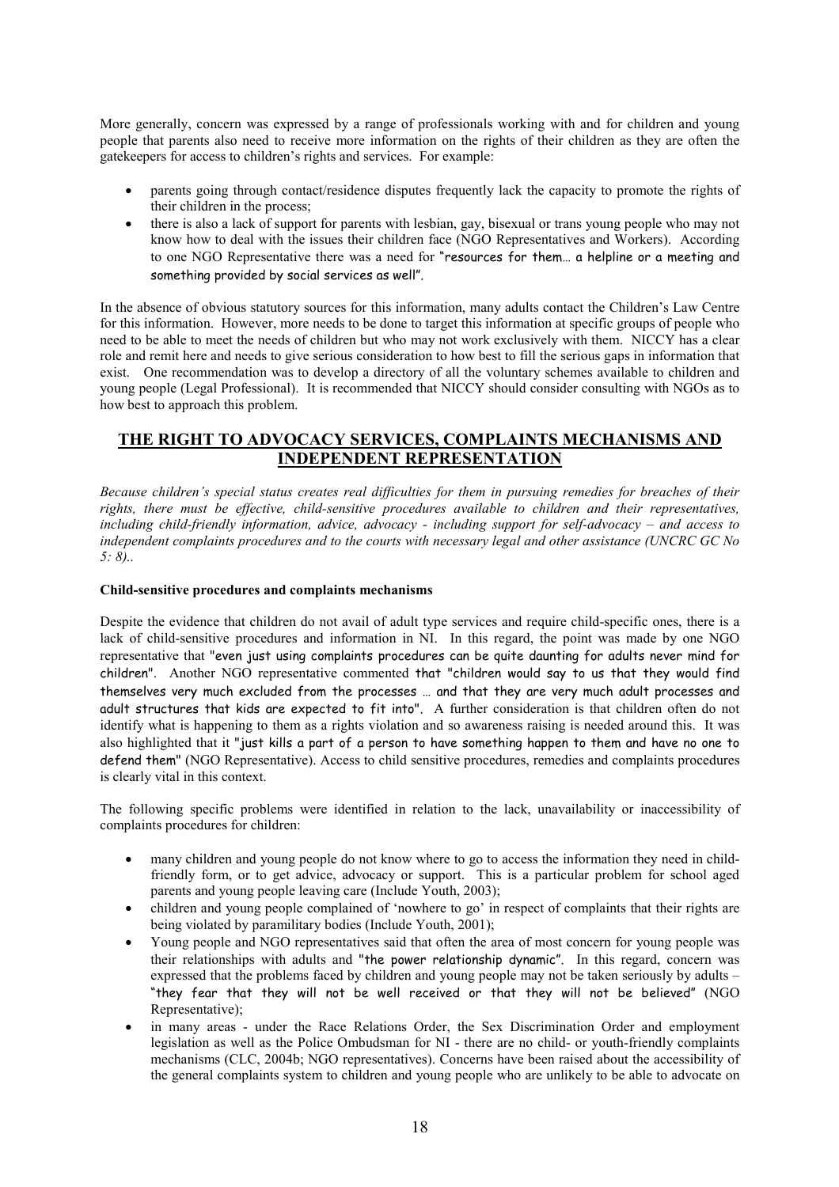More generally, concern was expressed by a range of professionals working with and for children and young people that parents also need to receive more information on the rights of their children as they are often the gatekeepers for access to children's rights and services. For example:

- parents going through contact/residence disputes frequently lack the capacity to promote the rights of their children in the process;
- there is also a lack of support for parents with lesbian, gay, bisexual or trans young people who may not know how to deal with the issues their children face (NGO Representatives and Workers). According to one NGO Representative there was a need for "resources for them… a helpline or a meeting and something provided by social services as well".

In the absence of obvious statutory sources for this information, many adults contact the Children's Law Centre for this information. However, more needs to be done to target this information at specific groups of people who need to be able to meet the needs of children but who may not work exclusively with them. NICCY has a clear role and remit here and needs to give serious consideration to how best to fill the serious gaps in information that exist. One recommendation was to develop a directory of all the voluntary schemes available to children and young people (Legal Professional). It is recommended that NICCY should consider consulting with NGOs as to how best to approach this problem.

## THE RIGHT TO ADVOCACY SERVICES, COMPLAINTS MECHANISMS AND INDEPENDENT REPRESENTATION

*Because children's special status creates real difficulties for them in pursuing remedies for breaches of their rights, there must be effective, child-sensitive procedures available to children and their representatives, including child-friendly information, advice, advocacy - including support for self-advocacy – and access to independent complaints procedures and to the courts with necessary legal and other assistance (UNCRC GC No 5: 8)..*

**Child-sensitive procedures and complaints mechanisms**

Despite the evidence that children do not avail of adult type services and require child-specific ones, there is a lack of child-sensitive procedures and information in NI. In this regard, the point was made by one NGO representative that "even just using complaints procedures can be quite daunting for adults never mind for children". Another NGO representative commented that "children would say to us that they would find themselves very much excluded from the processes … and that they are very much adult processes and adult structures that kids are expected to fit into". A further consideration is that children often do not identify what is happening to them as a rights violation and so awareness raising is needed around this. It was also highlighted that it "just kills a part of a person to have something happen to them and have no one to defend them" (NGO Representative). Access to child sensitive procedures, remedies and complaints procedures is clearly vital in this context.

The following specific problems were identified in relation to the lack, unavailability or inaccessibility of complaints procedures for children:

- many children and young people do not know where to go to access the information they need in child-friendly form, or to get advice, advocacy or support. This is a particular problem for school aged parents and young people leaving care (Include Youth, 2003);
- children and young people complained of 'nowhere to go' in respect of complaints that their rights are being violated by paramilitary bodies (Include Youth, 2001);
- Young people and NGO representatives said that often the area of most concern for young people was their relationships with adults and "the power relationship dynamic". In this regard, concern was expressed that the problems faced by children and young people may not be taken seriously by adults – "they fear that they will not be well received or that they will not be believed" (NGO Representative);
- in many areas - under the Race Relations Order, the Sex Discrimination Order and employment legislation as well as the Police Ombudsman for NI - there are no child- or youth-friendly complaints mechanisms (CLC, 2004b; NGO representatives). Concerns have been raised about the accessibility of the general complaints system to children and young people who are unlikely to be able to advocate on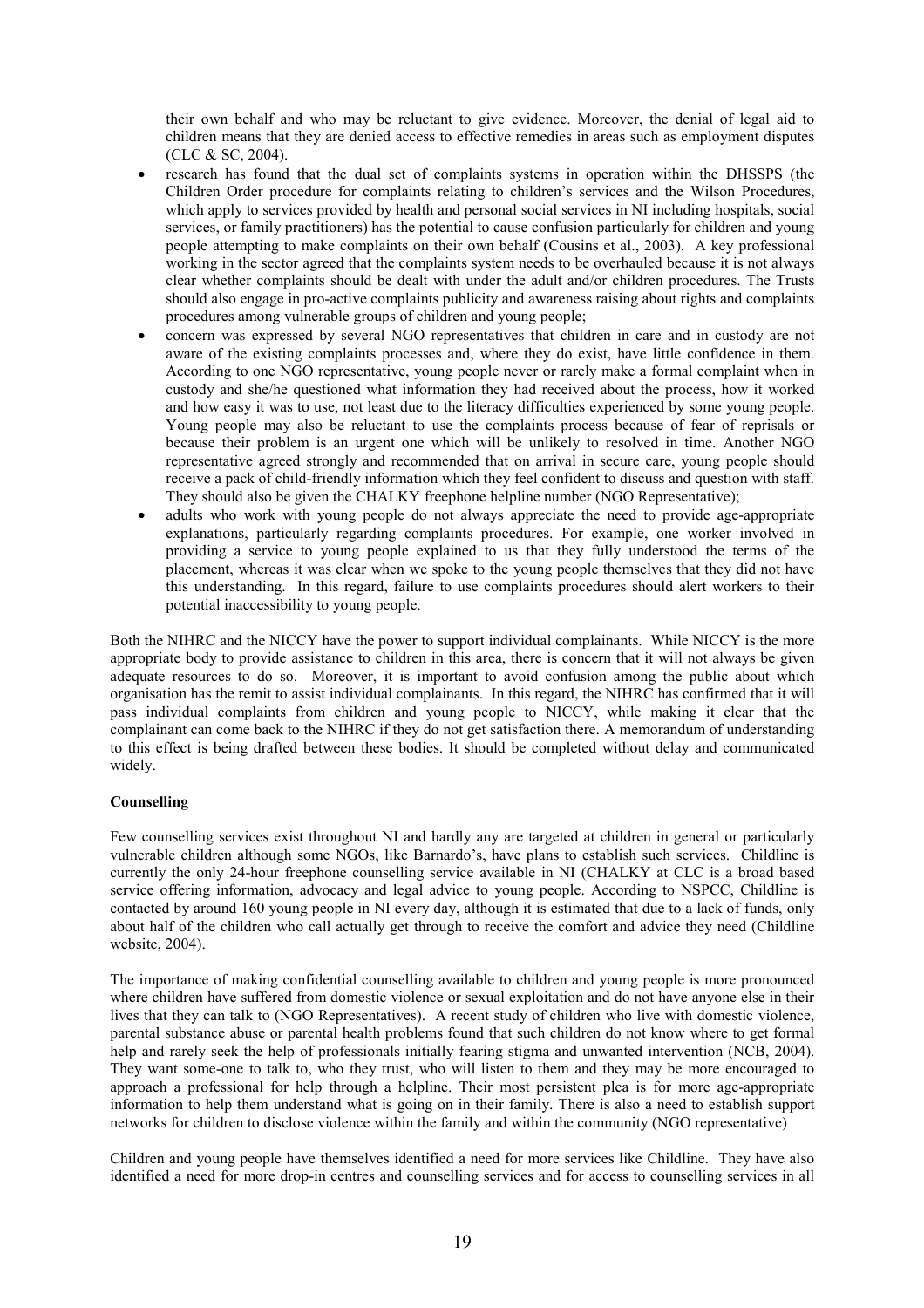their own behalf and who may be reluctant to give evidence. Moreover, the denial of legal aid to children means that they are denied access to effective remedies in areas such as employment disputes (CLC & SC, 2004).

- research has found that the dual set of complaints systems in operation within the DHSSPS (the Children Order procedure for complaints relating to children's services and the Wilson Procedures, which apply to services provided by health and personal social services in NI including hospitals, social services, or family practitioners) has the potential to cause confusion particularly for children and young people attempting to make complaints on their own behalf (Cousins et al., 2003). A key professional working in the sector agreed that the complaints system needs to be overhauled because it is not always clear whether complaints should be dealt with under the adult and/or children procedures. The Trusts should also engage in pro-active complaints publicity and awareness raising about rights and complaints procedures among vulnerable groups of children and young people;
- concern was expressed by several NGO representatives that children in care and in custody are not aware of the existing complaints processes and, where they do exist, have little confidence in them. According to one NGO representative, young people never or rarely make a formal complaint when in custody and she/he questioned what information they had received about the process, how it worked and how easy it was to use, not least due to the literacy difficulties experienced by some young people. Young people may also be reluctant to use the complaints process because of fear of reprisals or because their problem is an urgent one which will be unlikely to resolved in time. Another NGO representative agreed strongly and recommended that on arrival in secure care, young people should receive a pack of child-friendly information which they feel confident to discuss and question with staff. They should also be given the CHALKY freephone helpline number (NGO Representative);
- adults who work with young people do not always appreciate the need to provide age-appropriate explanations, particularly regarding complaints procedures. For example, one worker involved in providing a service to young people explained to us that they fully understood the terms of the placement, whereas it was clear when we spoke to the young people themselves that they did not have this understanding. In this regard, failure to use complaints procedures should alert workers to their potential inaccessibility to young people.

Both the NIHRC and the NICCY have the power to support individual complainants. While NICCY is the more appropriate body to provide assistance to children in this area, there is concern that it will not always be given adequate resources to do so. Moreover, it is important to avoid confusion among the public about which organisation has the remit to assist individual complainants. In this regard, the NIHRC has confirmed that it will pass individual complaints from children and young people to NICCY, while making it clear that the complainant can come back to the NIHRC if they do not get satisfaction there. A memorandum of understanding to this effect is being drafted between these bodies. It should be completed without delay and communicated widely.

**Counselling**

Few counselling services exist throughout NI and hardly any are targeted at children in general or particularly vulnerable children although some NGOs, like Barnardo's, have plans to establish such services. Childline is currently the only 24-hour freephone counselling service available in NI (CHALKY at CLC is a broad based service offering information, advocacy and legal advice to young people. According to NSPCC, Childline is contacted by around 160 young people in NI every day, although it is estimated that due to a lack of funds, only about half of the children who call actually get through to receive the comfort and advice they need (Childline website, 2004).

The importance of making confidential counselling available to children and young people is more pronounced where children have suffered from domestic violence or sexual exploitation and do not have anyone else in their lives that they can talk to (NGO Representatives). A recent study of children who live with domestic violence, parental substance abuse or parental health problems found that such children do not know where to get formal help and rarely seek the help of professionals initially fearing stigma and unwanted intervention (NCB, 2004). They want some-one to talk to, who they trust, who will listen to them and they may be more encouraged to approach a professional for help through a helpline. Their most persistent plea is for more age-appropriate information to help them understand what is going on in their family. There is also a need to establish support networks for children to disclose violence within the family and within the community (NGO representative)

Children and young people have themselves identified a need for more services like Childline. They have also identified a need for more drop-in centres and counselling services and for access to counselling services in all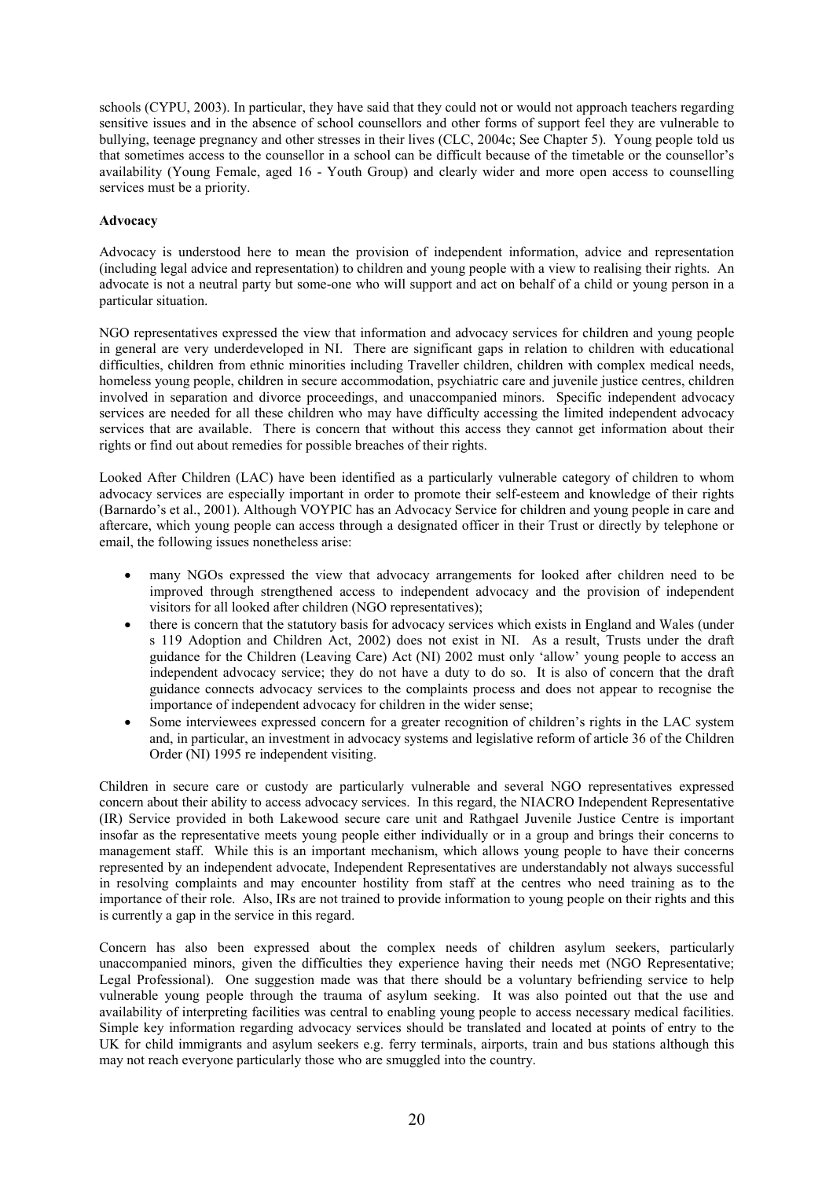schools (CYPU, 2003). In particular, they have said that they could not or would not approach teachers regarding sensitive issues and in the absence of school counsellors and other forms of support feel they are vulnerable to bullying, teenage pregnancy and other stresses in their lives (CLC, 2004c; See Chapter 5). Young people told us that sometimes access to the counsellor in a school can be difficult because of the timetable or the counsellor's availability (Young Female, aged 16 - Youth Group) and clearly wider and more open access to counselling services must be a priority.

**Advocacy**

Advocacy is understood here to mean the provision of independent information, advice and representation (including legal advice and representation) to children and young people with a view to realising their rights. An advocate is not a neutral party but some-one who will support and act on behalf of a child or young person in a particular situation.

NGO representatives expressed the view that information and advocacy services for children and young people in general are very underdeveloped in NI. There are significant gaps in relation to children with educational difficulties, children from ethnic minorities including Traveller children, children with complex medical needs, homeless young people, children in secure accommodation, psychiatric care and juvenile justice centres, children involved in separation and divorce proceedings, and unaccompanied minors. Specific independent advocacy services are needed for all these children who may have difficulty accessing the limited independent advocacy services that are available. There is concern that without this access they cannot get information about their rights or find out about remedies for possible breaches of their rights.

Looked After Children (LAC) have been identified as a particularly vulnerable category of children to whom advocacy services are especially important in order to promote their self-esteem and knowledge of their rights (Barnardo's et al., 2001). Although VOYPIC has an Advocacy Service for children and young people in care and aftercare, which young people can access through a designated officer in their Trust or directly by telephone or email, the following issues nonetheless arise:

- many NGOs expressed the view that advocacy arrangements for looked after children need to be improved through strengthened access to independent advocacy and the provision of independent visitors for all looked after children (NGO representatives);
- there is concern that the statutory basis for advocacy services which exists in England and Wales (under s 119 Adoption and Children Act, 2002) does not exist in NI. As a result, Trusts under the draft guidance for the Children (Leaving Care) Act (NI) 2002 must only 'allow' young people to access an independent advocacy service; they do not have a duty to do so. It is also of concern that the draft guidance connects advocacy services to the complaints process and does not appear to recognise the importance of independent advocacy for children in the wider sense;
- Some interviewees expressed concern for a greater recognition of children's rights in the LAC system and, in particular, an investment in advocacy systems and legislative reform of article 36 of the Children Order (NI) 1995 re independent visiting.

Children in secure care or custody are particularly vulnerable and several NGO representatives expressed concern about their ability to access advocacy services. In this regard, the NIACRO Independent Representative (IR) Service provided in both Lakewood secure care unit and Rathgael Juvenile Justice Centre is important insofar as the representative meets young people either individually or in a group and brings their concerns to management staff. While this is an important mechanism, which allows young people to have their concerns represented by an independent advocate, Independent Representatives are understandably not always successful in resolving complaints and may encounter hostility from staff at the centres who need training as to the importance of their role. Also, IRs are not trained to provide information to young people on their rights and this is currently a gap in the service in this regard.

Concern has also been expressed about the complex needs of children asylum seekers, particularly unaccompanied minors, given the difficulties they experience having their needs met (NGO Representative; Legal Professional). One suggestion made was that there should be a voluntary befriending service to help vulnerable young people through the trauma of asylum seeking. It was also pointed out that the use and availability of interpreting facilities was central to enabling young people to access necessary medical facilities. Simple key information regarding advocacy services should be translated and located at points of entry to the UK for child immigrants and asylum seekers e.g. ferry terminals, airports, train and bus stations although this may not reach everyone particularly those who are smuggled into the country.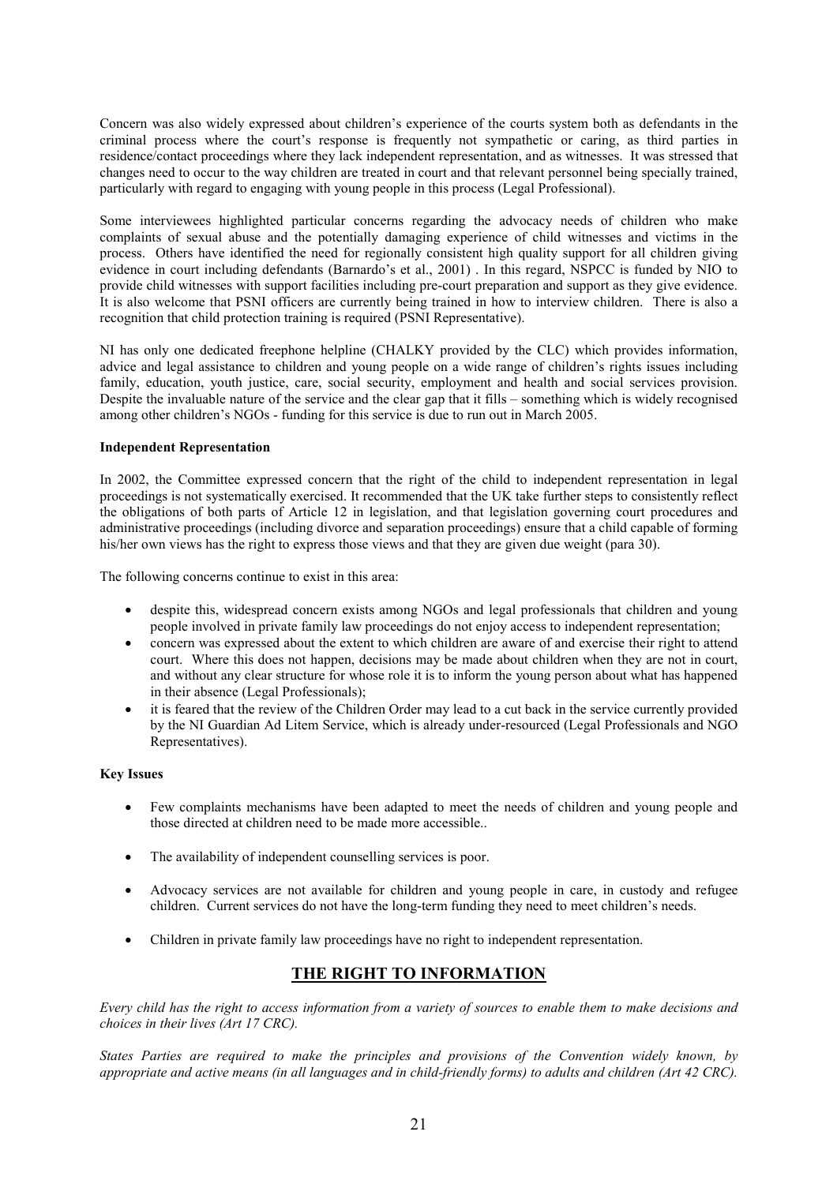Concern was also widely expressed about children's experience of the courts system both as defendants in the criminal process where the court's response is frequently not sympathetic or caring, as third parties in residence/contact proceedings where they lack independent representation, and as witnesses. It was stressed that changes need to occur to the way children are treated in court and that relevant personnel being specially trained, particularly with regard to engaging with young people in this process (Legal Professional).

Some interviewees highlighted particular concerns regarding the advocacy needs of children who make complaints of sexual abuse and the potentially damaging experience of child witnesses and victims in the process. Others have identified the need for regionally consistent high quality support for all children giving evidence in court including defendants (Barnardo's et al., 2001) . In this regard, NSPCC is funded by NIO to provide child witnesses with support facilities including pre-court preparation and support as they give evidence. It is also welcome that PSNI officers are currently being trained in how to interview children. There is also a recognition that child protection training is required (PSNI Representative).

NI has only one dedicated freephone helpline (CHALKY provided by the CLC) which provides information, advice and legal assistance to children and young people on a wide range of children's rights issues including family, education, youth justice, care, social security, employment and health and social services provision. Despite the invaluable nature of the service and the clear gap that it fills – something which is widely recognised among other children's NGOs - funding for this service is due to run out in March 2005.

**Independent Representation**

In 2002, the Committee expressed concern that the right of the child to independent representation in legal proceedings is not systematically exercised. It recommended that the UK take further steps to consistently reflect the obligations of both parts of Article 12 in legislation, and that legislation governing court procedures and administrative proceedings (including divorce and separation proceedings) ensure that a child capable of forming his/her own views has the right to express those views and that they are given due weight (para 30).

The following concerns continue to exist in this area:

- despite this, widespread concern exists among NGOs and legal professionals that children and young people involved in private family law proceedings do not enjoy access to independent representation;
- concern was expressed about the extent to which children are aware of and exercise their right to attend court. Where this does not happen, decisions may be made about children when they are not in court, and without any clear structure for whose role it is to inform the young person about what has happened in their absence (Legal Professionals);
- it is feared that the review of the Children Order may lead to a cut back in the service currently provided by the NI Guardian Ad Litem Service, which is already under-resourced (Legal Professionals and NGO Representatives).

**Key Issues**

- Few complaints mechanisms have been adapted to meet the needs of children and young people and those directed at children need to be made more accessible..
- The availability of independent counselling services is poor.
- Advocacy services are not available for children and young people in care, in custody and refugee children. Current services do not have the long-term funding they need to meet children's needs.
- Children in private family law proceedings have no right to independent representation.

## THE RIGHT TO INFORMATION

*Every child has the right to access information from a variety of sources to enable them to make decisions and choices in their lives (Art 17 CRC).*

*States Parties are required to make the principles and provisions of the Convention widely known, by appropriate and active means (in all languages and in child-friendly forms) to adults and children (Art 42 CRC).*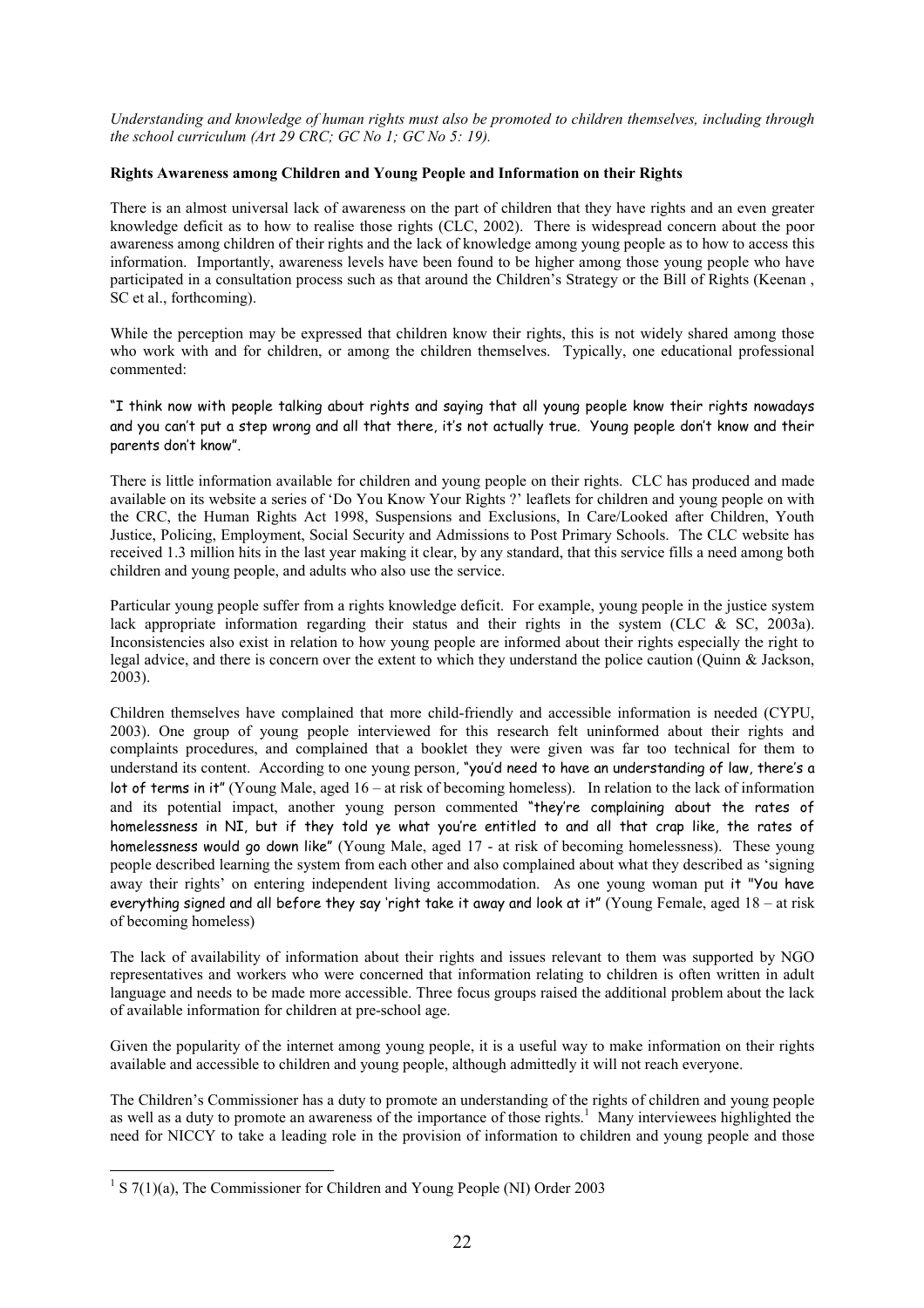*Understanding and knowledge of human rights must also be promoted to children themselves, including through the school curriculum (Art 29 CRC; GC No 1; GC No 5: 19).*

**Rights Awareness among Children and Young People and Information on their Rights**

There is an almost universal lack of awareness on the part of children that they have rights and an even greater knowledge deficit as to how to realise those rights (CLC, 2002). There is widespread concern about the poor awareness among children of their rights and the lack of knowledge among young people as to how to access this information. Importantly, awareness levels have been found to be higher among those young people who have participated in a consultation process such as that around the Children's Strategy or the Bill of Rights (Keenan , SC et al., forthcoming).

While the perception may be expressed that children know their rights, this is not widely shared among those who work with and for children, or among the children themselves. Typically, one educational professional commented:

"I think now with people talking about rights and saying that all young people know their rights nowadays and you can't put a step wrong and all that there, it's not actually true. Young people don't know and their parents don't know".

There is little information available for children and young people on their rights. CLC has produced and made available on its website a series of 'Do You Know Your Rights ?' leaflets for children and young people on with the CRC, the Human Rights Act 1998, Suspensions and Exclusions, In Care/Looked after Children, Youth Justice, Policing, Employment, Social Security and Admissions to Post Primary Schools. The CLC website has received 1.3 million hits in the last year making it clear, by any standard, that this service fills a need among both children and young people, and adults who also use the service.

Particular young people suffer from a rights knowledge deficit. For example, young people in the justice system lack appropriate information regarding their status and their rights in the system (CLC & SC, 2003a). Inconsistencies also exist in relation to how young people are informed about their rights especially the right to legal advice, and there is concern over the extent to which they understand the police caution (Quinn & Jackson, 2003).

Children themselves have complained that more child-friendly and accessible information is needed (CYPU, 2003). One group of young people interviewed for this research felt uninformed about their rights and complaints procedures, and complained that a booklet they were given was far too technical for them to understand its content. According to one young person, "you'd need to have an understanding of law, there's a lot of terms in it" (Young Male, aged 16 – at risk of becoming homeless). In relation to the lack of information and its potential impact, another young person commented "they're complaining about the rates of homelessness in NI, but if they told ye what you're entitled to and all that crap like, the rates of homelessness would go down like" (Young Male, aged 17 - at risk of becoming homelessness). These young people described learning the system from each other and also complained about what they described as 'signing away their rights' on entering independent living accommodation. As one young woman put it "You have everything signed and all before they say 'right take it away and look at it" (Young Female, aged 18 – at risk of becoming homeless)

The lack of availability of information about their rights and issues relevant to them was supported by NGO representatives and workers who were concerned that information relating to children is often written in adult language and needs to be made more accessible. Three focus groups raised the additional problem about the lack of available information for children at pre-school age.

Given the popularity of the internet among young people, it is a useful way to make information on their rights available and accessible to children and young people, although admittedly it will not reach everyone.

The Children's Commissioner has a duty to promote an understanding of the rights of children and young people as well as a duty to promote an awareness of the importance of those rights.[1] Many interviewees highlighted the need for NICCY to take a leading role in the provision of information to children and young people and those

[1] S 7(1)(a), The Commissioner for Children and Young People (NI) Order 2003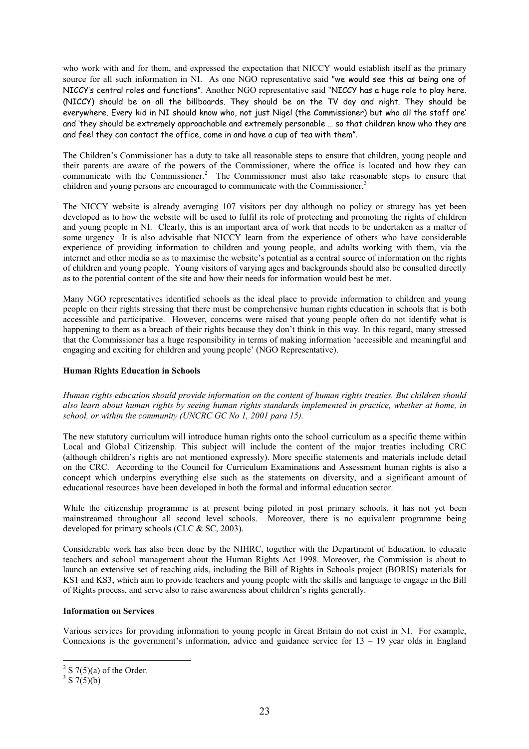who work with and for them, and expressed the expectation that NICCY would establish itself as the primary source for all such information in NI. As one NGO representative said "we would see this as being one of NICCY's central roles and functions". Another NGO representative said "NICCY has a huge role to play here. (NICCY) should be on all the billboards. They should be on the TV day and night. They should be everywhere. Every kid in NI should know who, not just Nigel (the Commissioner) but who all the staff are' and 'they should be extremely approachable and extremely personable … so that children know who they are and feel they can contact the office, come in and have a cup of tea with them".

The Children's Commissioner has a duty to take all reasonable steps to ensure that children, young people and their parents are aware of the powers of the Commissioner, where the office is located and how they can communicate with the Commissioner.[2] The Commissioner must also take reasonable steps to ensure that children and young persons are encouraged to communicate with the Commissioner.[3]

The NICCY website is already averaging 107 visitors per day although no policy or strategy has yet been developed as to how the website will be used to fulfil its role of protecting and promoting the rights of children and young people in NI. Clearly, this is an important area of work that needs to be undertaken as a matter of some urgency It is also advisable that NICCY learn from the experience of others who have considerable experience of providing information to children and young people, and adults working with them, via the internet and other media so as to maximise the website's potential as a central source of information on the rights of children and young people. Young visitors of varying ages and backgrounds should also be consulted directly as to the potential content of the site and how their needs for information would best be met.

Many NGO representatives identified schools as the ideal place to provide information to children and young people on their rights stressing that there must be comprehensive human rights education in schools that is both accessible and participative. However, concerns were raised that young people often do not identify what is happening to them as a breach of their rights because they don't think in this way. In this regard, many stressed that the Commissioner has a huge responsibility in terms of making information 'accessible and meaningful and engaging and exciting for children and young people' (NGO Representative).

**Human Rights Education in Schools**

*Human rights education should provide information on the content of human rights treaties. But children should also learn about human rights by seeing human rights standards implemented in practice, whether at home, in school, or within the community (UNCRC GC No 1, 2001 para 15).*

The new statutory curriculum will introduce human rights onto the school curriculum as a specific theme within Local and Global Citizenship. This subject will include the content of the major treaties including CRC (although children's rights are not mentioned expressly). More specific statements and materials include detail on the CRC. According to the Council for Curriculum Examinations and Assessment human rights is also a concept which underpins everything else such as the statements on diversity, and a significant amount of educational resources have been developed in both the formal and informal education sector.

While the citizenship programme is at present being piloted in post primary schools, it has not yet been mainstreamed throughout all second level schools. Moreover, there is no equivalent programme being developed for primary schools (CLC & SC, 2003).

Considerable work has also been done by the NIHRC, together with the Department of Education, to educate teachers and school management about the Human Rights Act 1998. Moreover, the Commission is about to launch an extensive set of teaching aids, including the Bill of Rights in Schools project (BORIS) materials for KS1 and KS3, which aim to provide teachers and young people with the skills and language to engage in the Bill of Rights process, and serve also to raise awareness about children's rights generally.

**Information on Services**

Various services for providing information to young people in Great Britain do not exist in NI. For example, Connexions is the government's information, advice and guidance service for 13 – 19 year olds in England

---

[2] S 7(5)(a) of the Order.

[3] S 7(5)(b)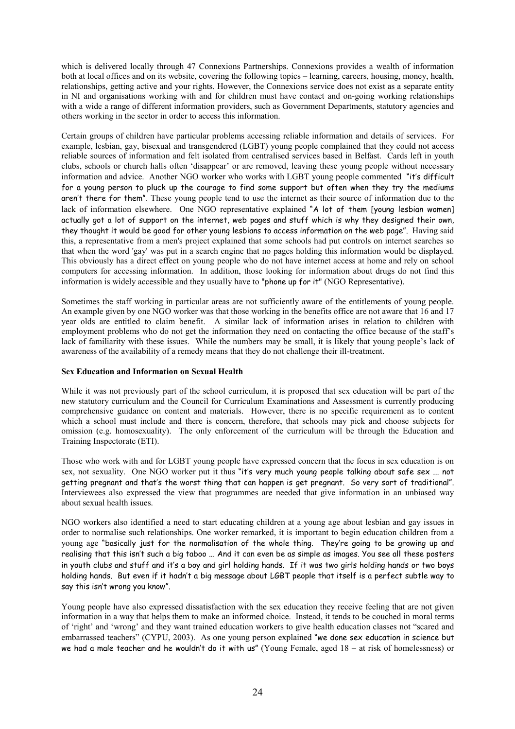which is delivered locally through 47 Connexions Partnerships. Connexions provides a wealth of information both at local offices and on its website, covering the following topics – learning, careers, housing, money, health, relationships, getting active and your rights. However, the Connexions service does not exist as a separate entity in NI and organisations working with and for children must have contact and on-going working relationships with a wide a range of different information providers, such as Government Departments, statutory agencies and others working in the sector in order to access this information.

Certain groups of children have particular problems accessing reliable information and details of services. For example, lesbian, gay, bisexual and transgendered (LGBT) young people complained that they could not access reliable sources of information and felt isolated from centralised services based in Belfast. Cards left in youth clubs, schools or church halls often 'disappear' or are removed, leaving these young people without necessary information and advice. Another NGO worker who works with LGBT young people commented "it's difficult for a young person to pluck up the courage to find some support but often when they try the mediums aren't there for them". These young people tend to use the internet as their source of information due to the lack of information elsewhere. One NGO representative explained "A lot of them [young lesbian women] actually got a lot of support on the internet, web pages and stuff which is why they designed their own, they thought it would be good for other young lesbians to access information on the web page". Having said this, a representative from a men's project explained that some schools had put controls on internet searches so that when the word 'gay' was put in a search engine that no pages holding this information would be displayed. This obviously has a direct effect on young people who do not have internet access at home and rely on school computers for accessing information. In addition, those looking for information about drugs do not find this information is widely accessible and they usually have to "phone up for it" (NGO Representative).

Sometimes the staff working in particular areas are not sufficiently aware of the entitlements of young people. An example given by one NGO worker was that those working in the benefits office are not aware that 16 and 17 year olds are entitled to claim benefit. A similar lack of information arises in relation to children with employment problems who do not get the information they need on contacting the office because of the staff's lack of familiarity with these issues. While the numbers may be small, it is likely that young people's lack of awareness of the availability of a remedy means that they do not challenge their ill-treatment.

**Sex Education and Information on Sexual Health**

While it was not previously part of the school curriculum, it is proposed that sex education will be part of the new statutory curriculum and the Council for Curriculum Examinations and Assessment is currently producing comprehensive guidance on content and materials. However, there is no specific requirement as to content which a school must include and there is concern, therefore, that schools may pick and choose subjects for omission (e.g. homosexuality). The only enforcement of the curriculum will be through the Education and Training Inspectorate (ETI).

Those who work with and for LGBT young people have expressed concern that the focus in sex education is on sex, not sexuality. One NGO worker put it thus "it's very much young people talking about safe sex ... not getting pregnant and that's the worst thing that can happen is get pregnant. So very sort of traditional". Interviewees also expressed the view that programmes are needed that give information in an unbiased way about sexual health issues.

NGO workers also identified a need to start educating children at a young age about lesbian and gay issues in order to normalise such relationships. One worker remarked, it is important to begin education children from a young age "basically just for the normalisation of the whole thing. They're going to be growing up and realising that this isn't such a big taboo ... And it can even be as simple as images. You see all these posters in youth clubs and stuff and it's a boy and girl holding hands. If it was two girls holding hands or two boys holding hands. But even if it hadn't a big message about LGBT people that itself is a perfect subtle way to say this isn't wrong you know".

Young people have also expressed dissatisfaction with the sex education they receive feeling that are not given information in a way that helps them to make an informed choice. Instead, it tends to be couched in moral terms of 'right' and 'wrong' and they want trained education workers to give health education classes not "scared and embarrassed teachers" (CYPU, 2003). As one young person explained "we done sex education in science but we had a male teacher and he wouldn't do it with us" (Young Female, aged 18 – at risk of homelessness) or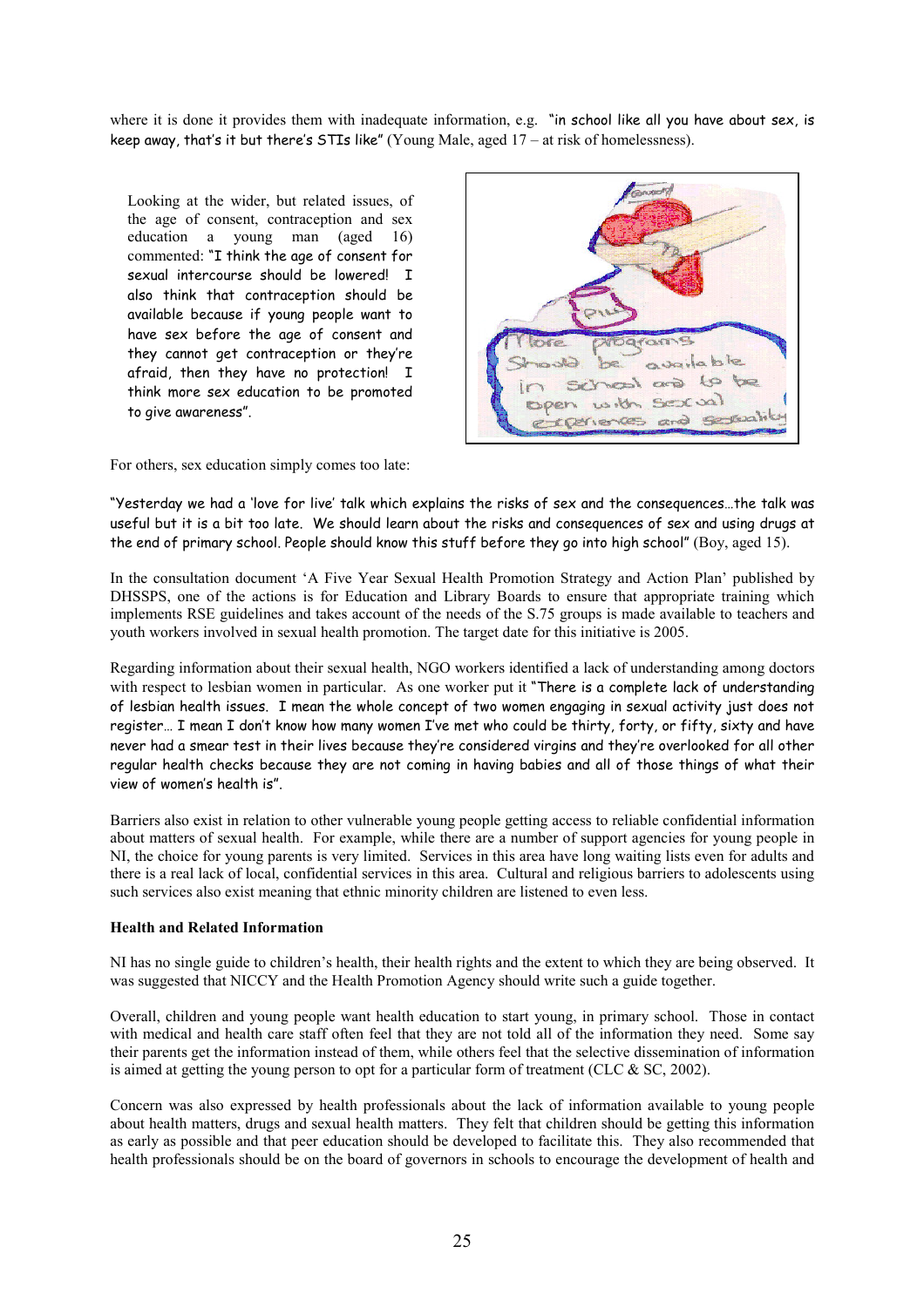where it is done it provides them with inadequate information, e.g. "in school like all you have about sex, is keep away, that's it but there's STIs like" (Young Male, aged 17 – at risk of homelessness).

Looking at the wider, but related issues, of the age of consent, contraception and sex education a young man (aged 16) commented: "I think the age of consent for sexual intercourse should be lowered! I also think that contraception should be available because if young people want to have sex before the age of consent and they cannot get contraception or they're afraid, then they have no protection! I think more sex education to be promoted to give awareness".

For others, sex education simply comes too late:

"Yesterday we had a 'love for live' talk which explains the risks of sex and the consequences…the talk was useful but it is a bit too late. We should learn about the risks and consequences of sex and using drugs at the end of primary school. People should know this stuff before they go into high school" (Boy, aged 15).

In the consultation document 'A Five Year Sexual Health Promotion Strategy and Action Plan' published by DHSSPS, one of the actions is for Education and Library Boards to ensure that appropriate training which implements RSE guidelines and takes account of the needs of the S.75 groups is made available to teachers and youth workers involved in sexual health promotion. The target date for this initiative is 2005.

Regarding information about their sexual health, NGO workers identified a lack of understanding among doctors with respect to lesbian women in particular. As one worker put it "There is a complete lack of understanding of lesbian health issues. I mean the whole concept of two women engaging in sexual activity just does not register… I mean I don't know how many women I've met who could be thirty, forty, or fifty, sixty and have never had a smear test in their lives because they're considered virgins and they're overlooked for all other regular health checks because they are not coming in having babies and all of those things of what their view of women's health is".

Barriers also exist in relation to other vulnerable young people getting access to reliable confidential information about matters of sexual health. For example, while there are a number of support agencies for young people in NI, the choice for young parents is very limited. Services in this area have long waiting lists even for adults and there is a real lack of local, confidential services in this area. Cultural and religious barriers to adolescents using such services also exist meaning that ethnic minority children are listened to even less.

**Health and Related Information**

NI has no single guide to children's health, their health rights and the extent to which they are being observed. It was suggested that NICCY and the Health Promotion Agency should write such a guide together.

Overall, children and young people want health education to start young, in primary school. Those in contact with medical and health care staff often feel that they are not told all of the information they need. Some say their parents get the information instead of them, while others feel that the selective dissemination of information is aimed at getting the young person to opt for a particular form of treatment (CLC & SC, 2002).

Concern was also expressed by health professionals about the lack of information available to young people about health matters, drugs and sexual health matters. They felt that children should be getting this information as early as possible and that peer education should be developed to facilitate this. They also recommended that health professionals should be on the board of governors in schools to encourage the development of health and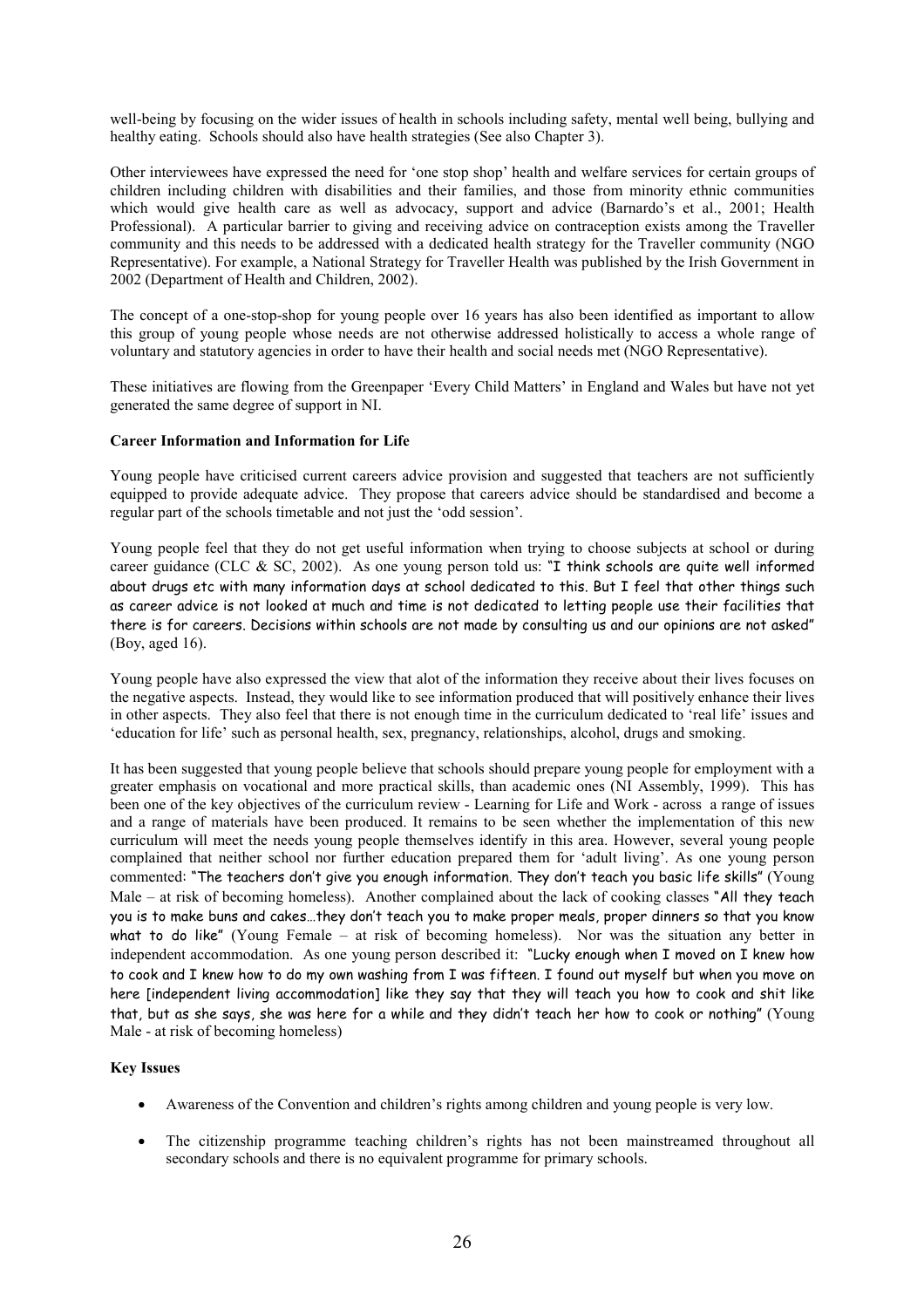well-being by focusing on the wider issues of health in schools including safety, mental well being, bullying and healthy eating. Schools should also have health strategies (See also Chapter 3).

Other interviewees have expressed the need for 'one stop shop' health and welfare services for certain groups of children including children with disabilities and their families, and those from minority ethnic communities which would give health care as well as advocacy, support and advice (Barnardo's et al., 2001; Health Professional). A particular barrier to giving and receiving advice on contraception exists among the Traveller community and this needs to be addressed with a dedicated health strategy for the Traveller community (NGO Representative). For example, a National Strategy for Traveller Health was published by the Irish Government in 2002 (Department of Health and Children, 2002).

The concept of a one-stop-shop for young people over 16 years has also been identified as important to allow this group of young people whose needs are not otherwise addressed holistically to access a whole range of voluntary and statutory agencies in order to have their health and social needs met (NGO Representative).

These initiatives are flowing from the Greenpaper 'Every Child Matters' in England and Wales but have not yet generated the same degree of support in NI.

**Career Information and Information for Life**

Young people have criticised current careers advice provision and suggested that teachers are not sufficiently equipped to provide adequate advice. They propose that careers advice should be standardised and become a regular part of the schools timetable and not just the 'odd session'.

Young people feel that they do not get useful information when trying to choose subjects at school or during career guidance (CLC & SC, 2002). As one young person told us: "I think schools are quite well informed about drugs etc with many information days at school dedicated to this. But I feel that other things such as career advice is not looked at much and time is not dedicated to letting people use their facilities that there is for careers. Decisions within schools are not made by consulting us and our opinions are not asked" (Boy, aged 16).

Young people have also expressed the view that alot of the information they receive about their lives focuses on the negative aspects. Instead, they would like to see information produced that will positively enhance their lives in other aspects. They also feel that there is not enough time in the curriculum dedicated to 'real life' issues and 'education for life' such as personal health, sex, pregnancy, relationships, alcohol, drugs and smoking.

It has been suggested that young people believe that schools should prepare young people for employment with a greater emphasis on vocational and more practical skills, than academic ones (NI Assembly, 1999). This has been one of the key objectives of the curriculum review - Learning for Life and Work - across a range of issues and a range of materials have been produced. It remains to be seen whether the implementation of this new curriculum will meet the needs young people themselves identify in this area. However, several young people complained that neither school nor further education prepared them for 'adult living'. As one young person commented: "The teachers don't give you enough information. They don't teach you basic life skills" (Young Male – at risk of becoming homeless). Another complained about the lack of cooking classes "All they teach you is to make buns and cakes…they don't teach you to make proper meals, proper dinners so that you know what to do like" (Young Female – at risk of becoming homeless). Nor was the situation any better in independent accommodation. As one young person described it: "Lucky enough when I moved on I knew how to cook and I knew how to do my own washing from I was fifteen. I found out myself but when you move on here [independent living accommodation] like they say that they will teach you how to cook and shit like that, but as she says, she was here for a while and they didn't teach her how to cook or nothing" (Young Male - at risk of becoming homeless)

**Key Issues**

- Awareness of the Convention and children's rights among children and young people is very low.
- The citizenship programme teaching children's rights has not been mainstreamed throughout all secondary schools and there is no equivalent programme for primary schools.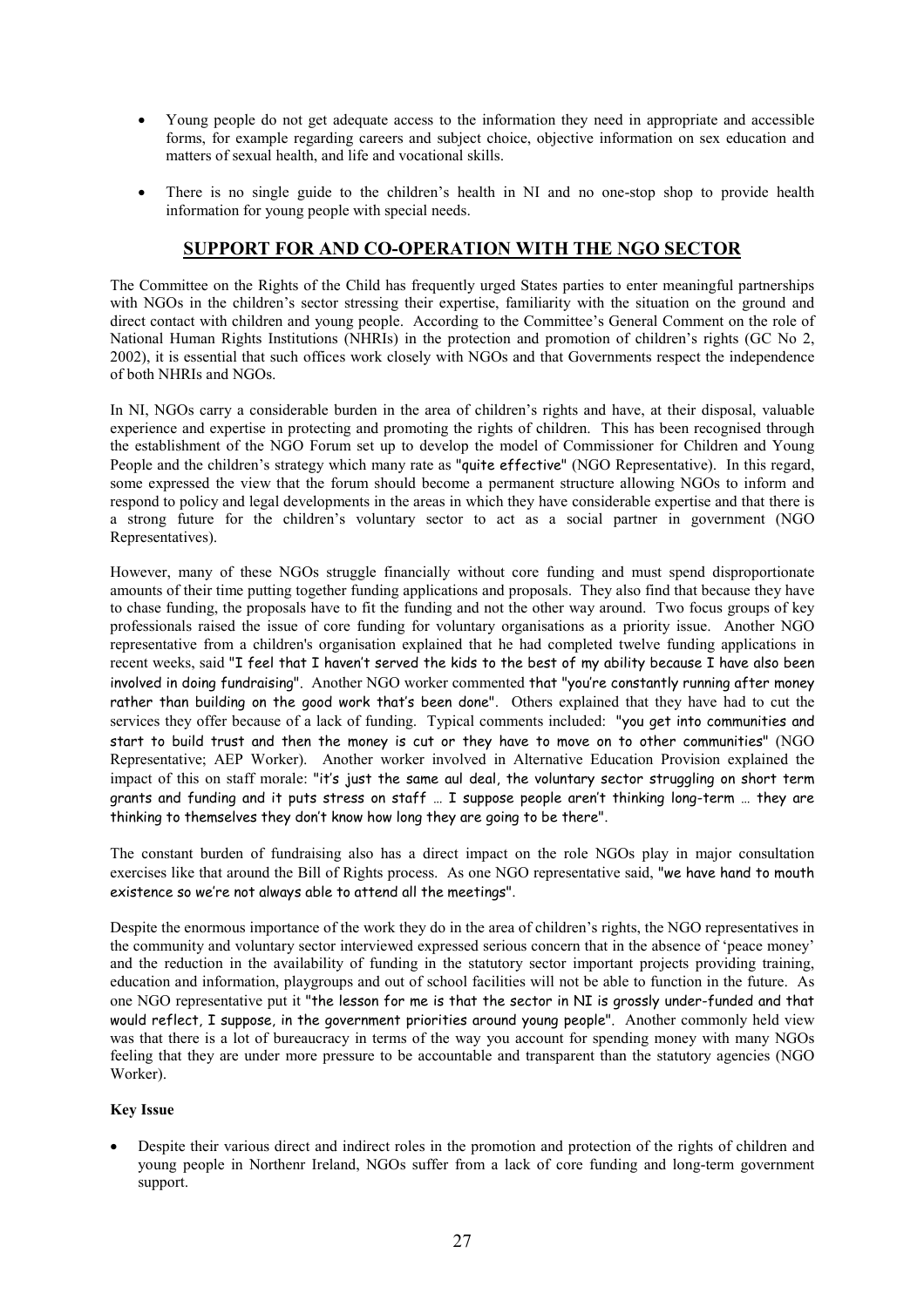- Young people do not get adequate access to the information they need in appropriate and accessible forms, for example regarding careers and subject choice, objective information on sex education and matters of sexual health, and life and vocational skills.
- There is no single guide to the children's health in NI and no one-stop shop to provide health information for young people with special needs.

## SUPPORT FOR AND CO-OPERATION WITH THE NGO SECTOR

The Committee on the Rights of the Child has frequently urged States parties to enter meaningful partnerships with NGOs in the children's sector stressing their expertise, familiarity with the situation on the ground and direct contact with children and young people. According to the Committee's General Comment on the role of National Human Rights Institutions (NHRIs) in the protection and promotion of children's rights (GC No 2, 2002), it is essential that such offices work closely with NGOs and that Governments respect the independence of both NHRIs and NGOs.

In NI, NGOs carry a considerable burden in the area of children's rights and have, at their disposal, valuable experience and expertise in protecting and promoting the rights of children. This has been recognised through the establishment of the NGO Forum set up to develop the model of Commissioner for Children and Young People and the children's strategy which many rate as "quite effective" (NGO Representative). In this regard, some expressed the view that the forum should become a permanent structure allowing NGOs to inform and respond to policy and legal developments in the areas in which they have considerable expertise and that there is a strong future for the children's voluntary sector to act as a social partner in government (NGO Representatives).

However, many of these NGOs struggle financially without core funding and must spend disproportionate amounts of their time putting together funding applications and proposals. They also find that because they have to chase funding, the proposals have to fit the funding and not the other way around. Two focus groups of key professionals raised the issue of core funding for voluntary organisations as a priority issue. Another NGO representative from a children's organisation explained that he had completed twelve funding applications in recent weeks, said "I feel that I haven't served the kids to the best of my ability because I have also been involved in doing fundraising". Another NGO worker commented that "you're constantly running after money rather than building on the good work that's been done". Others explained that they have had to cut the services they offer because of a lack of funding. Typical comments included: "you get into communities and start to build trust and then the money is cut or they have to move on to other communities" (NGO Representative; AEP Worker). Another worker involved in Alternative Education Provision explained the impact of this on staff morale: "it's just the same aul deal, the voluntary sector struggling on short term grants and funding and it puts stress on staff … I suppose people aren't thinking long-term … they are thinking to themselves they don't know how long they are going to be there".

The constant burden of fundraising also has a direct impact on the role NGOs play in major consultation exercises like that around the Bill of Rights process. As one NGO representative said, "we have hand to mouth existence so we're not always able to attend all the meetings".

Despite the enormous importance of the work they do in the area of children's rights, the NGO representatives in the community and voluntary sector interviewed expressed serious concern that in the absence of 'peace money' and the reduction in the availability of funding in the statutory sector important projects providing training, education and information, playgroups and out of school facilities will not be able to function in the future. As one NGO representative put it "the lesson for me is that the sector in NI is grossly under-funded and that would reflect, I suppose, in the government priorities around young people". Another commonly held view was that there is a lot of bureaucracy in terms of the way you account for spending money with many NGOs feeling that they are under more pressure to be accountable and transparent than the statutory agencies (NGO Worker).

**Key Issue**

- Despite their various direct and indirect roles in the promotion and protection of the rights of children and young people in Northenr Ireland, NGOs suffer from a lack of core funding and long-term government support.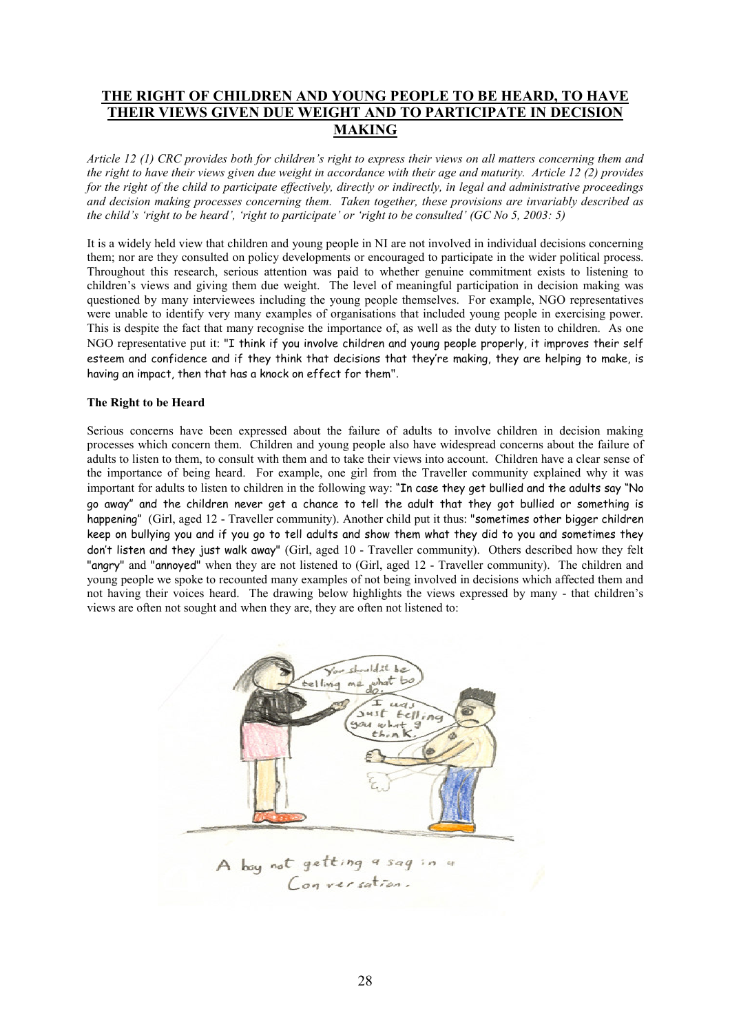## THE RIGHT OF CHILDREN AND YOUNG PEOPLE TO BE HEARD, TO HAVE THEIR VIEWS GIVEN DUE WEIGHT AND TO PARTICIPATE IN DECISION MAKING

*Article 12 (1) CRC provides both for children's right to express their views on all matters concerning them and the right to have their views given due weight in accordance with their age and maturity. Article 12 (2) provides for the right of the child to participate effectively, directly or indirectly, in legal and administrative proceedings and decision making processes concerning them. Taken together, these provisions are invariably described as the child's 'right to be heard', 'right to participate' or 'right to be consulted' (GC No 5, 2003: 5)*

It is a widely held view that children and young people in NI are not involved in individual decisions concerning them; nor are they consulted on policy developments or encouraged to participate in the wider political process. Throughout this research, serious attention was paid to whether genuine commitment exists to listening to children's views and giving them due weight. The level of meaningful participation in decision making was questioned by many interviewees including the young people themselves. For example, NGO representatives were unable to identify very many examples of organisations that included young people in exercising power. This is despite the fact that many recognise the importance of, as well as the duty to listen to children. As one NGO representative put it: "I think if you involve children and young people properly, it improves their self esteem and confidence and if they think that decisions that they're making, they are helping to make, is having an impact, then that has a knock on effect for them".

**The Right to be Heard**

Serious concerns have been expressed about the failure of adults to involve children in decision making processes which concern them. Children and young people also have widespread concerns about the failure of adults to listen to them, to consult with them and to take their views into account. Children have a clear sense of the importance of being heard. For example, one girl from the Traveller community explained why it was important for adults to listen to children in the following way: "In case they get bullied and the adults say "No go away" and the children never get a chance to tell the adult that they got bullied or something is happening" (Girl, aged 12 - Traveller community). Another child put it thus: "sometimes other bigger children keep on bullying you and if you go to tell adults and show them what they did to you and sometimes they don't listen and they just walk away" (Girl, aged 10 - Traveller community). Others described how they felt "angry" and "annoyed" when they are not listened to (Girl, aged 12 - Traveller community). The children and young people we spoke to recounted many examples of not being involved in decisions which affected them and not having their voices heard. The drawing below highlights the views expressed by many - that children's views are often not sought and when they are, they are often not listened to:

A boy not getting a say in a Conversation.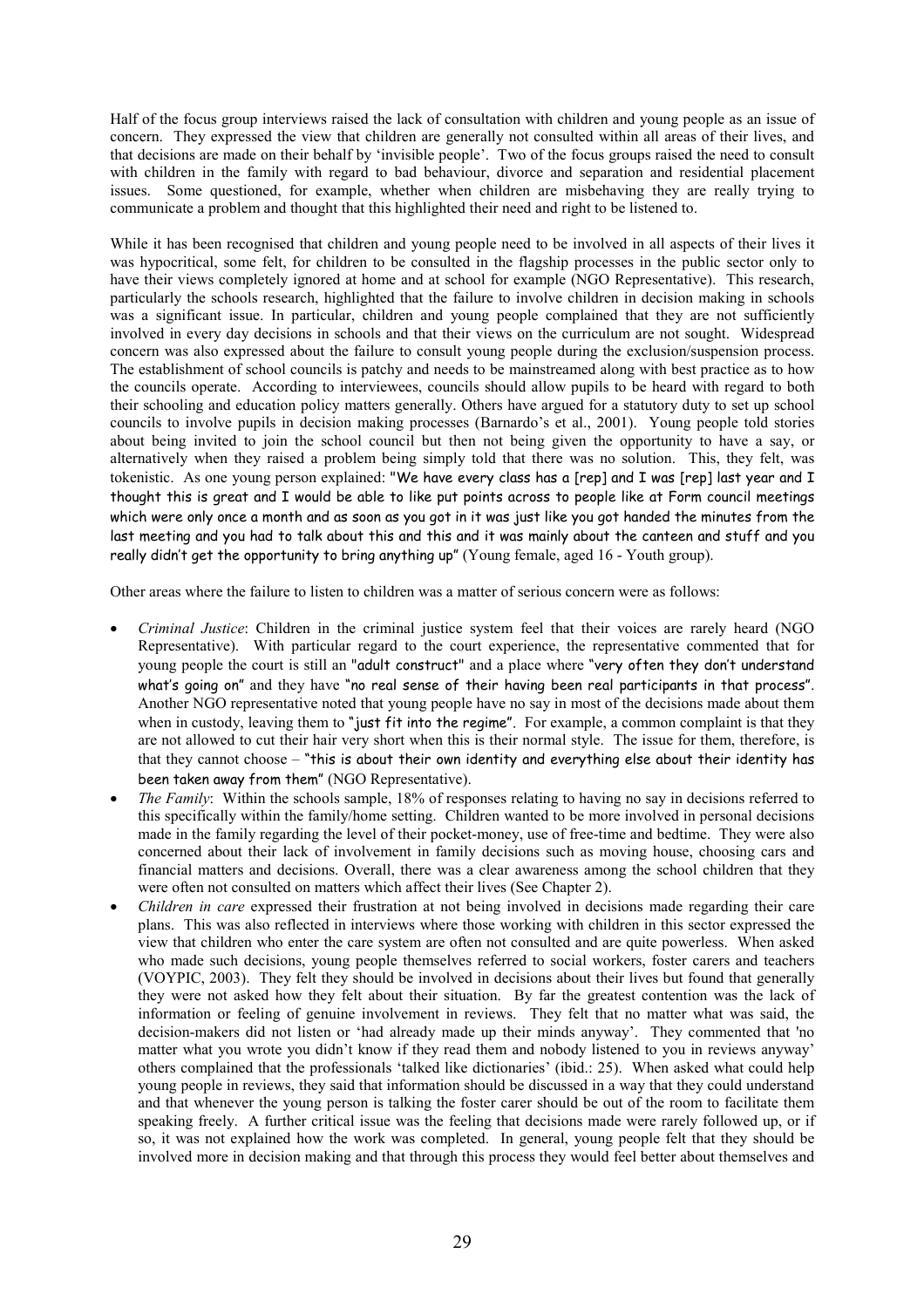Half of the focus group interviews raised the lack of consultation with children and young people as an issue of concern. They expressed the view that children are generally not consulted within all areas of their lives, and that decisions are made on their behalf by 'invisible people'. Two of the focus groups raised the need to consult with children in the family with regard to bad behaviour, divorce and separation and residential placement issues. Some questioned, for example, whether when children are misbehaving they are really trying to communicate a problem and thought that this highlighted their need and right to be listened to.

While it has been recognised that children and young people need to be involved in all aspects of their lives it was hypocritical, some felt, for children to be consulted in the flagship processes in the public sector only to have their views completely ignored at home and at school for example (NGO Representative). This research, particularly the schools research, highlighted that the failure to involve children in decision making in schools was a significant issue. In particular, children and young people complained that they are not sufficiently involved in every day decisions in schools and that their views on the curriculum are not sought. Widespread concern was also expressed about the failure to consult young people during the exclusion/suspension process. The establishment of school councils is patchy and needs to be mainstreamed along with best practice as to how the councils operate. According to interviewees, councils should allow pupils to be heard with regard to both their schooling and education policy matters generally. Others have argued for a statutory duty to set up school councils to involve pupils in decision making processes (Barnardo's et al., 2001). Young people told stories about being invited to join the school council but then not being given the opportunity to have a say, or alternatively when they raised a problem being simply told that there was no solution. This, they felt, was tokenistic. As one young person explained: "We have every class has a [rep] and I was [rep] last year and I thought this is great and I would be able to like put points across to people like at Form council meetings which were only once a month and as soon as you got in it was just like you got handed the minutes from the last meeting and you had to talk about this and this and it was mainly about the canteen and stuff and you really didn't get the opportunity to bring anything up" (Young female, aged 16 - Youth group).

Other areas where the failure to listen to children was a matter of serious concern were as follows:

- *Criminal Justice*: Children in the criminal justice system feel that their voices are rarely heard (NGO Representative). With particular regard to the court experience, the representative commented that for young people the court is still an "adult construct" and a place where "very often they don't understand what's going on" and they have "no real sense of their having been real participants in that process". Another NGO representative noted that young people have no say in most of the decisions made about them when in custody, leaving them to "just fit into the regime". For example, a common complaint is that they are not allowed to cut their hair very short when this is their normal style. The issue for them, therefore, is that they cannot choose – "this is about their own identity and everything else about their identity has been taken away from them" (NGO Representative).
- *The Family*: Within the schools sample, 18% of responses relating to having no say in decisions referred to this specifically within the family/home setting. Children wanted to be more involved in personal decisions made in the family regarding the level of their pocket-money, use of free-time and bedtime. They were also concerned about their lack of involvement in family decisions such as moving house, choosing cars and financial matters and decisions. Overall, there was a clear awareness among the school children that they were often not consulted on matters which affect their lives (See Chapter 2).
- *Children in care* expressed their frustration at not being involved in decisions made regarding their care plans. This was also reflected in interviews where those working with children in this sector expressed the view that children who enter the care system are often not consulted and are quite powerless. When asked who made such decisions, young people themselves referred to social workers, foster carers and teachers (VOYPIC, 2003). They felt they should be involved in decisions about their lives but found that generally they were not asked how they felt about their situation. By far the greatest contention was the lack of information or feeling of genuine involvement in reviews. They felt that no matter what was said, the decision-makers did not listen or 'had already made up their minds anyway'. They commented that 'no matter what you wrote you didn't know if they read them and nobody listened to you in reviews anyway' others complained that the professionals 'talked like dictionaries' (ibid.: 25). When asked what could help young people in reviews, they said that information should be discussed in a way that they could understand and that whenever the young person is talking the foster carer should be out of the room to facilitate them speaking freely. A further critical issue was the feeling that decisions made were rarely followed up, or if so, it was not explained how the work was completed. In general, young people felt that they should be involved more in decision making and that through this process they would feel better about themselves and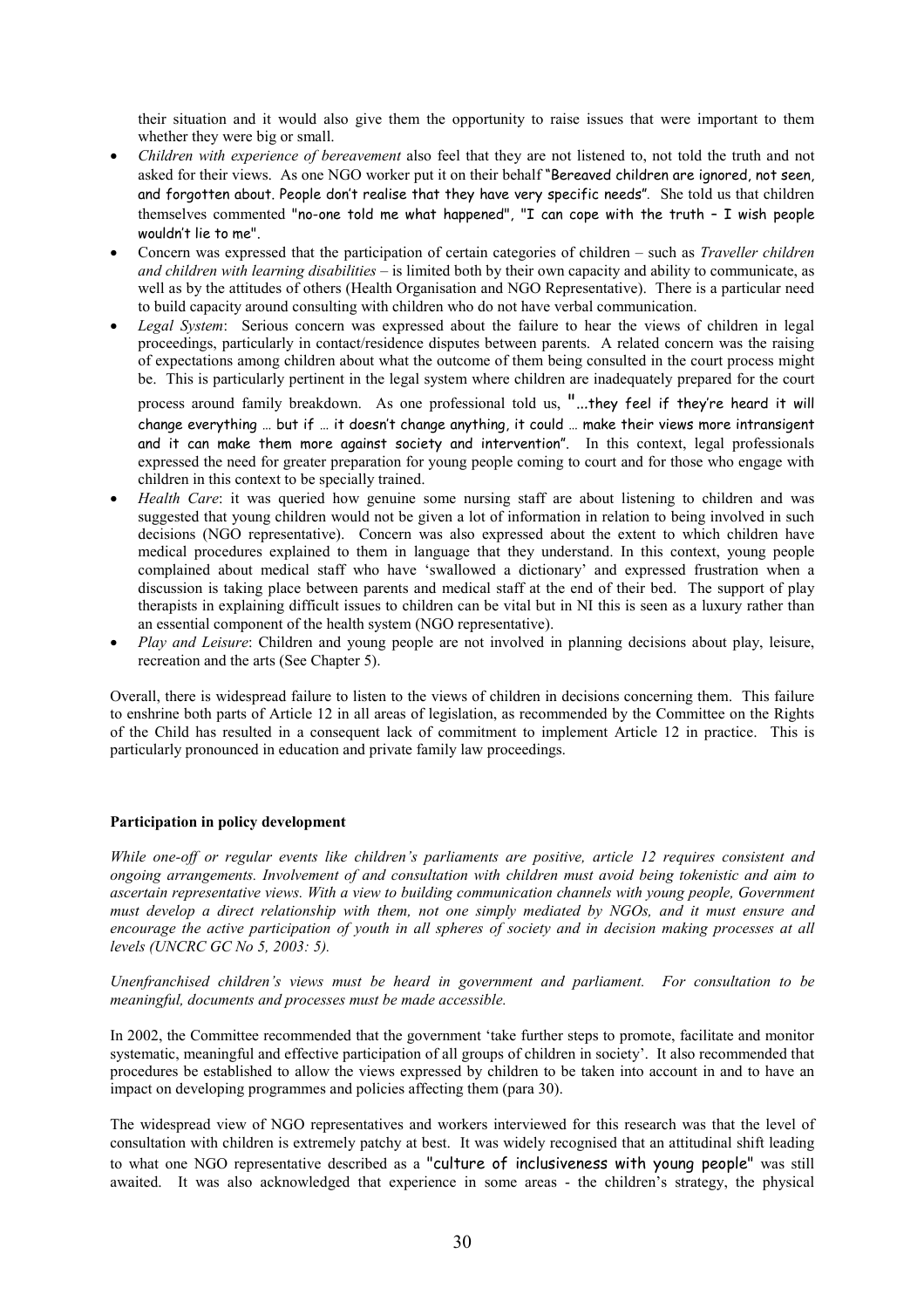their situation and it would also give them the opportunity to raise issues that were important to them whether they were big or small.

- *Children with experience of bereavement* also feel that they are not listened to, not told the truth and not asked for their views. As one NGO worker put it on their behalf "Bereaved children are ignored, not seen, and forgotten about. People don't realise that they have very specific needs". She told us that children themselves commented "no-one told me what happened", "I can cope with the truth – I wish people wouldn't lie to me".
- Concern was expressed that the participation of certain categories of children – such as *Traveller children and children with learning disabilities* – is limited both by their own capacity and ability to communicate, as well as by the attitudes of others (Health Organisation and NGO Representative). There is a particular need to build capacity around consulting with children who do not have verbal communication.
- *Legal System*: Serious concern was expressed about the failure to hear the views of children in legal proceedings, particularly in contact/residence disputes between parents. A related concern was the raising of expectations among children about what the outcome of them being consulted in the court process might be. This is particularly pertinent in the legal system where children are inadequately prepared for the court process around family breakdown. As one professional told us, "...they feel if they're heard it will change everything … but if … it doesn't change anything, it could … make their views more intransigent and it can make them more against society and intervention". In this context, legal professionals expressed the need for greater preparation for young people coming to court and for those who engage with children in this context to be specially trained.
- *Health Care*: it was queried how genuine some nursing staff are about listening to children and was suggested that young children would not be given a lot of information in relation to being involved in such decisions (NGO representative). Concern was also expressed about the extent to which children have medical procedures explained to them in language that they understand. In this context, young people complained about medical staff who have 'swallowed a dictionary' and expressed frustration when a discussion is taking place between parents and medical staff at the end of their bed. The support of play therapists in explaining difficult issues to children can be vital but in NI this is seen as a luxury rather than an essential component of the health system (NGO representative).
- *Play and Leisure*: Children and young people are not involved in planning decisions about play, leisure, recreation and the arts (See Chapter 5).

Overall, there is widespread failure to listen to the views of children in decisions concerning them. This failure to enshrine both parts of Article 12 in all areas of legislation, as recommended by the Committee on the Rights of the Child has resulted in a consequent lack of commitment to implement Article 12 in practice. This is particularly pronounced in education and private family law proceedings.

**Participation in policy development**

*While one-off or regular events like children's parliaments are positive, article 12 requires consistent and ongoing arrangements. Involvement of and consultation with children must avoid being tokenistic and aim to ascertain representative views. With a view to building communication channels with young people, Government must develop a direct relationship with them, not one simply mediated by NGOs, and it must ensure and encourage the active participation of youth in all spheres of society and in decision making processes at all levels (UNCRC GC No 5, 2003: 5).*

*Unenfranchised children's views must be heard in government and parliament. For consultation to be meaningful, documents and processes must be made accessible.*

In 2002, the Committee recommended that the government 'take further steps to promote, facilitate and monitor systematic, meaningful and effective participation of all groups of children in society'. It also recommended that procedures be established to allow the views expressed by children to be taken into account in and to have an impact on developing programmes and policies affecting them (para 30).

The widespread view of NGO representatives and workers interviewed for this research was that the level of consultation with children is extremely patchy at best. It was widely recognised that an attitudinal shift leading to what one NGO representative described as a "culture of inclusiveness with young people" was still awaited. It was also acknowledged that experience in some areas - the children's strategy, the physical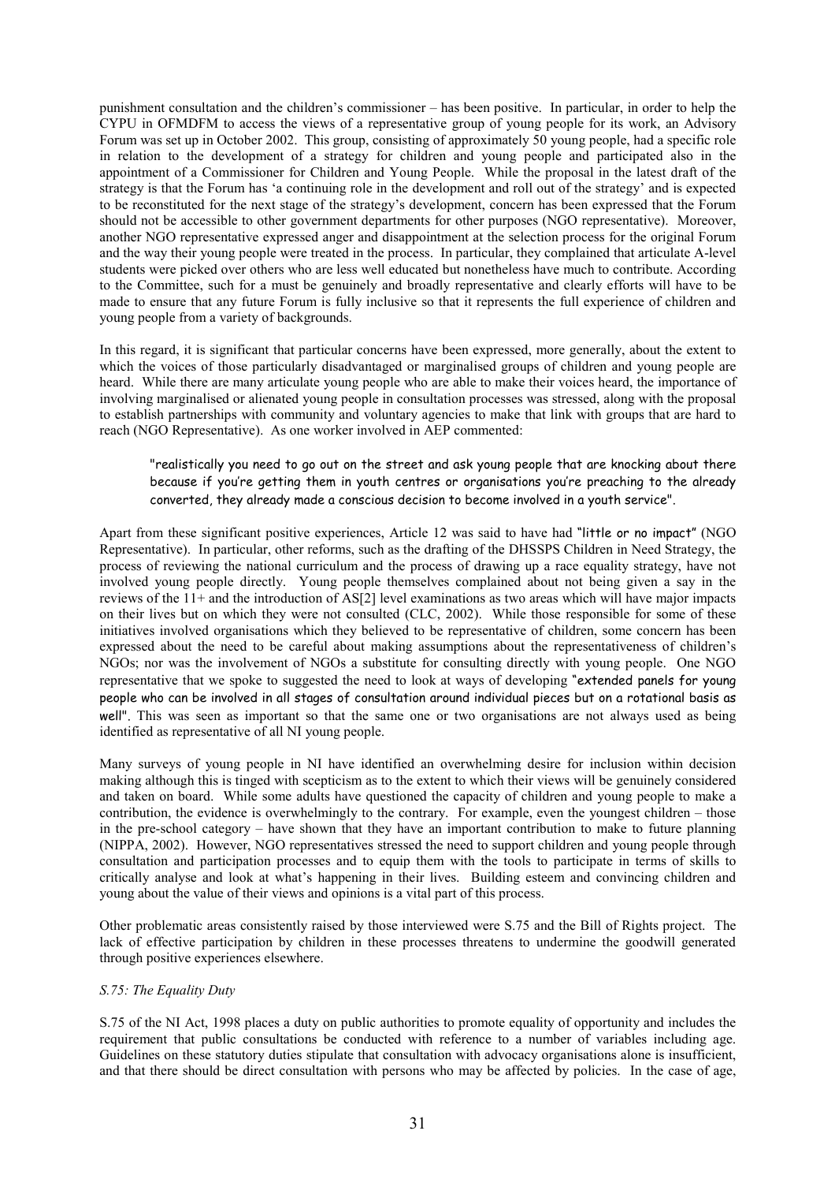punishment consultation and the children's commissioner – has been positive. In particular, in order to help the CYPU in OFMDFM to access the views of a representative group of young people for its work, an Advisory Forum was set up in October 2002. This group, consisting of approximately 50 young people, had a specific role in relation to the development of a strategy for children and young people and participated also in the appointment of a Commissioner for Children and Young People. While the proposal in the latest draft of the strategy is that the Forum has 'a continuing role in the development and roll out of the strategy' and is expected to be reconstituted for the next stage of the strategy's development, concern has been expressed that the Forum should not be accessible to other government departments for other purposes (NGO representative). Moreover, another NGO representative expressed anger and disappointment at the selection process for the original Forum and the way their young people were treated in the process. In particular, they complained that articulate A-level students were picked over others who are less well educated but nonetheless have much to contribute. According to the Committee, such for a must be genuinely and broadly representative and clearly efforts will have to be made to ensure that any future Forum is fully inclusive so that it represents the full experience of children and young people from a variety of backgrounds.

In this regard, it is significant that particular concerns have been expressed, more generally, about the extent to which the voices of those particularly disadvantaged or marginalised groups of children and young people are heard. While there are many articulate young people who are able to make their voices heard, the importance of involving marginalised or alienated young people in consultation processes was stressed, along with the proposal to establish partnerships with community and voluntary agencies to make that link with groups that are hard to reach (NGO Representative). As one worker involved in AEP commented:

> "realistically you need to go out on the street and ask young people that are knocking about there because if you're getting them in youth centres or organisations you're preaching to the already converted, they already made a conscious decision to become involved in a youth service".

Apart from these significant positive experiences, Article 12 was said to have had "little or no impact" (NGO Representative). In particular, other reforms, such as the drafting of the DHSSPS Children in Need Strategy, the process of reviewing the national curriculum and the process of drawing up a race equality strategy, have not involved young people directly. Young people themselves complained about not being given a say in the reviews of the 11+ and the introduction of AS[2] level examinations as two areas which will have major impacts on their lives but on which they were not consulted (CLC, 2002). While those responsible for some of these initiatives involved organisations which they believed to be representative of children, some concern has been expressed about the need to be careful about making assumptions about the representativeness of children's NGOs; nor was the involvement of NGOs a substitute for consulting directly with young people. One NGO representative that we spoke to suggested the need to look at ways of developing "extended panels for young people who can be involved in all stages of consultation around individual pieces but on a rotational basis as well". This was seen as important so that the same one or two organisations are not always used as being identified as representative of all NI young people.

Many surveys of young people in NI have identified an overwhelming desire for inclusion within decision making although this is tinged with scepticism as to the extent to which their views will be genuinely considered and taken on board. While some adults have questioned the capacity of children and young people to make a contribution, the evidence is overwhelmingly to the contrary. For example, even the youngest children – those in the pre-school category – have shown that they have an important contribution to make to future planning (NIPPA, 2002). However, NGO representatives stressed the need to support children and young people through consultation and participation processes and to equip them with the tools to participate in terms of skills to critically analyse and look at what's happening in their lives. Building esteem and convincing children and young about the value of their views and opinions is a vital part of this process.

Other problematic areas consistently raised by those interviewed were S.75 and the Bill of Rights project. The lack of effective participation by children in these processes threatens to undermine the goodwill generated through positive experiences elsewhere.

*S.75: The Equality Duty*

S.75 of the NI Act, 1998 places a duty on public authorities to promote equality of opportunity and includes the requirement that public consultations be conducted with reference to a number of variables including age. Guidelines on these statutory duties stipulate that consultation with advocacy organisations alone is insufficient, and that there should be direct consultation with persons who may be affected by policies. In the case of age,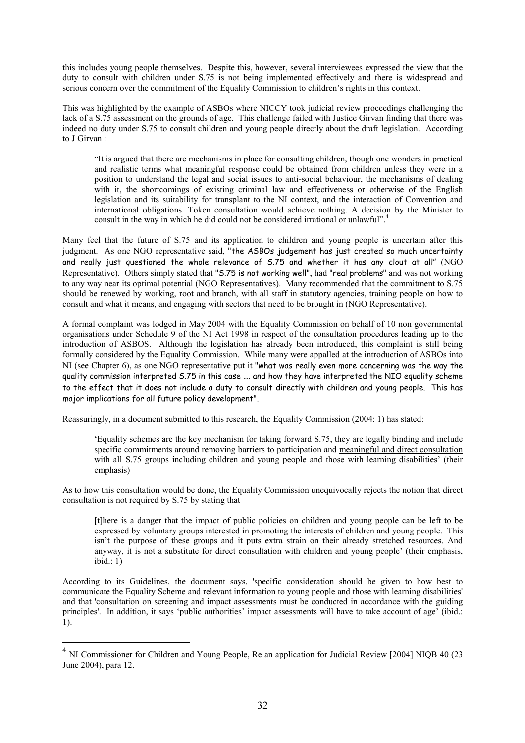this includes young people themselves. Despite this, however, several interviewees expressed the view that the duty to consult with children under S.75 is not being implemented effectively and there is widespread and serious concern over the commitment of the Equality Commission to children's rights in this context.

This was highlighted by the example of ASBOs where NICCY took judicial review proceedings challenging the lack of a S.75 assessment on the grounds of age. This challenge failed with Justice Girvan finding that there was indeed no duty under S.75 to consult children and young people directly about the draft legislation. According to J Girvan :

> "It is argued that there are mechanisms in place for consulting children, though one wonders in practical and realistic terms what meaningful response could be obtained from children unless they were in a position to understand the legal and social issues to anti-social behaviour, the mechanisms of dealing with it, the shortcomings of existing criminal law and effectiveness or otherwise of the English legislation and its suitability for transplant to the NI context, and the interaction of Convention and international obligations. Token consultation would achieve nothing. A decision by the Minister to consult in the way in which he did could not be considered irrational or unlawful".[4]

Many feel that the future of S.75 and its application to children and young people is uncertain after this judgment. As one NGO representative said, "the ASBOs judgement has just created so much uncertainty and really just questioned the whole relevance of S.75 and whether it has any clout at all" (NGO Representative). Others simply stated that "S.75 is not working well", had "real problems" and was not working to any way near its optimal potential (NGO Representatives). Many recommended that the commitment to S.75 should be renewed by working, root and branch, with all staff in statutory agencies, training people on how to consult and what it means, and engaging with sectors that need to be brought in (NGO Representative).

A formal complaint was lodged in May 2004 with the Equality Commission on behalf of 10 non governmental organisations under Schedule 9 of the NI Act 1998 in respect of the consultation procedures leading up to the introduction of ASBOS. Although the legislation has already been introduced, this complaint is still being formally considered by the Equality Commission. While many were appalled at the introduction of ASBOs into NI (see Chapter 6), as one NGO representative put it "what was really even more concerning was the way the quality commission interpreted S.75 in this case …. and how they have interpreted the NIO equality scheme to the effect that it does not include a duty to consult directly with children and young people. This has major implications for all future policy development".

Reassuringly, in a document submitted to this research, the Equality Commission (2004: 1) has stated:

> 'Equality schemes are the key mechanism for taking forward S.75, they are legally binding and include specific commitments around removing barriers to participation and <u>meaningful and direct consultation</u> with all S.75 groups including <u>children and young people</u> and <u>those with learning disabilities</u>' (their emphasis)

As to how this consultation would be done, the Equality Commission unequivocally rejects the notion that direct consultation is not required by S.75 by stating that

> [t]here is a danger that the impact of public policies on children and young people can be left to be expressed by voluntary groups interested in promoting the interests of children and young people. This isn't the purpose of these groups and it puts extra strain on their already stretched resources. And anyway, it is not a substitute for <u>direct consultation with children and young people</u>' (their emphasis, ibid.: 1)

According to its Guidelines, the document says, 'specific consideration should be given to how best to communicate the Equality Scheme and relevant information to young people and those with learning disabilities' and that 'consultation on screening and impact assessments must be conducted in accordance with the guiding principles'. In addition, it says 'public authorities' impact assessments will have to take account of age' (ibid.: 1).

---

[4] NI Commissioner for Children and Young People, Re an application for Judicial Review [2004] NIQB 40 (23 June 2004), para 12.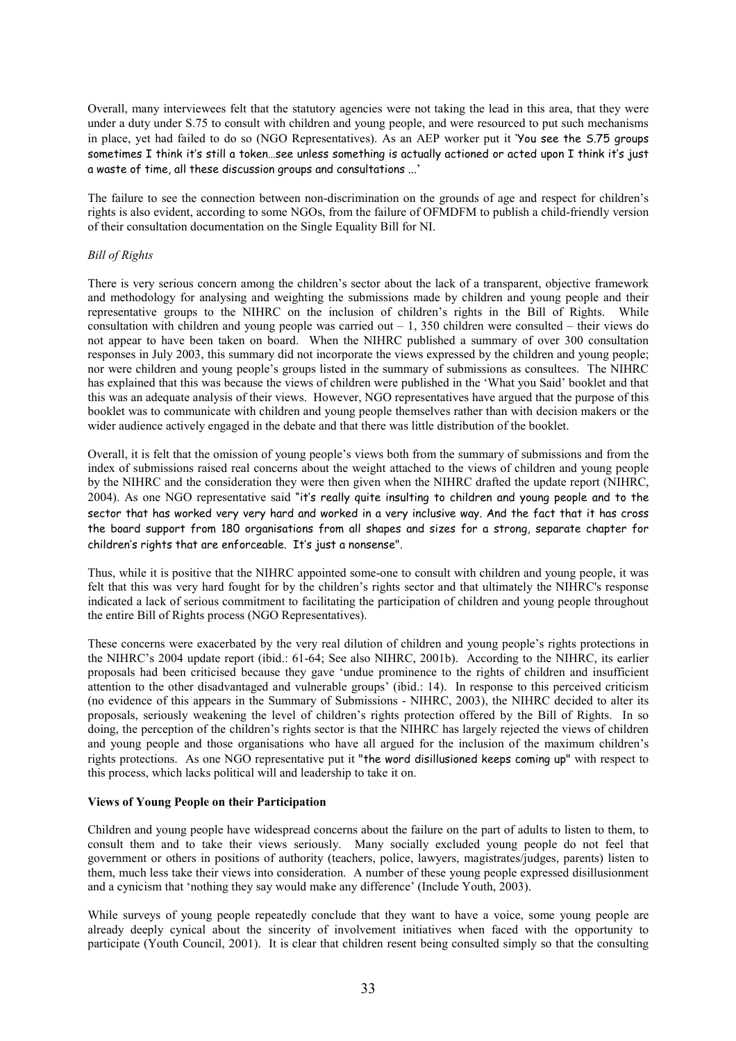Overall, many interviewees felt that the statutory agencies were not taking the lead in this area, that they were under a duty under S.75 to consult with children and young people, and were resourced to put such mechanisms in place, yet had failed to do so (NGO Representatives). As an AEP worker put it 'You see the S.75 groups sometimes I think it's still a token…see unless something is actually actioned or acted upon I think it's just a waste of time, all these discussion groups and consultations ...'

The failure to see the connection between non-discrimination on the grounds of age and respect for children's rights is also evident, according to some NGOs, from the failure of OFMDFM to publish a child-friendly version of their consultation documentation on the Single Equality Bill for NI.

*Bill of Rights*

There is very serious concern among the children's sector about the lack of a transparent, objective framework and methodology for analysing and weighting the submissions made by children and young people and their representative groups to the NIHRC on the inclusion of children's rights in the Bill of Rights. While consultation with children and young people was carried out – 1, 350 children were consulted – their views do not appear to have been taken on board. When the NIHRC published a summary of over 300 consultation responses in July 2003, this summary did not incorporate the views expressed by the children and young people; nor were children and young people's groups listed in the summary of submissions as consultees. The NIHRC has explained that this was because the views of children were published in the 'What you Said' booklet and that this was an adequate analysis of their views. However, NGO representatives have argued that the purpose of this booklet was to communicate with children and young people themselves rather than with decision makers or the wider audience actively engaged in the debate and that there was little distribution of the booklet.

Overall, it is felt that the omission of young people's views both from the summary of submissions and from the index of submissions raised real concerns about the weight attached to the views of children and young people by the NIHRC and the consideration they were then given when the NIHRC drafted the update report (NIHRC, 2004). As one NGO representative said "it's really quite insulting to children and young people and to the sector that has worked very very hard and worked in a very inclusive way. And the fact that it has cross the board support from 180 organisations from all shapes and sizes for a strong, separate chapter for children's rights that are enforceable. It's just a nonsense".

Thus, while it is positive that the NIHRC appointed some-one to consult with children and young people, it was felt that this was very hard fought for by the children's rights sector and that ultimately the NIHRC's response indicated a lack of serious commitment to facilitating the participation of children and young people throughout the entire Bill of Rights process (NGO Representatives).

These concerns were exacerbated by the very real dilution of children and young people's rights protections in the NIHRC's 2004 update report (ibid.: 61-64; See also NIHRC, 2001b). According to the NIHRC, its earlier proposals had been criticised because they gave 'undue prominence to the rights of children and insufficient attention to the other disadvantaged and vulnerable groups' (ibid.: 14). In response to this perceived criticism (no evidence of this appears in the Summary of Submissions - NIHRC, 2003), the NIHRC decided to alter its proposals, seriously weakening the level of children's rights protection offered by the Bill of Rights. In so doing, the perception of the children's rights sector is that the NIHRC has largely rejected the views of children and young people and those organisations who have all argued for the inclusion of the maximum children's rights protections. As one NGO representative put it "the word disillusioned keeps coming up" with respect to this process, which lacks political will and leadership to take it on.

**Views of Young People on their Participation**

Children and young people have widespread concerns about the failure on the part of adults to listen to them, to consult them and to take their views seriously. Many socially excluded young people do not feel that government or others in positions of authority (teachers, police, lawyers, magistrates/judges, parents) listen to them, much less take their views into consideration. A number of these young people expressed disillusionment and a cynicism that 'nothing they say would make any difference' (Include Youth, 2003).

While surveys of young people repeatedly conclude that they want to have a voice, some young people are already deeply cynical about the sincerity of involvement initiatives when faced with the opportunity to participate (Youth Council, 2001). It is clear that children resent being consulted simply so that the consulting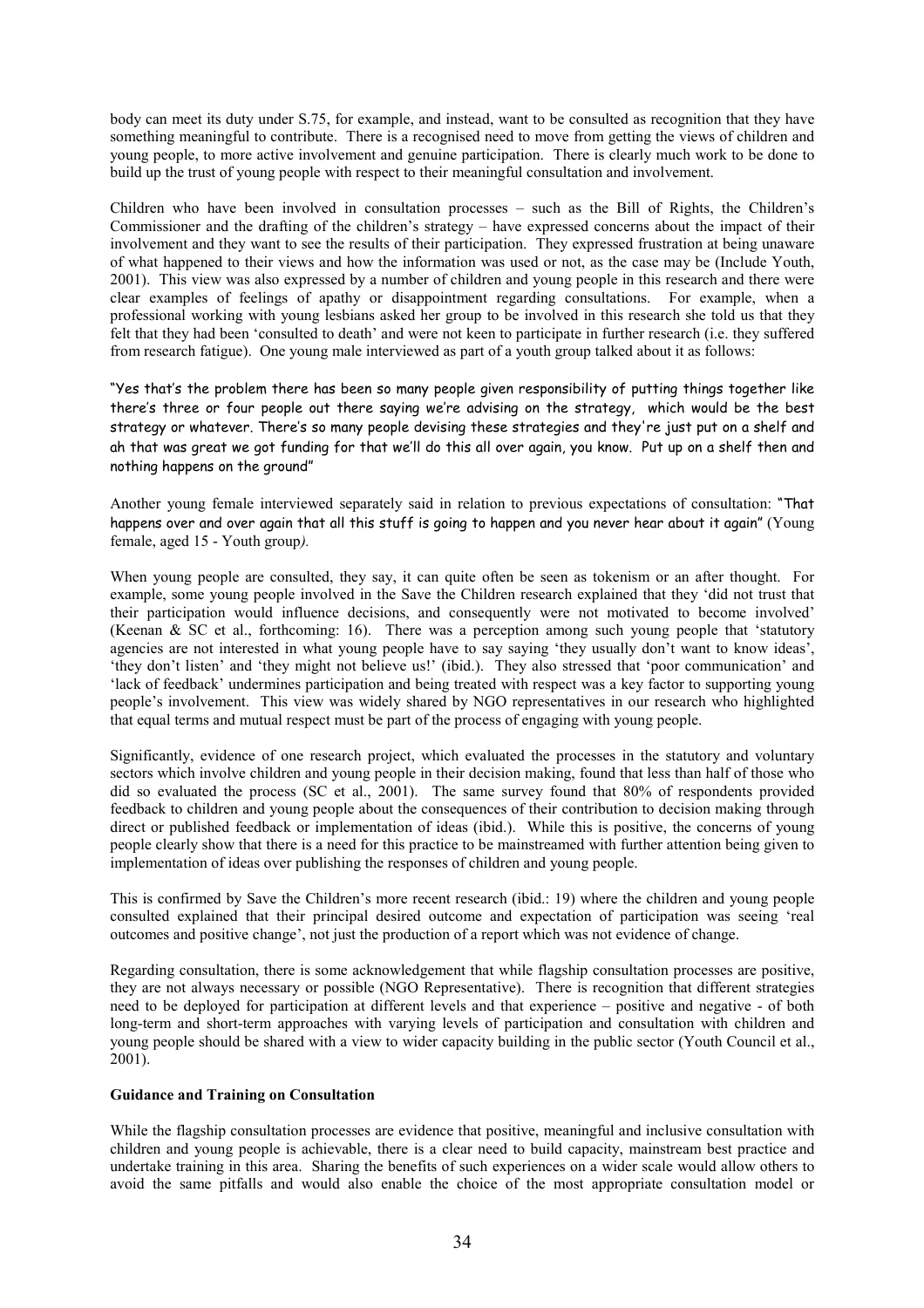body can meet its duty under S.75, for example, and instead, want to be consulted as recognition that they have something meaningful to contribute. There is a recognised need to move from getting the views of children and young people, to more active involvement and genuine participation. There is clearly much work to be done to build up the trust of young people with respect to their meaningful consultation and involvement.

Children who have been involved in consultation processes – such as the Bill of Rights, the Children's Commissioner and the drafting of the children's strategy – have expressed concerns about the impact of their involvement and they want to see the results of their participation. They expressed frustration at being unaware of what happened to their views and how the information was used or not, as the case may be (Include Youth, 2001). This view was also expressed by a number of children and young people in this research and there were clear examples of feelings of apathy or disappointment regarding consultations. For example, when a professional working with young lesbians asked her group to be involved in this research she told us that they felt that they had been 'consulted to death' and were not keen to participate in further research (i.e. they suffered from research fatigue). One young male interviewed as part of a youth group talked about it as follows:

"Yes that's the problem there has been so many people given responsibility of putting things together like there's three or four people out there saying we're advising on the strategy, which would be the best strategy or whatever. There's so many people devising these strategies and they're just put on a shelf and ah that was great we got funding for that we'll do this all over again, you know. Put up on a shelf then and nothing happens on the ground"

Another young female interviewed separately said in relation to previous expectations of consultation: "That happens over and over again that all this stuff is going to happen and you never hear about it again" (Young female, aged 15 - Youth group*).*

When young people are consulted, they say, it can quite often be seen as tokenism or an after thought. For example, some young people involved in the Save the Children research explained that they 'did not trust that their participation would influence decisions, and consequently were not motivated to become involved' (Keenan & SC et al., forthcoming: 16). There was a perception among such young people that 'statutory agencies are not interested in what young people have to say saying 'they usually don't want to know ideas', 'they don't listen' and 'they might not believe us!' (ibid.). They also stressed that 'poor communication' and 'lack of feedback' undermines participation and being treated with respect was a key factor to supporting young people's involvement. This view was widely shared by NGO representatives in our research who highlighted that equal terms and mutual respect must be part of the process of engaging with young people.

Significantly, evidence of one research project, which evaluated the processes in the statutory and voluntary sectors which involve children and young people in their decision making, found that less than half of those who did so evaluated the process (SC et al., 2001). The same survey found that 80% of respondents provided feedback to children and young people about the consequences of their contribution to decision making through direct or published feedback or implementation of ideas (ibid.). While this is positive, the concerns of young people clearly show that there is a need for this practice to be mainstreamed with further attention being given to implementation of ideas over publishing the responses of children and young people.

This is confirmed by Save the Children's more recent research (ibid.: 19) where the children and young people consulted explained that their principal desired outcome and expectation of participation was seeing 'real outcomes and positive change', not just the production of a report which was not evidence of change.

Regarding consultation, there is some acknowledgement that while flagship consultation processes are positive, they are not always necessary or possible (NGO Representative). There is recognition that different strategies need to be deployed for participation at different levels and that experience – positive and negative - of both long-term and short-term approaches with varying levels of participation and consultation with children and young people should be shared with a view to wider capacity building in the public sector (Youth Council et al., 2001).

**Guidance and Training on Consultation**

While the flagship consultation processes are evidence that positive, meaningful and inclusive consultation with children and young people is achievable, there is a clear need to build capacity, mainstream best practice and undertake training in this area. Sharing the benefits of such experiences on a wider scale would allow others to avoid the same pitfalls and would also enable the choice of the most appropriate consultation model or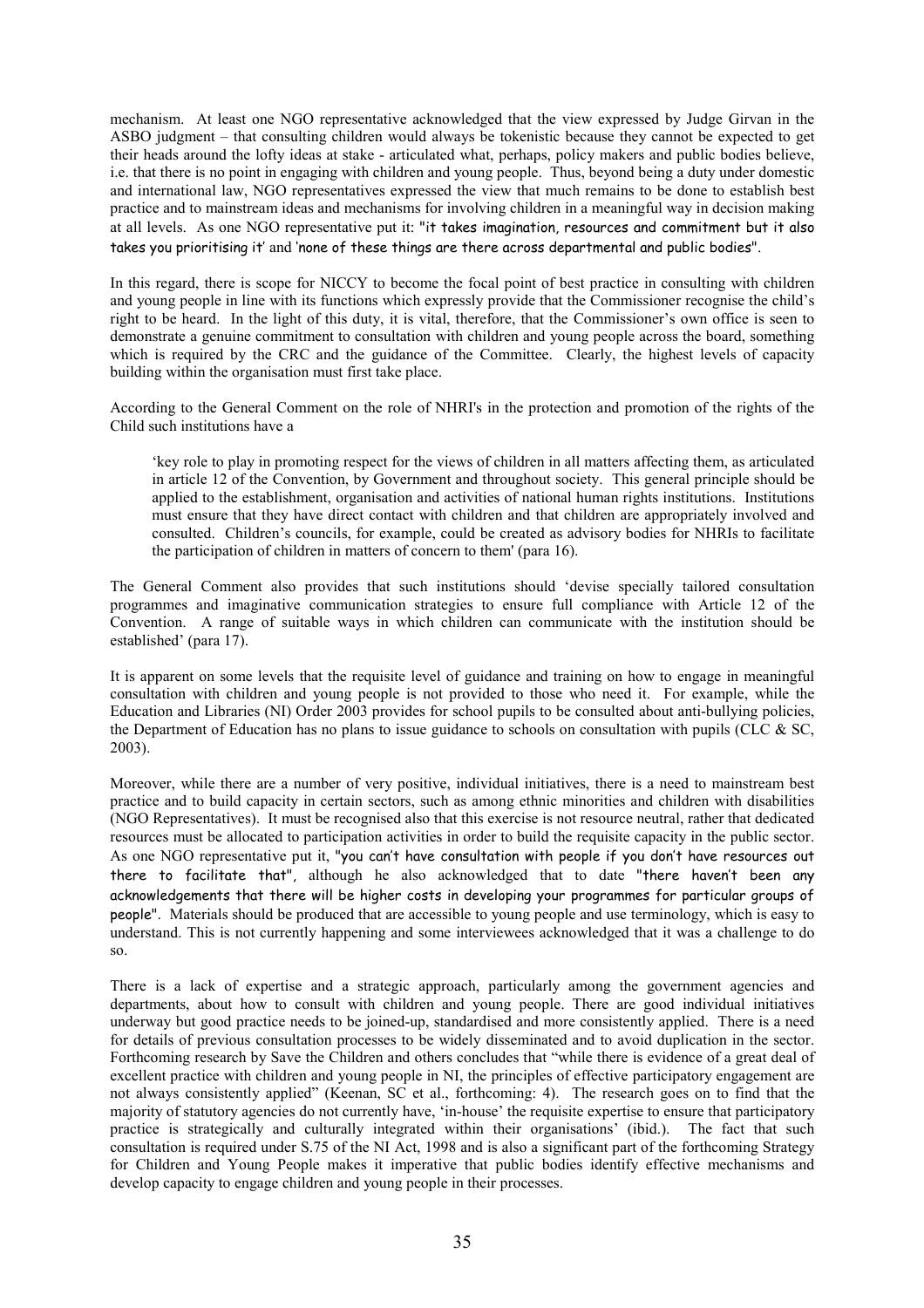mechanism. At least one NGO representative acknowledged that the view expressed by Judge Girvan in the ASBO judgment – that consulting children would always be tokenistic because they cannot be expected to get their heads around the lofty ideas at stake - articulated what, perhaps, policy makers and public bodies believe, i.e. that there is no point in engaging with children and young people. Thus, beyond being a duty under domestic and international law, NGO representatives expressed the view that much remains to be done to establish best practice and to mainstream ideas and mechanisms for involving children in a meaningful way in decision making at all levels. As one NGO representative put it: "it takes imagination, resources and commitment but it also takes you prioritising it' and 'none of these things are there across departmental and public bodies".

In this regard, there is scope for NICCY to become the focal point of best practice in consulting with children and young people in line with its functions which expressly provide that the Commissioner recognise the child's right to be heard. In the light of this duty, it is vital, therefore, that the Commissioner's own office is seen to demonstrate a genuine commitment to consultation with children and young people across the board, something which is required by the CRC and the guidance of the Committee. Clearly, the highest levels of capacity building within the organisation must first take place.

According to the General Comment on the role of NHRI's in the protection and promotion of the rights of the Child such institutions have a

> 'key role to play in promoting respect for the views of children in all matters affecting them, as articulated in article 12 of the Convention, by Government and throughout society. This general principle should be applied to the establishment, organisation and activities of national human rights institutions. Institutions must ensure that they have direct contact with children and that children are appropriately involved and consulted. Children's councils, for example, could be created as advisory bodies for NHRIs to facilitate the participation of children in matters of concern to them' (para 16).

The General Comment also provides that such institutions should 'devise specially tailored consultation programmes and imaginative communication strategies to ensure full compliance with Article 12 of the Convention. A range of suitable ways in which children can communicate with the institution should be established' (para 17).

It is apparent on some levels that the requisite level of guidance and training on how to engage in meaningful consultation with children and young people is not provided to those who need it. For example, while the Education and Libraries (NI) Order 2003 provides for school pupils to be consulted about anti-bullying policies, the Department of Education has no plans to issue guidance to schools on consultation with pupils (CLC & SC, 2003).

Moreover, while there are a number of very positive, individual initiatives, there is a need to mainstream best practice and to build capacity in certain sectors, such as among ethnic minorities and children with disabilities (NGO Representatives). It must be recognised also that this exercise is not resource neutral, rather that dedicated resources must be allocated to participation activities in order to build the requisite capacity in the public sector. As one NGO representative put it, "you can't have consultation with people if you don't have resources out there to facilitate that", although he also acknowledged that to date "there haven't been any acknowledgements that there will be higher costs in developing your programmes for particular groups of people". Materials should be produced that are accessible to young people and use terminology, which is easy to understand. This is not currently happening and some interviewees acknowledged that it was a challenge to do so.

There is a lack of expertise and a strategic approach, particularly among the government agencies and departments, about how to consult with children and young people. There are good individual initiatives underway but good practice needs to be joined-up, standardised and more consistently applied. There is a need for details of previous consultation processes to be widely disseminated and to avoid duplication in the sector. Forthcoming research by Save the Children and others concludes that "while there is evidence of a great deal of excellent practice with children and young people in NI, the principles of effective participatory engagement are not always consistently applied" (Keenan, SC et al., forthcoming: 4). The research goes on to find that the majority of statutory agencies do not currently have, 'in-house' the requisite expertise to ensure that participatory practice is strategically and culturally integrated within their organisations' (ibid.). The fact that such consultation is required under S.75 of the NI Act, 1998 and is also a significant part of the forthcoming Strategy for Children and Young People makes it imperative that public bodies identify effective mechanisms and develop capacity to engage children and young people in their processes.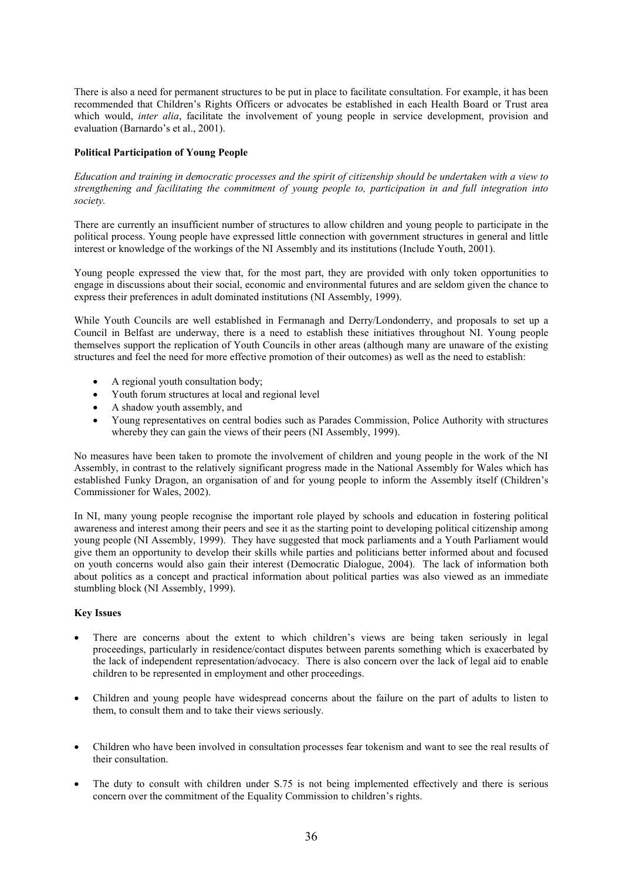There is also a need for permanent structures to be put in place to facilitate consultation. For example, it has been recommended that Children's Rights Officers or advocates be established in each Health Board or Trust area which would, *inter alia*, facilitate the involvement of young people in service development, provision and evaluation (Barnardo's et al., 2001).

**Political Participation of Young People**

*Education and training in democratic processes and the spirit of citizenship should be undertaken with a view to strengthening and facilitating the commitment of young people to, participation in and full integration into society.*

There are currently an insufficient number of structures to allow children and young people to participate in the political process. Young people have expressed little connection with government structures in general and little interest or knowledge of the workings of the NI Assembly and its institutions (Include Youth, 2001).

Young people expressed the view that, for the most part, they are provided with only token opportunities to engage in discussions about their social, economic and environmental futures and are seldom given the chance to express their preferences in adult dominated institutions (NI Assembly, 1999).

While Youth Councils are well established in Fermanagh and Derry/Londonderry, and proposals to set up a Council in Belfast are underway, there is a need to establish these initiatives throughout NI. Young people themselves support the replication of Youth Councils in other areas (although many are unaware of the existing structures and feel the need for more effective promotion of their outcomes) as well as the need to establish:

- A regional youth consultation body;
- Youth forum structures at local and regional level
- A shadow youth assembly, and
- Young representatives on central bodies such as Parades Commission, Police Authority with structures whereby they can gain the views of their peers (NI Assembly, 1999).

No measures have been taken to promote the involvement of children and young people in the work of the NI Assembly, in contrast to the relatively significant progress made in the National Assembly for Wales which has established Funky Dragon, an organisation of and for young people to inform the Assembly itself (Children's Commissioner for Wales, 2002).

In NI, many young people recognise the important role played by schools and education in fostering political awareness and interest among their peers and see it as the starting point to developing political citizenship among young people (NI Assembly, 1999). They have suggested that mock parliaments and a Youth Parliament would give them an opportunity to develop their skills while parties and politicians better informed about and focused on youth concerns would also gain their interest (Democratic Dialogue, 2004). The lack of information both about politics as a concept and practical information about political parties was also viewed as an immediate stumbling block (NI Assembly, 1999).

**Key Issues**

- There are concerns about the extent to which children's views are being taken seriously in legal proceedings, particularly in residence/contact disputes between parents something which is exacerbated by the lack of independent representation/advocacy. There is also concern over the lack of legal aid to enable children to be represented in employment and other proceedings.
- Children and young people have widespread concerns about the failure on the part of adults to listen to them, to consult them and to take their views seriously.
- Children who have been involved in consultation processes fear tokenism and want to see the real results of their consultation.
- The duty to consult with children under S.75 is not being implemented effectively and there is serious concern over the commitment of the Equality Commission to children's rights.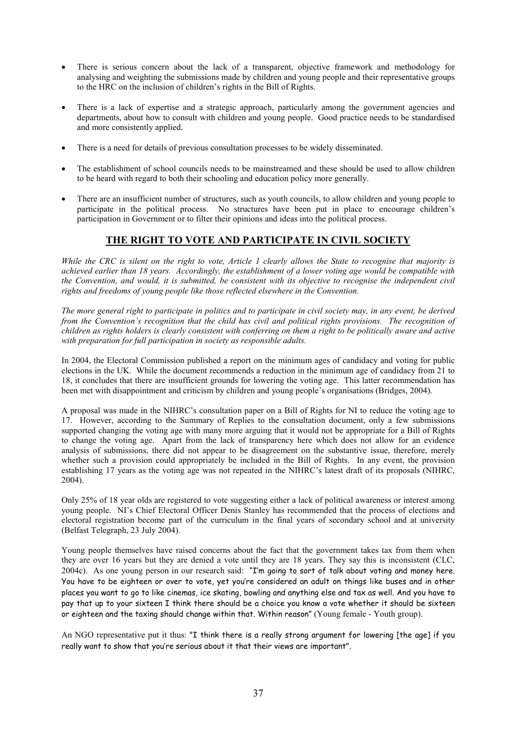- There is serious concern about the lack of a transparent, objective framework and methodology for analysing and weighting the submissions made by children and young people and their representative groups to the HRC on the inclusion of children's rights in the Bill of Rights.

- There is a lack of expertise and a strategic approach, particularly among the government agencies and departments, about how to consult with children and young people. Good practice needs to be standardised and more consistently applied.

- There is a need for details of previous consultation processes to be widely disseminated.

- The establishment of school councils needs to be mainstreamed and these should be used to allow children to be heard with regard to both their schooling and education policy more generally.

- There are an insufficient number of structures, such as youth councils, to allow children and young people to participate in the political process. No structures have been put in place to encourage children's participation in Government or to filter their opinions and ideas into the political process.

## THE RIGHT TO VOTE AND PARTICIPATE IN CIVIL SOCIETY

*While the CRC is silent on the right to vote, Article 1 clearly allows the State to recognise that majority is achieved earlier than 18 years. Accordingly, the establishment of a lower voting age would be compatible with the Convention, and would, it is submitted, be consistent with its objective to recognise the independent civil rights and freedoms of young people like those reflected elsewhere in the Convention.*

*The more general right to participate in politics and to participate in civil society may, in any event, be derived from the Convention's recognition that the child has civil and political rights provisions. The recognition of children as rights holders is clearly consistent with conferring on them a right to be politically aware and active with preparation for full participation in society as responsible adults.*

In 2004, the Electoral Commission published a report on the minimum ages of candidacy and voting for public elections in the UK. While the document recommends a reduction in the minimum age of candidacy from 21 to 18, it concludes that there are insufficient grounds for lowering the voting age. This latter recommendation has been met with disappointment and criticism by children and young people's organisations (Bridges, 2004).

A proposal was made in the NIHRC's consultation paper on a Bill of Rights for NI to reduce the voting age to 17. However, according to the Summary of Replies to the consultation document, only a few submissions supported changing the voting age with many more arguing that it would not be appropriate for a Bill of Rights to change the voting age. Apart from the lack of transparency here which does not allow for an evidence analysis of submissions, there did not appear to be disagreement on the substantive issue, therefore, merely whether such a provision could appropriately be included in the Bill of Rights. In any event, the provision establishing 17 years as the voting age was not repeated in the NIHRC's latest draft of its proposals (NIHRC, 2004).

Only 25% of 18 year olds are registered to vote suggesting either a lack of political awareness or interest among young people. NI's Chief Electoral Officer Denis Stanley has recommended that the process of elections and electoral registration become part of the curriculum in the final years of secondary school and at university (Belfast Telegraph, 23 July 2004).

Young people themselves have raised concerns about the fact that the government takes tax from them when they are over 16 years but they are denied a vote until they are 18 years. They say this is inconsistent (CLC, 2004c). As one young person in our research said: "I'm going to sort of talk about voting and money here. You have to be eighteen or over to vote, yet you're considered an adult on things like buses and in other places you want to go to like cinemas, ice skating, bowling and anything else and tax as well. And you have to pay that up to your sixteen I think there should be a choice you know a vote whether it should be sixteen or eighteen and the taxing should change within that. Within reason" (Young female - Youth group).

An NGO representative put it thus: "I think there is a really strong argument for lowering [the age] if you really want to show that you're serious about it that their views are important".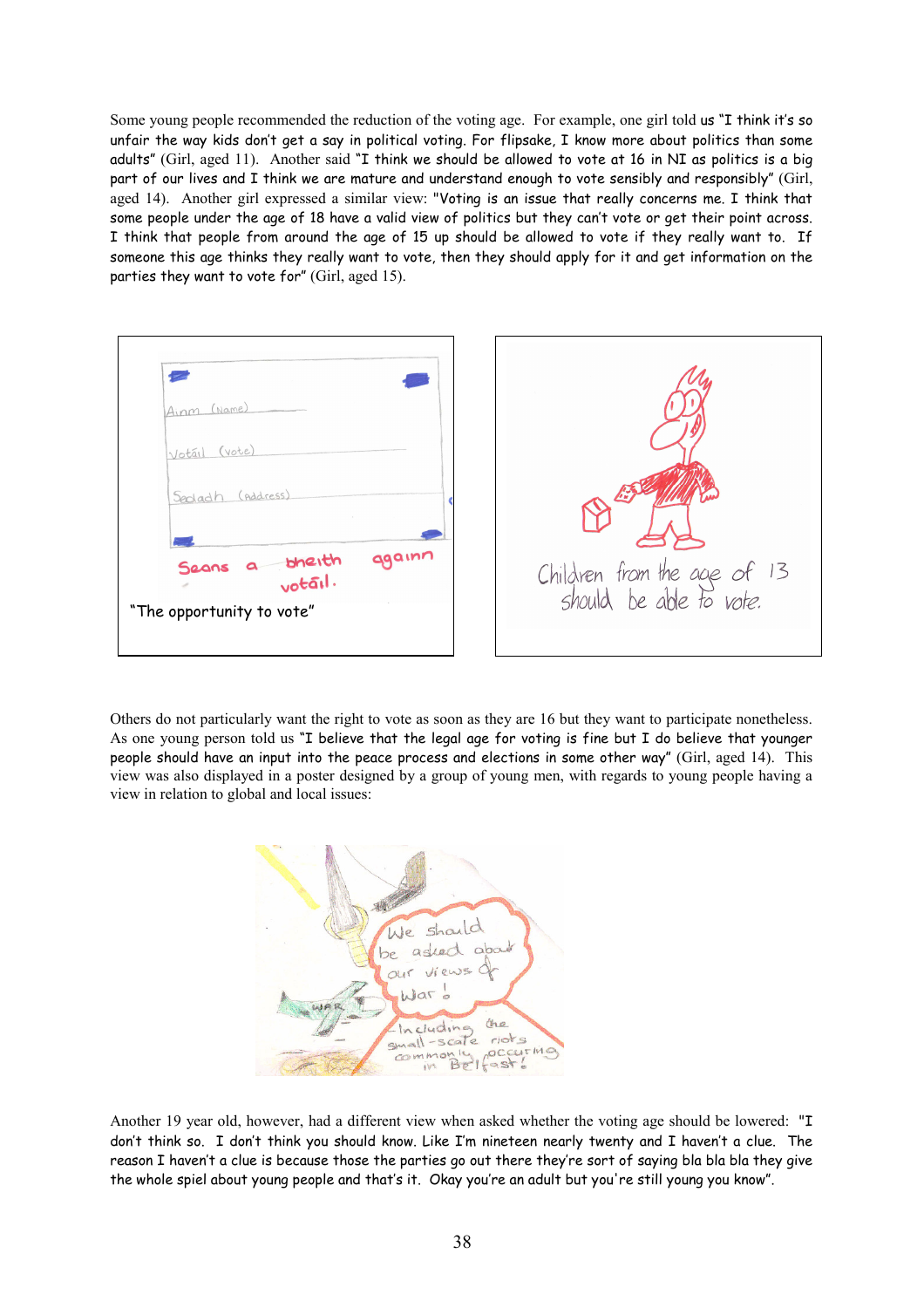Some young people recommended the reduction of the voting age. For example, one girl told us "I think it's so unfair the way kids don't get a say in political voting. For flipsake, I know more about politics than some adults" (Girl, aged 11). Another said "I think we should be allowed to vote at 16 in NI as politics is a big part of our lives and I think we are mature and understand enough to vote sensibly and responsibly" (Girl, aged 14). Another girl expressed a similar view: "Voting is an issue that really concerns me. I think that some people under the age of 18 have a valid view of politics but they can't vote or get their point across. I think that people from around the age of 15 up should be allowed to vote if they really want to. If someone this age thinks they really want to vote, then they should apply for it and get information on the parties they want to vote for" (Girl, aged 15).

Ainm (Name)

Votáil (Vote)

Seoladh (Address)

Seans a bheith again votáil.

"The opportunity to vote"

Children from the age of 13 should be able to vote.

Others do not particularly want the right to vote as soon as they are 16 but they want to participate nonetheless. As one young person told us "I believe that the legal age for voting is fine but I do believe that younger people should have an input into the peace process and elections in some other way" (Girl, aged 14). This view was also displayed in a poster designed by a group of young men, with regards to young people having a view in relation to global and local issues:

We should be asked about our views of war! Including the small-scale riots commonly occurring in Belfast!

Another 19 year old, however, had a different view when asked whether the voting age should be lowered: "I don't think so. I don't think you should know. Like I'm nineteen nearly twenty and I haven't a clue. The reason I haven't a clue is because those the parties go out there they're sort of saying bla bla bla they give the whole spiel about young people and that's it. Okay you're an adult but you're still young you know".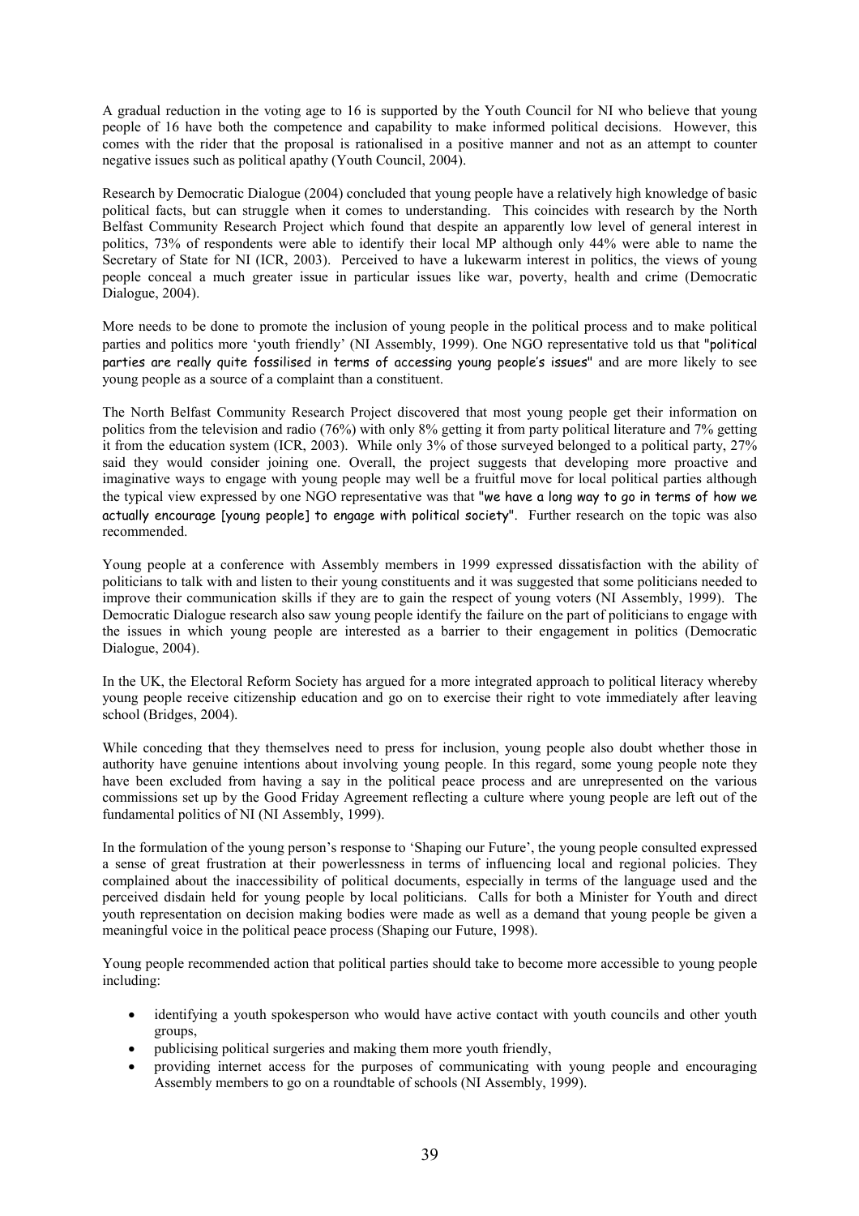A gradual reduction in the voting age to 16 is supported by the Youth Council for NI who believe that young people of 16 have both the competence and capability to make informed political decisions. However, this comes with the rider that the proposal is rationalised in a positive manner and not as an attempt to counter negative issues such as political apathy (Youth Council, 2004).

Research by Democratic Dialogue (2004) concluded that young people have a relatively high knowledge of basic political facts, but can struggle when it comes to understanding. This coincides with research by the North Belfast Community Research Project which found that despite an apparently low level of general interest in politics, 73% of respondents were able to identify their local MP although only 44% were able to name the Secretary of State for NI (ICR, 2003). Perceived to have a lukewarm interest in politics, the views of young people conceal a much greater issue in particular issues like war, poverty, health and crime (Democratic Dialogue, 2004).

More needs to be done to promote the inclusion of young people in the political process and to make political parties and politics more 'youth friendly' (NI Assembly, 1999). One NGO representative told us that "political parties are really quite fossilised in terms of accessing young people's issues" and are more likely to see young people as a source of a complaint than a constituent.

The North Belfast Community Research Project discovered that most young people get their information on politics from the television and radio (76%) with only 8% getting it from party political literature and 7% getting it from the education system (ICR, 2003). While only 3% of those surveyed belonged to a political party, 27% said they would consider joining one. Overall, the project suggests that developing more proactive and imaginative ways to engage with young people may well be a fruitful move for local political parties although the typical view expressed by one NGO representative was that "we have a long way to go in terms of how we actually encourage [young people] to engage with political society". Further research on the topic was also recommended.

Young people at a conference with Assembly members in 1999 expressed dissatisfaction with the ability of politicians to talk with and listen to their young constituents and it was suggested that some politicians needed to improve their communication skills if they are to gain the respect of young voters (NI Assembly, 1999). The Democratic Dialogue research also saw young people identify the failure on the part of politicians to engage with the issues in which young people are interested as a barrier to their engagement in politics (Democratic Dialogue, 2004).

In the UK, the Electoral Reform Society has argued for a more integrated approach to political literacy whereby young people receive citizenship education and go on to exercise their right to vote immediately after leaving school (Bridges, 2004).

While conceding that they themselves need to press for inclusion, young people also doubt whether those in authority have genuine intentions about involving young people. In this regard, some young people note they have been excluded from having a say in the political peace process and are unrepresented on the various commissions set up by the Good Friday Agreement reflecting a culture where young people are left out of the fundamental politics of NI (NI Assembly, 1999).

In the formulation of the young person's response to 'Shaping our Future', the young people consulted expressed a sense of great frustration at their powerlessness in terms of influencing local and regional policies. They complained about the inaccessibility of political documents, especially in terms of the language used and the perceived disdain held for young people by local politicians. Calls for both a Minister for Youth and direct youth representation on decision making bodies were made as well as a demand that young people be given a meaningful voice in the political peace process (Shaping our Future, 1998).

Young people recommended action that political parties should take to become more accessible to young people including:

- identifying a youth spokesperson who would have active contact with youth councils and other youth groups,
- publicising political surgeries and making them more youth friendly,
- providing internet access for the purposes of communicating with young people and encouraging Assembly members to go on a roundtable of schools (NI Assembly, 1999).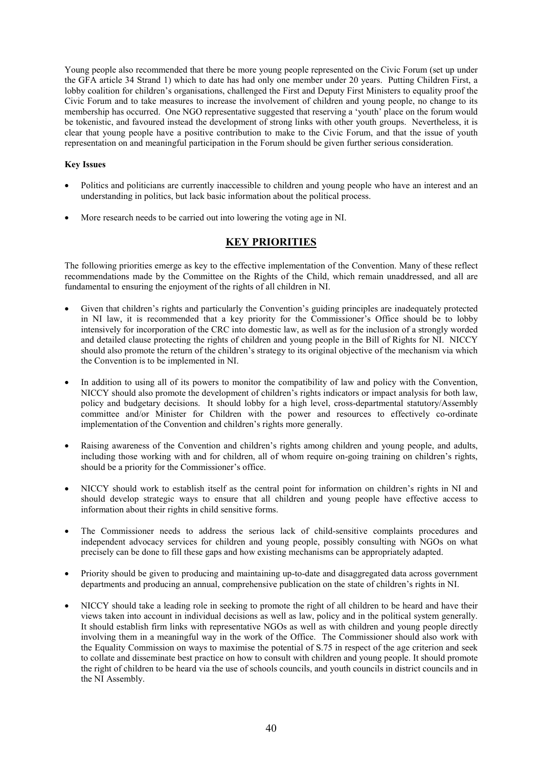Young people also recommended that there be more young people represented on the Civic Forum (set up under the GFA article 34 Strand 1) which to date has had only one member under 20 years. Putting Children First, a lobby coalition for children's organisations, challenged the First and Deputy First Ministers to equality proof the Civic Forum and to take measures to increase the involvement of children and young people, no change to its membership has occurred. One NGO representative suggested that reserving a 'youth' place on the forum would be tokenistic, and favoured instead the development of strong links with other youth groups. Nevertheless, it is clear that young people have a positive contribution to make to the Civic Forum, and that the issue of youth representation on and meaningful participation in the Forum should be given further serious consideration.

**Key Issues**

- Politics and politicians are currently inaccessible to children and young people who have an interest and an understanding in politics, but lack basic information about the political process.
- More research needs to be carried out into lowering the voting age in NI.

## KEY PRIORITIES

The following priorities emerge as key to the effective implementation of the Convention. Many of these reflect recommendations made by the Committee on the Rights of the Child, which remain unaddressed, and all are fundamental to ensuring the enjoyment of the rights of all children in NI.

- Given that children's rights and particularly the Convention's guiding principles are inadequately protected in NI law, it is recommended that a key priority for the Commissioner's Office should be to lobby intensively for incorporation of the CRC into domestic law, as well as for the inclusion of a strongly worded and detailed clause protecting the rights of children and young people in the Bill of Rights for NI. NICCY should also promote the return of the children's strategy to its original objective of the mechanism via which the Convention is to be implemented in NI.
- In addition to using all of its powers to monitor the compatibility of law and policy with the Convention, NICCY should also promote the development of children's rights indicators or impact analysis for both law, policy and budgetary decisions. It should lobby for a high level, cross-departmental statutory/Assembly committee and/or Minister for Children with the power and resources to effectively co-ordinate implementation of the Convention and children's rights more generally.
- Raising awareness of the Convention and children's rights among children and young people, and adults, including those working with and for children, all of whom require on-going training on children's rights, should be a priority for the Commissioner's office.
- NICCY should work to establish itself as the central point for information on children's rights in NI and should develop strategic ways to ensure that all children and young people have effective access to information about their rights in child sensitive forms.
- The Commissioner needs to address the serious lack of child-sensitive complaints procedures and independent advocacy services for children and young people, possibly consulting with NGOs on what precisely can be done to fill these gaps and how existing mechanisms can be appropriately adapted.
- Priority should be given to producing and maintaining up-to-date and disaggregated data across government departments and producing an annual, comprehensive publication on the state of children's rights in NI.
- NICCY should take a leading role in seeking to promote the right of all children to be heard and have their views taken into account in individual decisions as well as law, policy and in the political system generally. It should establish firm links with representative NGOs as well as with children and young people directly involving them in a meaningful way in the work of the Office. The Commissioner should also work with the Equality Commission on ways to maximise the potential of S.75 in respect of the age criterion and seek to collate and disseminate best practice on how to consult with children and young people. It should promote the right of children to be heard via the use of schools councils, and youth councils in district councils and in the NI Assembly.